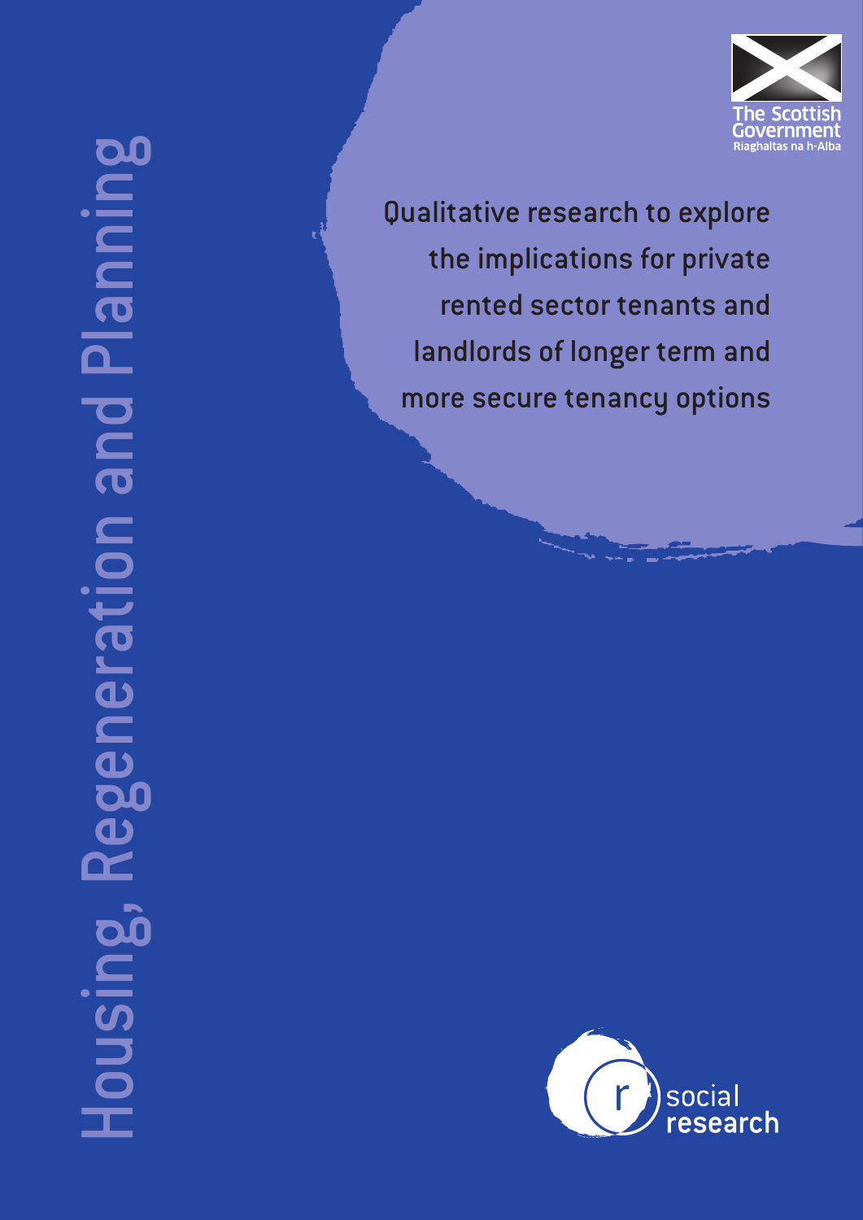# Housing, Regeneration and Planning

The Scottish Government
Riaghaltas na h-Alba

# Qualitative research to explore the implications for private rented sector tenants and landlords of longer term and more secure tenancy options

social research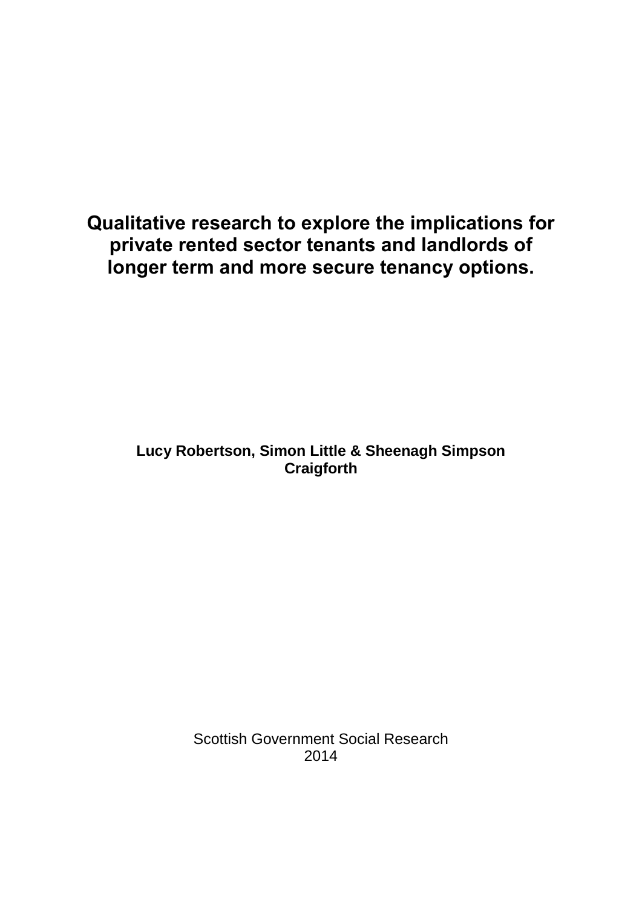# Qualitative research to explore the implications for private rented sector tenants and landlords of longer term and more secure tenancy options.

**Lucy Robertson, Simon Little & Sheenagh Simpson**
**Craigforth**

Scottish Government Social Research
2014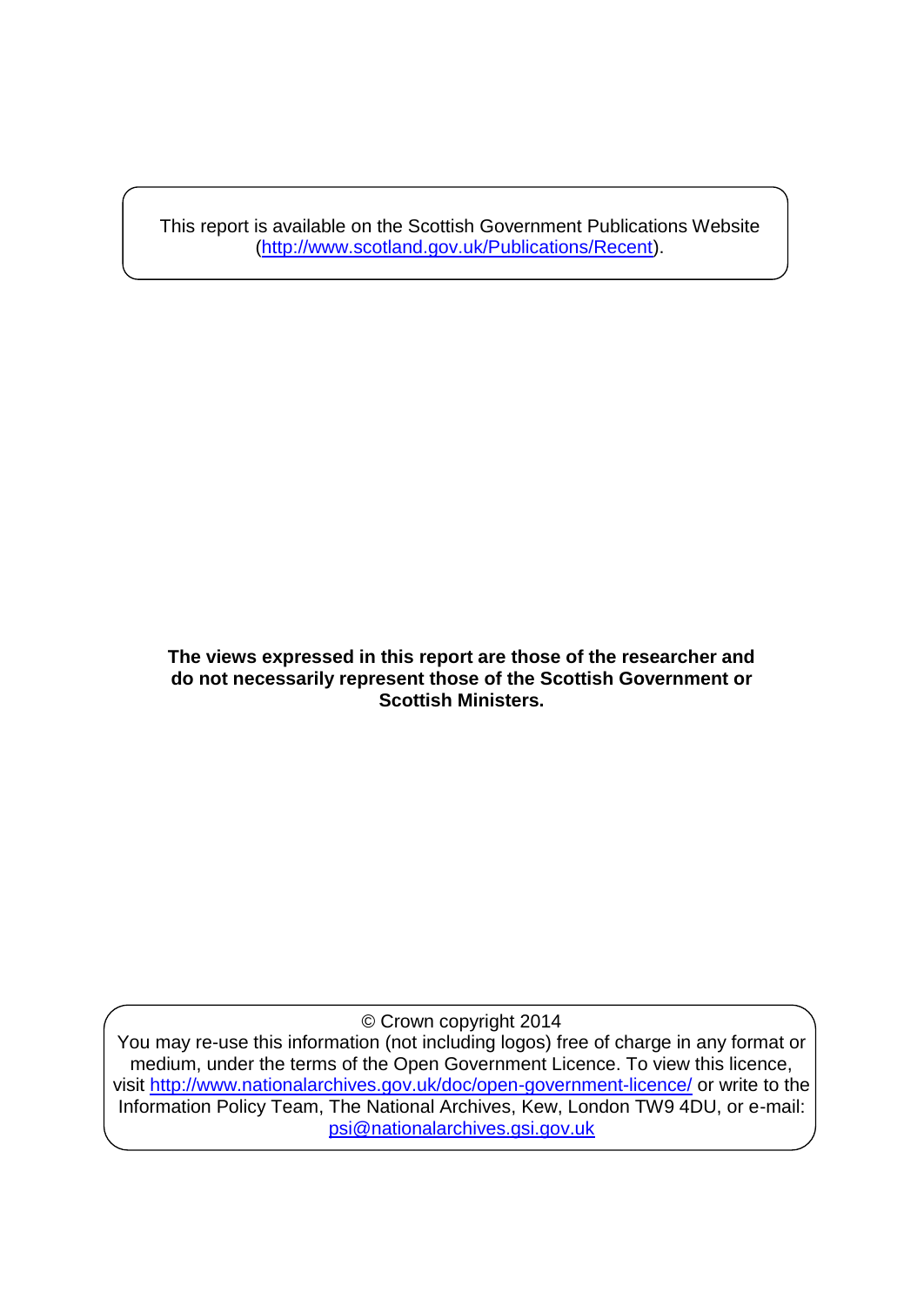This report is available on the Scottish Government Publications Website (http://www.scotland.gov.uk/Publications/Recent).

**The views expressed in this report are those of the researcher and do not necessarily represent those of the Scottish Government or Scottish Ministers.**

© Crown copyright 2014

You may re-use this information (not including logos) free of charge in any format or medium, under the terms of the Open Government Licence. To view this licence, visit http://www.nationalarchives.gov.uk/doc/open-government-licence/ or write to the Information Policy Team, The National Archives, Kew, London TW9 4DU, or e-mail: psi@nationalarchives.gsi.gov.uk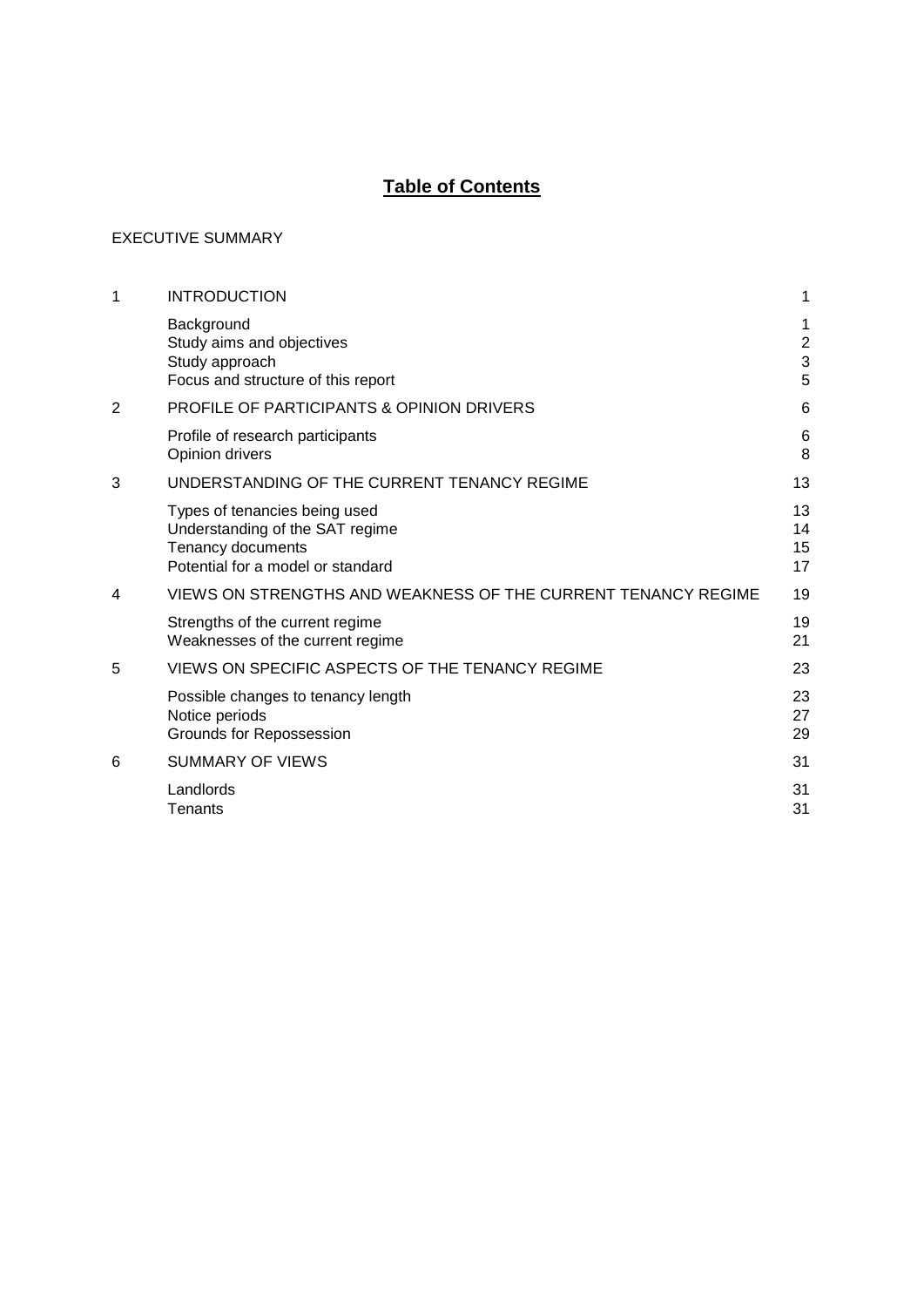# Table of Contents

EXECUTIVE SUMMARY

| | | |
|---|---|---|
| 1 | INTRODUCTION | 1 |
| | Background | 1 |
| | Study aims and objectives | 2 |
| | Study approach | 3 |
| | Focus and structure of this report | 5 |
| 2 | PROFILE OF PARTICIPANTS & OPINION DRIVERS | 6 |
| | Profile of research participants | 6 |
| | Opinion drivers | 8 |
| 3 | UNDERSTANDING OF THE CURRENT TENANCY REGIME | 13 |
| | Types of tenancies being used | 13 |
| | Understanding of the SAT regime | 14 |
| | Tenancy documents | 15 |
| | Potential for a model or standard | 17 |
| 4 | VIEWS ON STRENGTHS AND WEAKNESS OF THE CURRENT TENANCY REGIME | 19 |
| | Strengths of the current regime | 19 |
| | Weaknesses of the current regime | 21 |
| 5 | VIEWS ON SPECIFIC ASPECTS OF THE TENANCY REGIME | 23 |
| | Possible changes to tenancy length | 23 |
| | Notice periods | 27 |
| | Grounds for Repossession | 29 |
| 6 | SUMMARY OF VIEWS | 31 |
| | Landlords | 31 |
| | Tenants | 31 |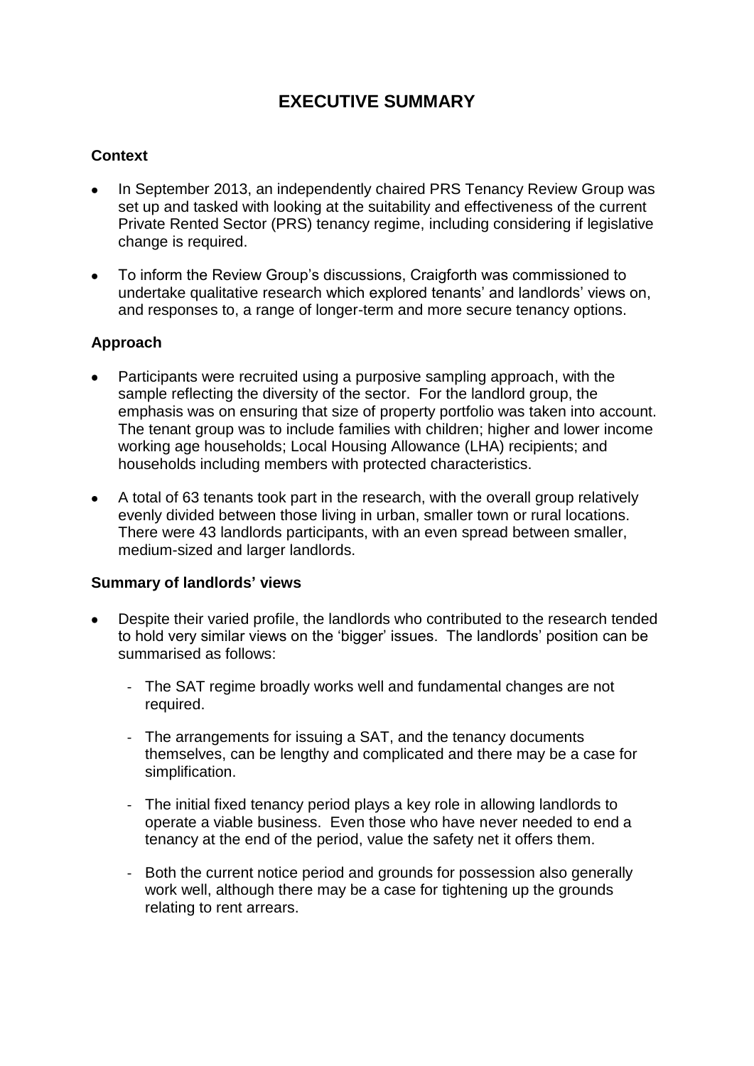# EXECUTIVE SUMMARY

### Context

- In September 2013, an independently chaired PRS Tenancy Review Group was set up and tasked with looking at the suitability and effectiveness of the current Private Rented Sector (PRS) tenancy regime, including considering if legislative change is required.
- To inform the Review Group's discussions, Craigforth was commissioned to undertake qualitative research which explored tenants' and landlords' views on, and responses to, a range of longer-term and more secure tenancy options.

### Approach

- Participants were recruited using a purposive sampling approach, with the sample reflecting the diversity of the sector. For the landlord group, the emphasis was on ensuring that size of property portfolio was taken into account. The tenant group was to include families with children; higher and lower income working age households; Local Housing Allowance (LHA) recipients; and households including members with protected characteristics.
- A total of 63 tenants took part in the research, with the overall group relatively evenly divided between those living in urban, smaller town or rural locations. There were 43 landlords participants, with an even spread between smaller, medium-sized and larger landlords.

### Summary of landlords' views

- Despite their varied profile, the landlords who contributed to the research tended to hold very similar views on the 'bigger' issues. The landlords' position can be summarised as follows:
  - The SAT regime broadly works well and fundamental changes are not required.
  - The arrangements for issuing a SAT, and the tenancy documents themselves, can be lengthy and complicated and there may be a case for simplification.
  - The initial fixed tenancy period plays a key role in allowing landlords to operate a viable business. Even those who have never needed to end a tenancy at the end of the period, value the safety net it offers them.
  - Both the current notice period and grounds for possession also generally work well, although there may be a case for tightening up the grounds relating to rent arrears.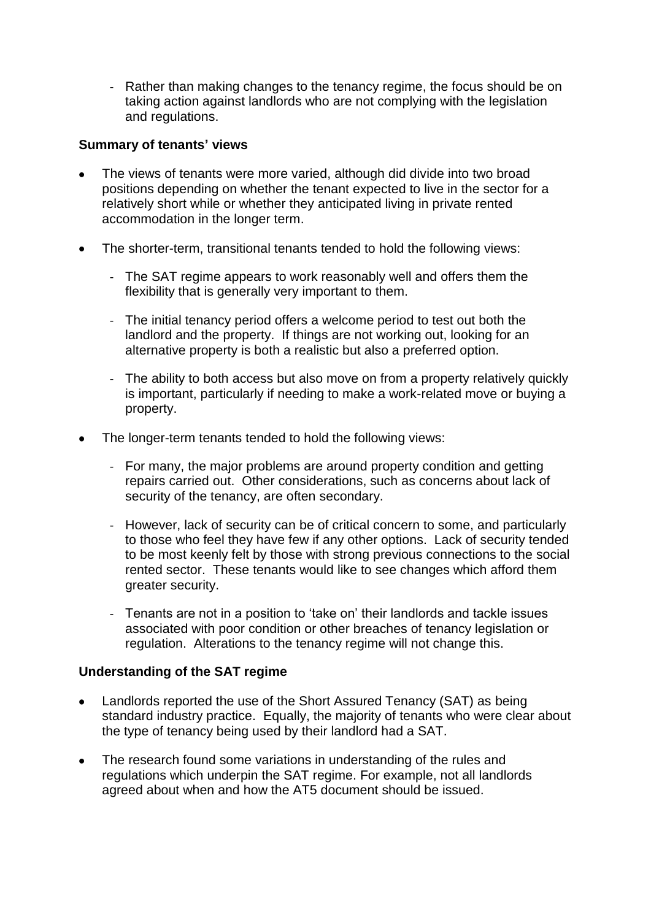- Rather than making changes to the tenancy regime, the focus should be on taking action against landlords who are not complying with the legislation and regulations.

**Summary of tenants' views**

- The views of tenants were more varied, although did divide into two broad positions depending on whether the tenant expected to live in the sector for a relatively short while or whether they anticipated living in private rented accommodation in the longer term.

- The shorter-term, transitional tenants tended to hold the following views:

  - The SAT regime appears to work reasonably well and offers them the flexibility that is generally very important to them.

  - The initial tenancy period offers a welcome period to test out both the landlord and the property. If things are not working out, looking for an alternative property is both a realistic but also a preferred option.

  - The ability to both access but also move on from a property relatively quickly is important, particularly if needing to make a work-related move or buying a property.

- The longer-term tenants tended to hold the following views:

  - For many, the major problems are around property condition and getting repairs carried out. Other considerations, such as concerns about lack of security of the tenancy, are often secondary.

  - However, lack of security can be of critical concern to some, and particularly to those who feel they have few if any other options. Lack of security tended to be most keenly felt by those with strong previous connections to the social rented sector. These tenants would like to see changes which afford them greater security.

  - Tenants are not in a position to 'take on' their landlords and tackle issues associated with poor condition or other breaches of tenancy legislation or regulation. Alterations to the tenancy regime will not change this.

**Understanding of the SAT regime**

- Landlords reported the use of the Short Assured Tenancy (SAT) as being standard industry practice. Equally, the majority of tenants who were clear about the type of tenancy being used by their landlord had a SAT.

- The research found some variations in understanding of the rules and regulations which underpin the SAT regime. For example, not all landlords agreed about when and how the AT5 document should be issued.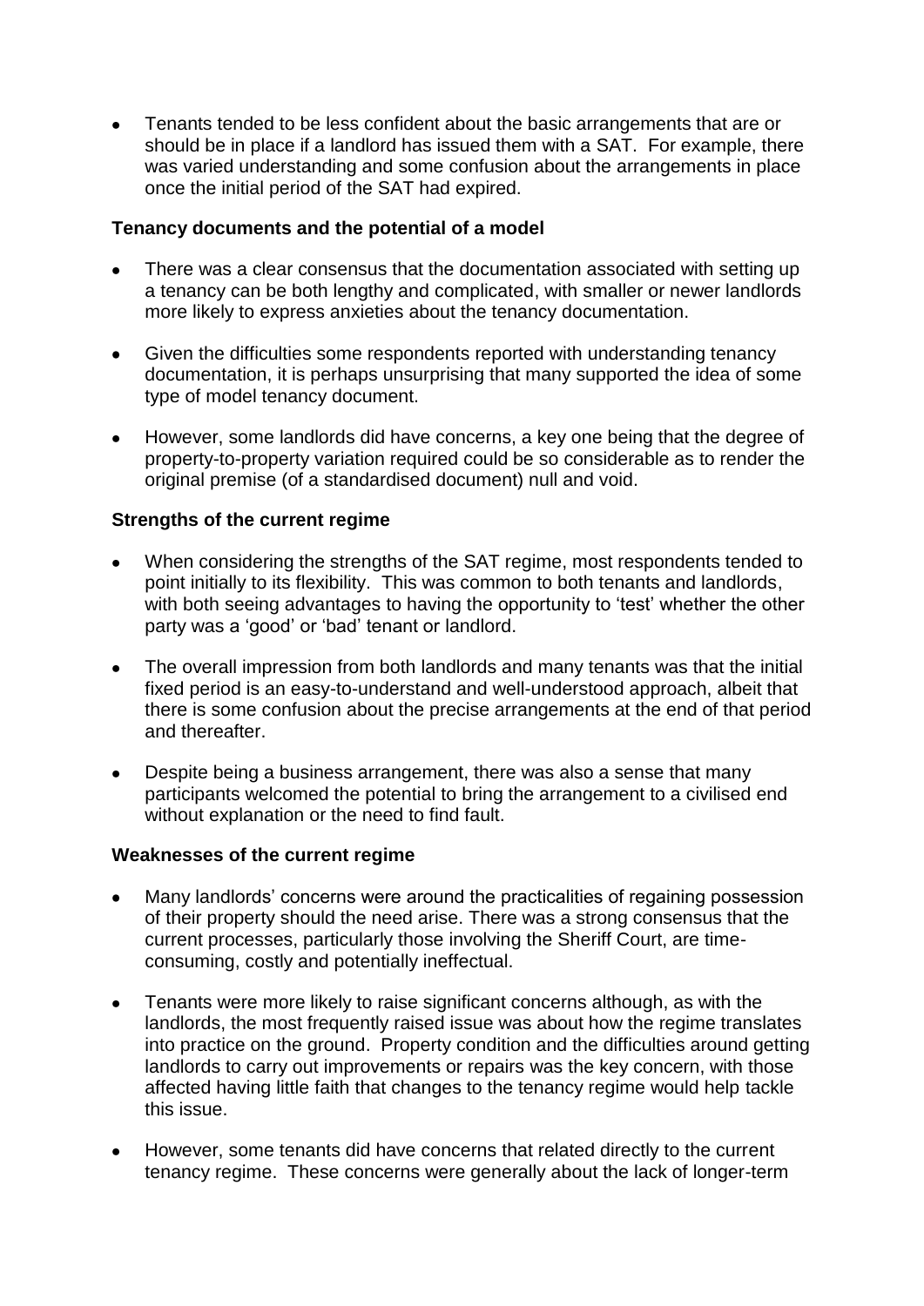- Tenants tended to be less confident about the basic arrangements that are or should be in place if a landlord has issued them with a SAT. For example, there was varied understanding and some confusion about the arrangements in place once the initial period of the SAT had expired.

**Tenancy documents and the potential of a model**

- There was a clear consensus that the documentation associated with setting up a tenancy can be both lengthy and complicated, with smaller or newer landlords more likely to express anxieties about the tenancy documentation.
- Given the difficulties some respondents reported with understanding tenancy documentation, it is perhaps unsurprising that many supported the idea of some type of model tenancy document.
- However, some landlords did have concerns, a key one being that the degree of property-to-property variation required could be so considerable as to render the original premise (of a standardised document) null and void.

**Strengths of the current regime**

- When considering the strengths of the SAT regime, most respondents tended to point initially to its flexibility. This was common to both tenants and landlords, with both seeing advantages to having the opportunity to 'test' whether the other party was a 'good' or 'bad' tenant or landlord.
- The overall impression from both landlords and many tenants was that the initial fixed period is an easy-to-understand and well-understood approach, albeit that there is some confusion about the precise arrangements at the end of that period and thereafter.
- Despite being a business arrangement, there was also a sense that many participants welcomed the potential to bring the arrangement to a civilised end without explanation or the need to find fault.

**Weaknesses of the current regime**

- Many landlords' concerns were around the practicalities of regaining possession of their property should the need arise. There was a strong consensus that the current processes, particularly those involving the Sheriff Court, are time-consuming, costly and potentially ineffectual.
- Tenants were more likely to raise significant concerns although, as with the landlords, the most frequently raised issue was about how the regime translates into practice on the ground. Property condition and the difficulties around getting landlords to carry out improvements or repairs was the key concern, with those affected having little faith that changes to the tenancy regime would help tackle this issue.
- However, some tenants did have concerns that related directly to the current tenancy regime. These concerns were generally about the lack of longer-term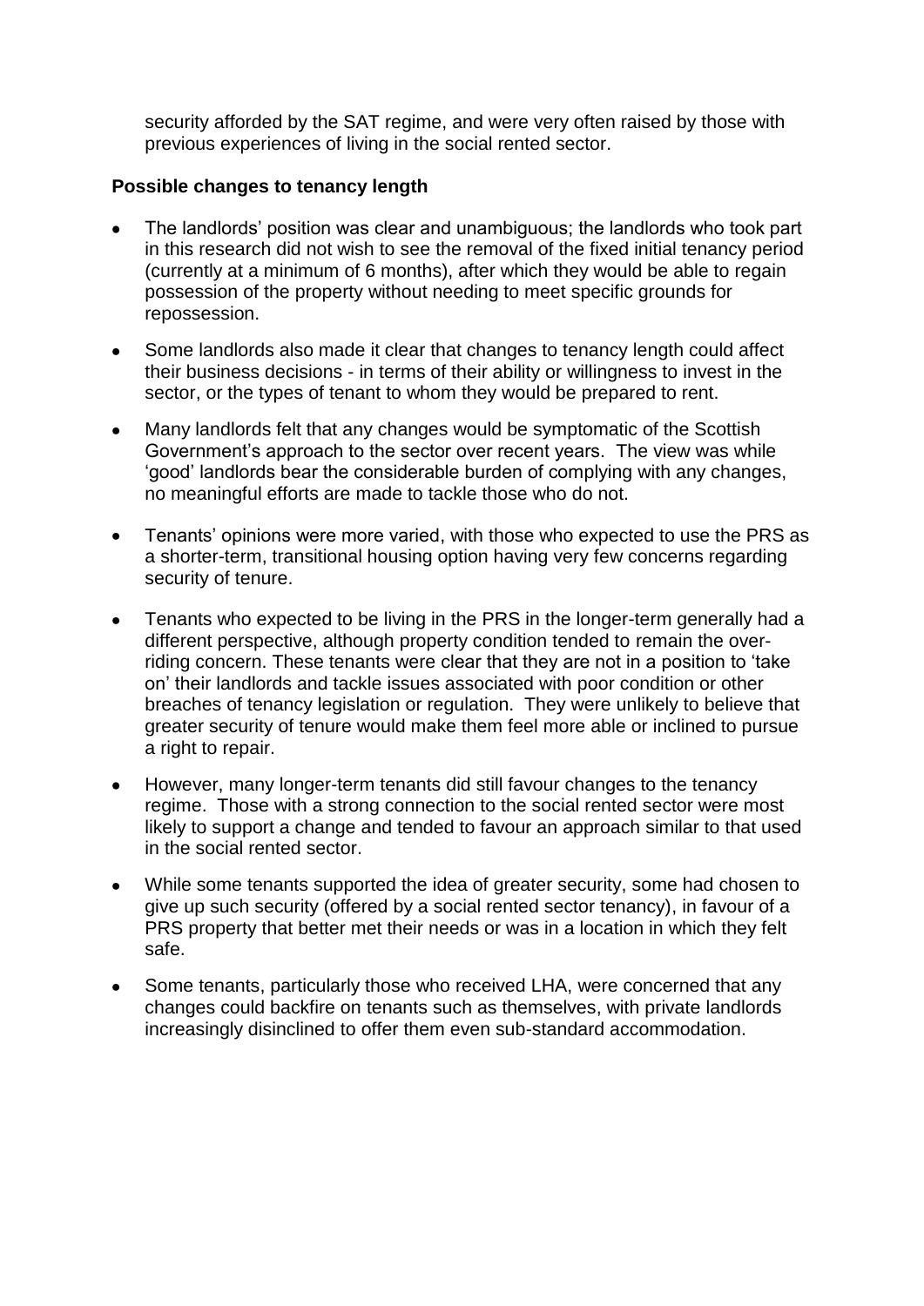security afforded by the SAT regime, and were very often raised by those with previous experiences of living in the social rented sector.

**Possible changes to tenancy length**

- The landlords' position was clear and unambiguous; the landlords who took part in this research did not wish to see the removal of the fixed initial tenancy period (currently at a minimum of 6 months), after which they would be able to regain possession of the property without needing to meet specific grounds for repossession.
- Some landlords also made it clear that changes to tenancy length could affect their business decisions - in terms of their ability or willingness to invest in the sector, or the types of tenant to whom they would be prepared to rent.
- Many landlords felt that any changes would be symptomatic of the Scottish Government's approach to the sector over recent years. The view was while 'good' landlords bear the considerable burden of complying with any changes, no meaningful efforts are made to tackle those who do not.
- Tenants' opinions were more varied, with those who expected to use the PRS as a shorter-term, transitional housing option having very few concerns regarding security of tenure.
- Tenants who expected to be living in the PRS in the longer-term generally had a different perspective, although property condition tended to remain the over-riding concern. These tenants were clear that they are not in a position to 'take on' their landlords and tackle issues associated with poor condition or other breaches of tenancy legislation or regulation. They were unlikely to believe that greater security of tenure would make them feel more able or inclined to pursue a right to repair.
- However, many longer-term tenants did still favour changes to the tenancy regime. Those with a strong connection to the social rented sector were most likely to support a change and tended to favour an approach similar to that used in the social rented sector.
- While some tenants supported the idea of greater security, some had chosen to give up such security (offered by a social rented sector tenancy), in favour of a PRS property that better met their needs or was in a location in which they felt safe.
- Some tenants, particularly those who received LHA, were concerned that any changes could backfire on tenants such as themselves, with private landlords increasingly disinclined to offer them even sub-standard accommodation.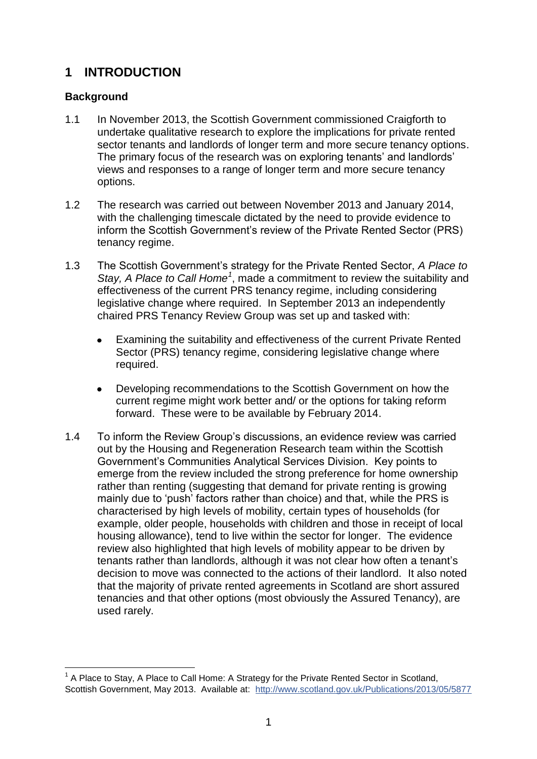# 1 INTRODUCTION

### Background

1.1 In November 2013, the Scottish Government commissioned Craigforth to undertake qualitative research to explore the implications for private rented sector tenants and landlords of longer term and more secure tenancy options. The primary focus of the research was on exploring tenants' and landlords' views and responses to a range of longer term and more secure tenancy options.

1.2 The research was carried out between November 2013 and January 2014, with the challenging timescale dictated by the need to provide evidence to inform the Scottish Government's review of the Private Rented Sector (PRS) tenancy regime.

1.3 The Scottish Government's strategy for the Private Rented Sector, *A Place to Stay, A Place to Call Home*[1], made a commitment to review the suitability and effectiveness of the current PRS tenancy regime, including considering legislative change where required. In September 2013 an independently chaired PRS Tenancy Review Group was set up and tasked with:

- Examining the suitability and effectiveness of the current Private Rented Sector (PRS) tenancy regime, considering legislative change where required.
- Developing recommendations to the Scottish Government on how the current regime might work better and/ or the options for taking reform forward. These were to be available by February 2014.

1.4 To inform the Review Group's discussions, an evidence review was carried out by the Housing and Regeneration Research team within the Scottish Government's Communities Analytical Services Division. Key points to emerge from the review included the strong preference for home ownership rather than renting (suggesting that demand for private renting is growing mainly due to 'push' factors rather than choice) and that, while the PRS is characterised by high levels of mobility, certain types of households (for example, older people, households with children and those in receipt of local housing allowance), tend to live within the sector for longer. The evidence review also highlighted that high levels of mobility appear to be driven by tenants rather than landlords, although it was not clear how often a tenant's decision to move was connected to the actions of their landlord. It also noted that the majority of private rented agreements in Scotland are short assured tenancies and that other options (most obviously the Assured Tenancy), are used rarely.

---

[1] A Place to Stay, A Place to Call Home: A Strategy for the Private Rented Sector in Scotland, Scottish Government, May 2013. Available at: http://www.scotland.gov.uk/Publications/2013/05/5877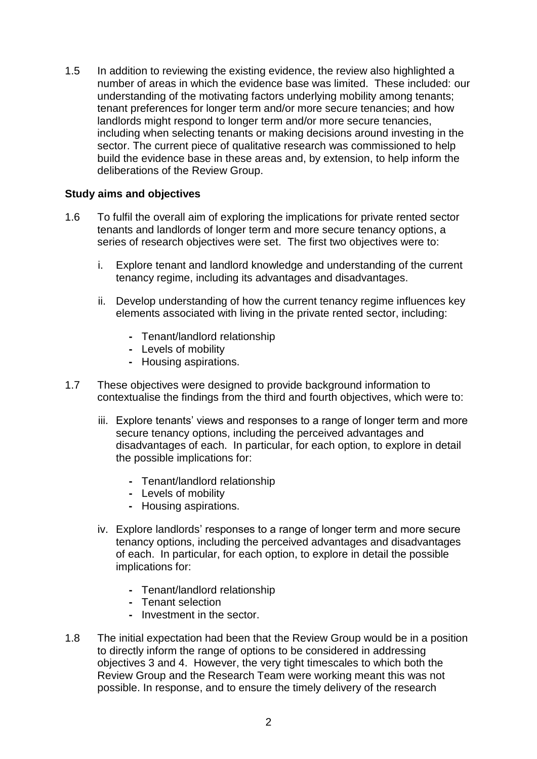1.5 In addition to reviewing the existing evidence, the review also highlighted a number of areas in which the evidence base was limited. These included: our understanding of the motivating factors underlying mobility among tenants; tenant preferences for longer term and/or more secure tenancies; and how landlords might respond to longer term and/or more secure tenancies, including when selecting tenants or making decisions around investing in the sector. The current piece of qualitative research was commissioned to help build the evidence base in these areas and, by extension, to help inform the deliberations of the Review Group.

**Study aims and objectives**

1.6 To fulfil the overall aim of exploring the implications for private rented sector tenants and landlords of longer term and more secure tenancy options, a series of research objectives were set. The first two objectives were to:

i. Explore tenant and landlord knowledge and understanding of the current tenancy regime, including its advantages and disadvantages.

ii. Develop understanding of how the current tenancy regime influences key elements associated with living in the private rented sector, including:

- Tenant/landlord relationship
- Levels of mobility
- Housing aspirations.

1.7 These objectives were designed to provide background information to contextualise the findings from the third and fourth objectives, which were to:

iii. Explore tenants' views and responses to a range of longer term and more secure tenancy options, including the perceived advantages and disadvantages of each. In particular, for each option, to explore in detail the possible implications for:

- Tenant/landlord relationship
- Levels of mobility
- Housing aspirations.

iv. Explore landlords' responses to a range of longer term and more secure tenancy options, including the perceived advantages and disadvantages of each. In particular, for each option, to explore in detail the possible implications for:

- Tenant/landlord relationship
- Tenant selection
- Investment in the sector.

1.8 The initial expectation had been that the Review Group would be in a position to directly inform the range of options to be considered in addressing objectives 3 and 4. However, the very tight timescales to which both the Review Group and the Research Team were working meant this was not possible. In response, and to ensure the timely delivery of the research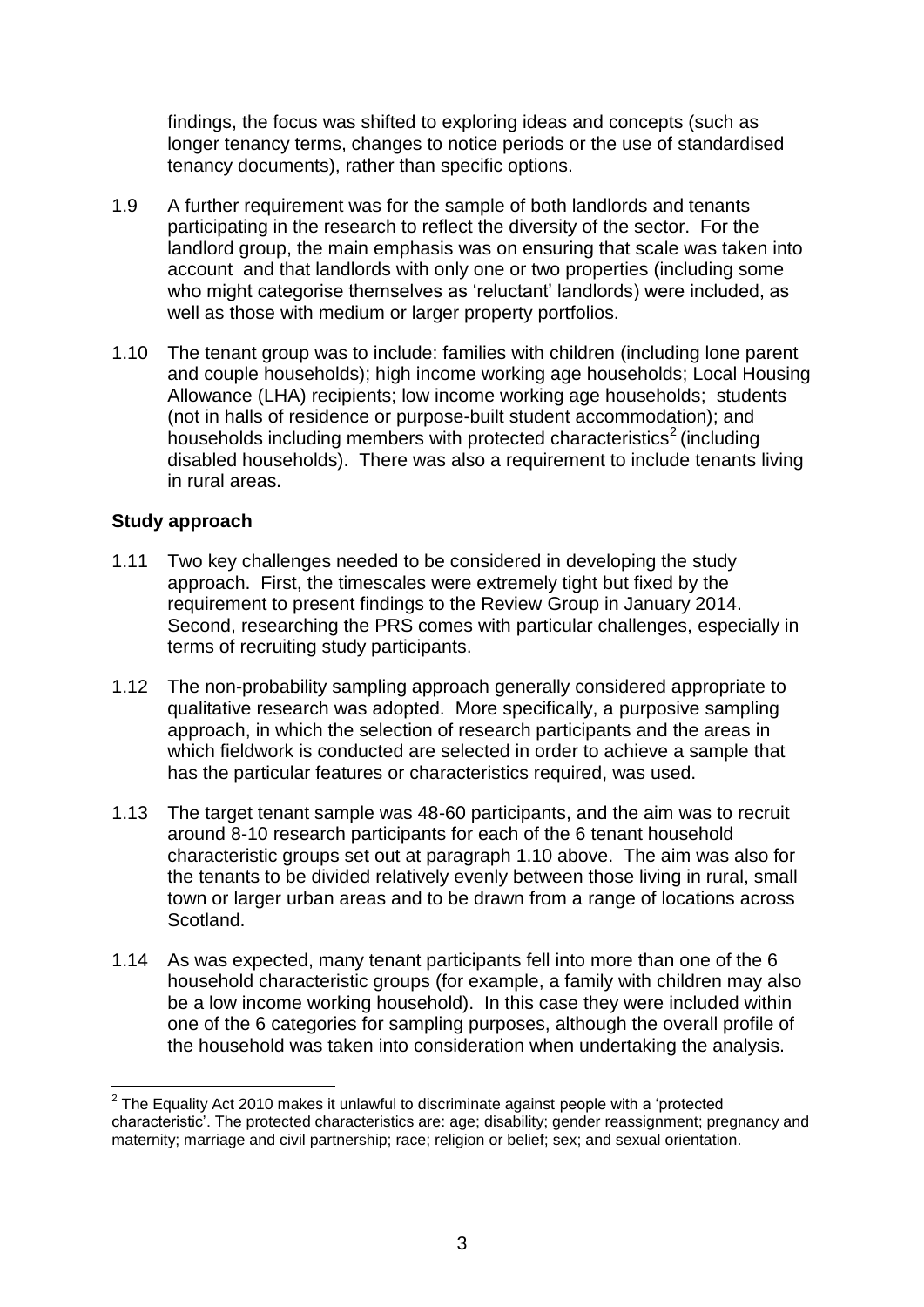findings, the focus was shifted to exploring ideas and concepts (such as longer tenancy terms, changes to notice periods or the use of standardised tenancy documents), rather than specific options.

1.9 A further requirement was for the sample of both landlords and tenants participating in the research to reflect the diversity of the sector. For the landlord group, the main emphasis was on ensuring that scale was taken into account and that landlords with only one or two properties (including some who might categorise themselves as 'reluctant' landlords) were included, as well as those with medium or larger property portfolios.

1.10 The tenant group was to include: families with children (including lone parent and couple households); high income working age households; Local Housing Allowance (LHA) recipients; low income working age households; students (not in halls of residence or purpose-built student accommodation); and households including members with protected characteristics[2] (including disabled households). There was also a requirement to include tenants living in rural areas.

**Study approach**

1.11 Two key challenges needed to be considered in developing the study approach. First, the timescales were extremely tight but fixed by the requirement to present findings to the Review Group in January 2014. Second, researching the PRS comes with particular challenges, especially in terms of recruiting study participants.

1.12 The non-probability sampling approach generally considered appropriate to qualitative research was adopted. More specifically, a purposive sampling approach, in which the selection of research participants and the areas in which fieldwork is conducted are selected in order to achieve a sample that has the particular features or characteristics required, was used.

1.13 The target tenant sample was 48-60 participants, and the aim was to recruit around 8-10 research participants for each of the 6 tenant household characteristic groups set out at paragraph 1.10 above. The aim was also for the tenants to be divided relatively evenly between those living in rural, small town or larger urban areas and to be drawn from a range of locations across Scotland.

1.14 As was expected, many tenant participants fell into more than one of the 6 household characteristic groups (for example, a family with children may also be a low income working household). In this case they were included within one of the 6 categories for sampling purposes, although the overall profile of the household was taken into consideration when undertaking the analysis.

---

[2] The Equality Act 2010 makes it unlawful to discriminate against people with a 'protected characteristic'. The protected characteristics are: age; disability; gender reassignment; pregnancy and maternity; marriage and civil partnership; race; religion or belief; sex; and sexual orientation.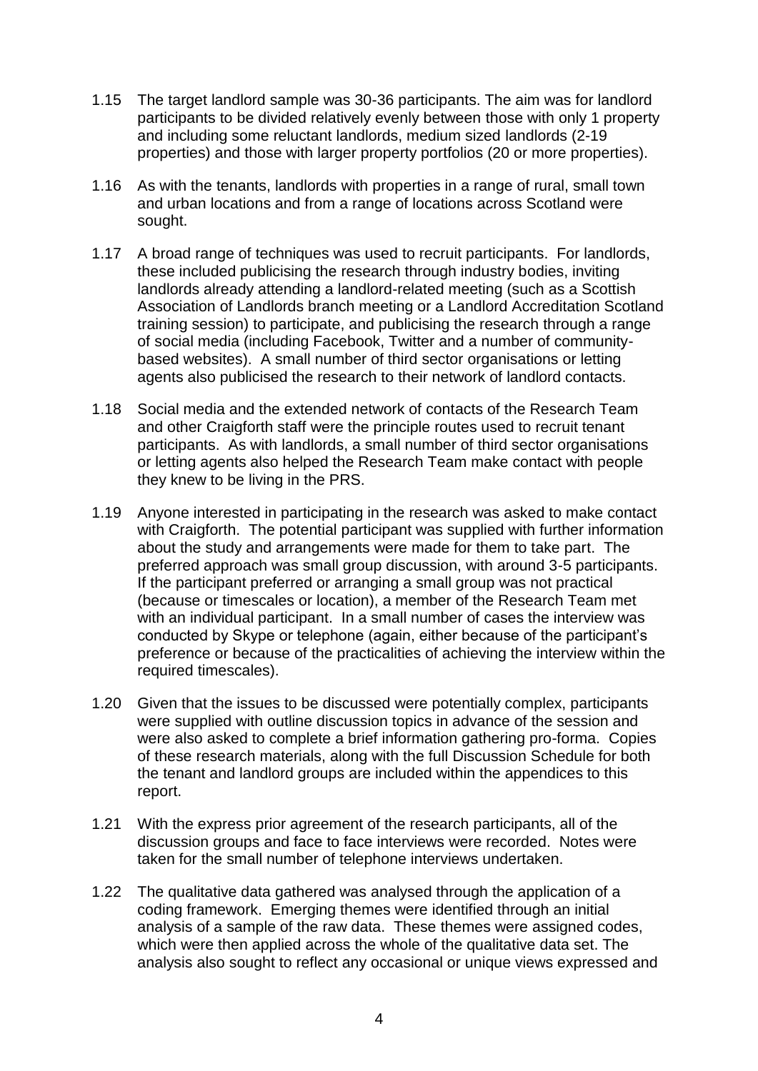1.15 The target landlord sample was 30-36 participants. The aim was for landlord participants to be divided relatively evenly between those with only 1 property and including some reluctant landlords, medium sized landlords (2-19 properties) and those with larger property portfolios (20 or more properties).

1.16 As with the tenants, landlords with properties in a range of rural, small town and urban locations and from a range of locations across Scotland were sought.

1.17 A broad range of techniques was used to recruit participants. For landlords, these included publicising the research through industry bodies, inviting landlords already attending a landlord-related meeting (such as a Scottish Association of Landlords branch meeting or a Landlord Accreditation Scotland training session) to participate, and publicising the research through a range of social media (including Facebook, Twitter and a number of community-based websites). A small number of third sector organisations or letting agents also publicised the research to their network of landlord contacts.

1.18 Social media and the extended network of contacts of the Research Team and other Craigforth staff were the principle routes used to recruit tenant participants. As with landlords, a small number of third sector organisations or letting agents also helped the Research Team make contact with people they knew to be living in the PRS.

1.19 Anyone interested in participating in the research was asked to make contact with Craigforth. The potential participant was supplied with further information about the study and arrangements were made for them to take part. The preferred approach was small group discussion, with around 3-5 participants. If the participant preferred or arranging a small group was not practical (because or timescales or location), a member of the Research Team met with an individual participant. In a small number of cases the interview was conducted by Skype or telephone (again, either because of the participant's preference or because of the practicalities of achieving the interview within the required timescales).

1.20 Given that the issues to be discussed were potentially complex, participants were supplied with outline discussion topics in advance of the session and were also asked to complete a brief information gathering pro-forma. Copies of these research materials, along with the full Discussion Schedule for both the tenant and landlord groups are included within the appendices to this report.

1.21 With the express prior agreement of the research participants, all of the discussion groups and face to face interviews were recorded. Notes were taken for the small number of telephone interviews undertaken.

1.22 The qualitative data gathered was analysed through the application of a coding framework. Emerging themes were identified through an initial analysis of a sample of the raw data. These themes were assigned codes, which were then applied across the whole of the qualitative data set. The analysis also sought to reflect any occasional or unique views expressed and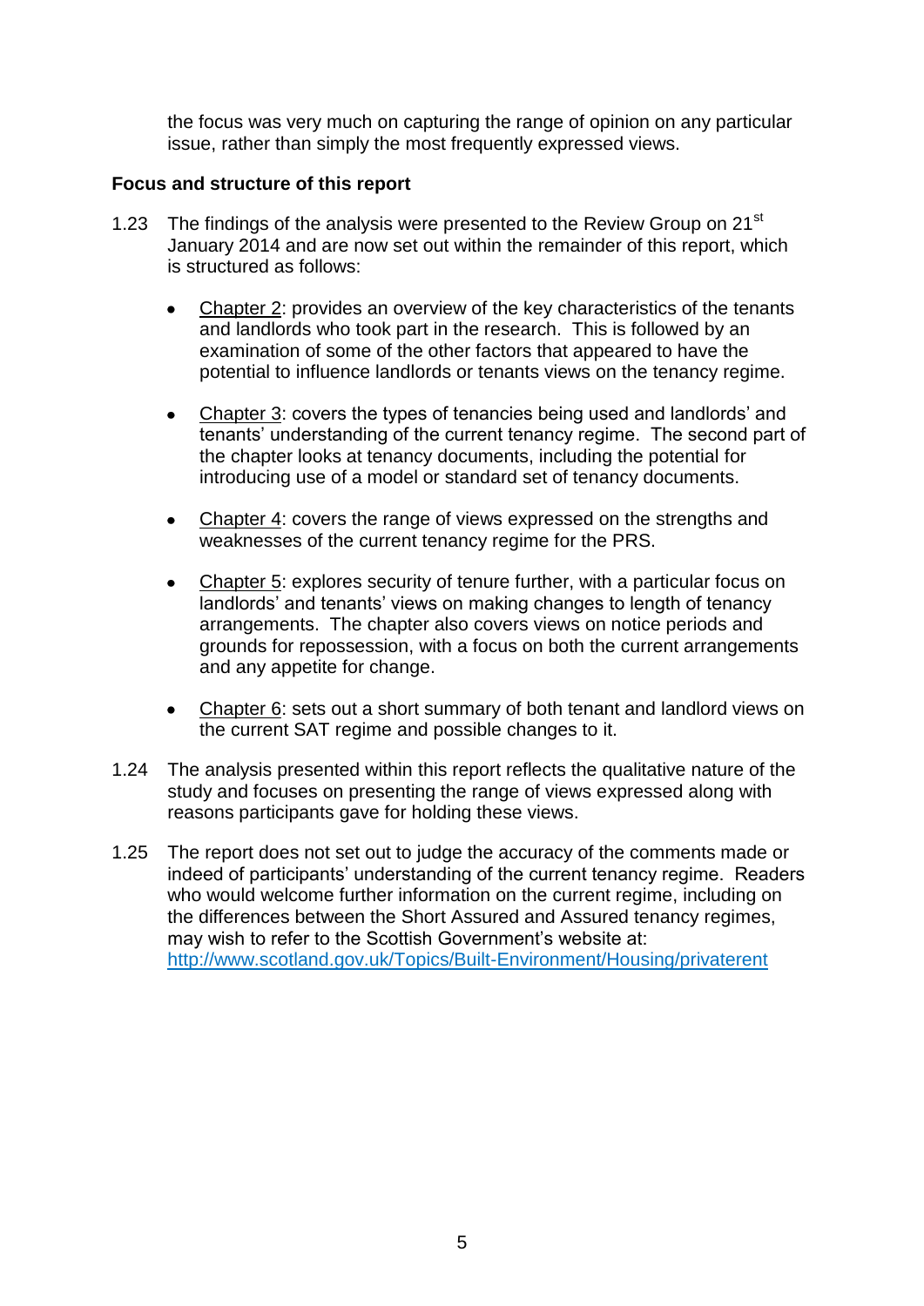the focus was very much on capturing the range of opinion on any particular issue, rather than simply the most frequently expressed views.

### Focus and structure of this report

1.23 The findings of the analysis were presented to the Review Group on 21st January 2014 and are now set out within the remainder of this report, which is structured as follows:

- Chapter 2: provides an overview of the key characteristics of the tenants and landlords who took part in the research. This is followed by an examination of some of the other factors that appeared to have the potential to influence landlords or tenants views on the tenancy regime.
- Chapter 3: covers the types of tenancies being used and landlords' and tenants' understanding of the current tenancy regime. The second part of the chapter looks at tenancy documents, including the potential for introducing use of a model or standard set of tenancy documents.
- Chapter 4: covers the range of views expressed on the strengths and weaknesses of the current tenancy regime for the PRS.
- Chapter 5: explores security of tenure further, with a particular focus on landlords' and tenants' views on making changes to length of tenancy arrangements. The chapter also covers views on notice periods and grounds for repossession, with a focus on both the current arrangements and any appetite for change.
- Chapter 6: sets out a short summary of both tenant and landlord views on the current SAT regime and possible changes to it.

1.24 The analysis presented within this report reflects the qualitative nature of the study and focuses on presenting the range of views expressed along with reasons participants gave for holding these views.

1.25 The report does not set out to judge the accuracy of the comments made or indeed of participants' understanding of the current tenancy regime. Readers who would welcome further information on the current regime, including on the differences between the Short Assured and Assured tenancy regimes, may wish to refer to the Scottish Government's website at: http://www.scotland.gov.uk/Topics/Built-Environment/Housing/privaterent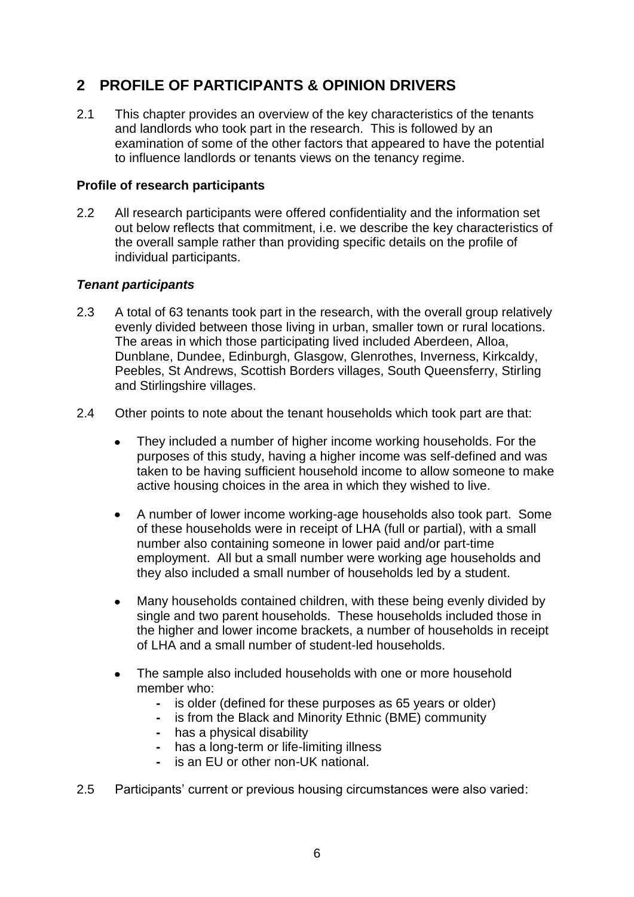## 2 PROFILE OF PARTICIPANTS & OPINION DRIVERS

2.1 This chapter provides an overview of the key characteristics of the tenants and landlords who took part in the research. This is followed by an examination of some of the other factors that appeared to have the potential to influence landlords or tenants views on the tenancy regime.

### Profile of research participants

2.2 All research participants were offered confidentiality and the information set out below reflects that commitment, i.e. we describe the key characteristics of the overall sample rather than providing specific details on the profile of individual participants.

#### *Tenant participants*

2.3 A total of 63 tenants took part in the research, with the overall group relatively evenly divided between those living in urban, smaller town or rural locations. The areas in which those participating lived included Aberdeen, Alloa, Dunblane, Dundee, Edinburgh, Glasgow, Glenrothes, Inverness, Kirkcaldy, Peebles, St Andrews, Scottish Borders villages, South Queensferry, Stirling and Stirlingshire villages.

2.4 Other points to note about the tenant households which took part are that:

- They included a number of higher income working households. For the purposes of this study, having a higher income was self-defined and was taken to be having sufficient household income to allow someone to make active housing choices in the area in which they wished to live.

- A number of lower income working-age households also took part. Some of these households were in receipt of LHA (full or partial), with a small number also containing someone in lower paid and/or part-time employment. All but a small number were working age households and they also included a small number of households led by a student.

- Many households contained children, with these being evenly divided by single and two parent households. These households included those in the higher and lower income brackets, a number of households in receipt of LHA and a small number of student-led households.

- The sample also included households with one or more household member who:
  - is older (defined for these purposes as 65 years or older)
  - is from the Black and Minority Ethnic (BME) community
  - has a physical disability
  - has a long-term or life-limiting illness
  - is an EU or other non-UK national.

2.5 Participants' current or previous housing circumstances were also varied: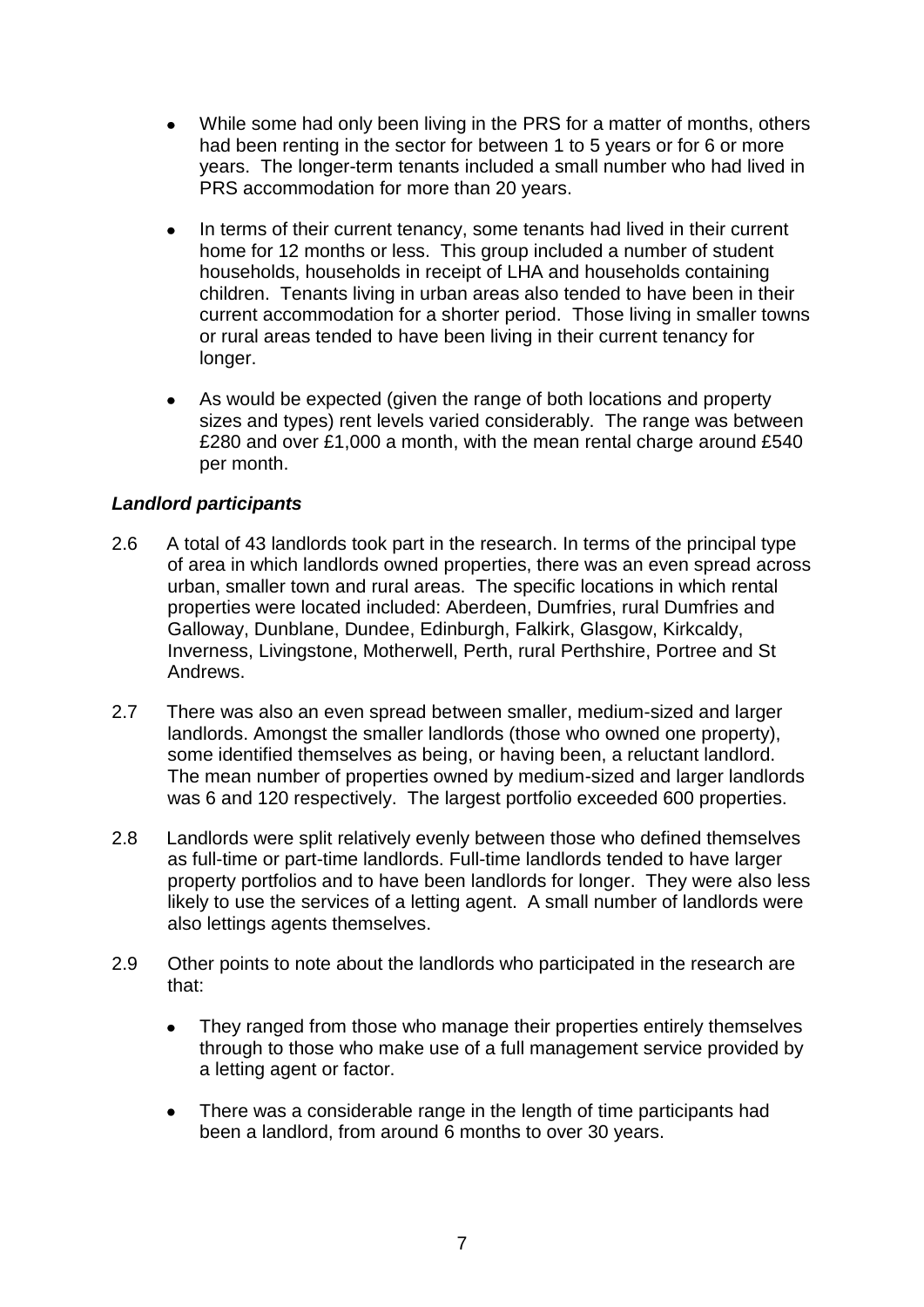- While some had only been living in the PRS for a matter of months, others had been renting in the sector for between 1 to 5 years or for 6 or more years. The longer-term tenants included a small number who had lived in PRS accommodation for more than 20 years.

- In terms of their current tenancy, some tenants had lived in their current home for 12 months or less. This group included a number of student households, households in receipt of LHA and households containing children. Tenants living in urban areas also tended to have been in their current accommodation for a shorter period. Those living in smaller towns or rural areas tended to have been living in their current tenancy for longer.

- As would be expected (given the range of both locations and property sizes and types) rent levels varied considerably. The range was between £280 and over £1,000 a month, with the mean rental charge around £540 per month.

### *Landlord participants*

2.6 A total of 43 landlords took part in the research. In terms of the principal type of area in which landlords owned properties, there was an even spread across urban, smaller town and rural areas. The specific locations in which rental properties were located included: Aberdeen, Dumfries, rural Dumfries and Galloway, Dunblane, Dundee, Edinburgh, Falkirk, Glasgow, Kirkcaldy, Inverness, Livingstone, Motherwell, Perth, rural Perthshire, Portree and St Andrews.

2.7 There was also an even spread between smaller, medium-sized and larger landlords. Amongst the smaller landlords (those who owned one property), some identified themselves as being, or having been, a reluctant landlord. The mean number of properties owned by medium-sized and larger landlords was 6 and 120 respectively. The largest portfolio exceeded 600 properties.

2.8 Landlords were split relatively evenly between those who defined themselves as full-time or part-time landlords. Full-time landlords tended to have larger property portfolios and to have been landlords for longer. They were also less likely to use the services of a letting agent. A small number of landlords were also lettings agents themselves.

2.9 Other points to note about the landlords who participated in the research are that:

- They ranged from those who manage their properties entirely themselves through to those who make use of a full management service provided by a letting agent or factor.

- There was a considerable range in the length of time participants had been a landlord, from around 6 months to over 30 years.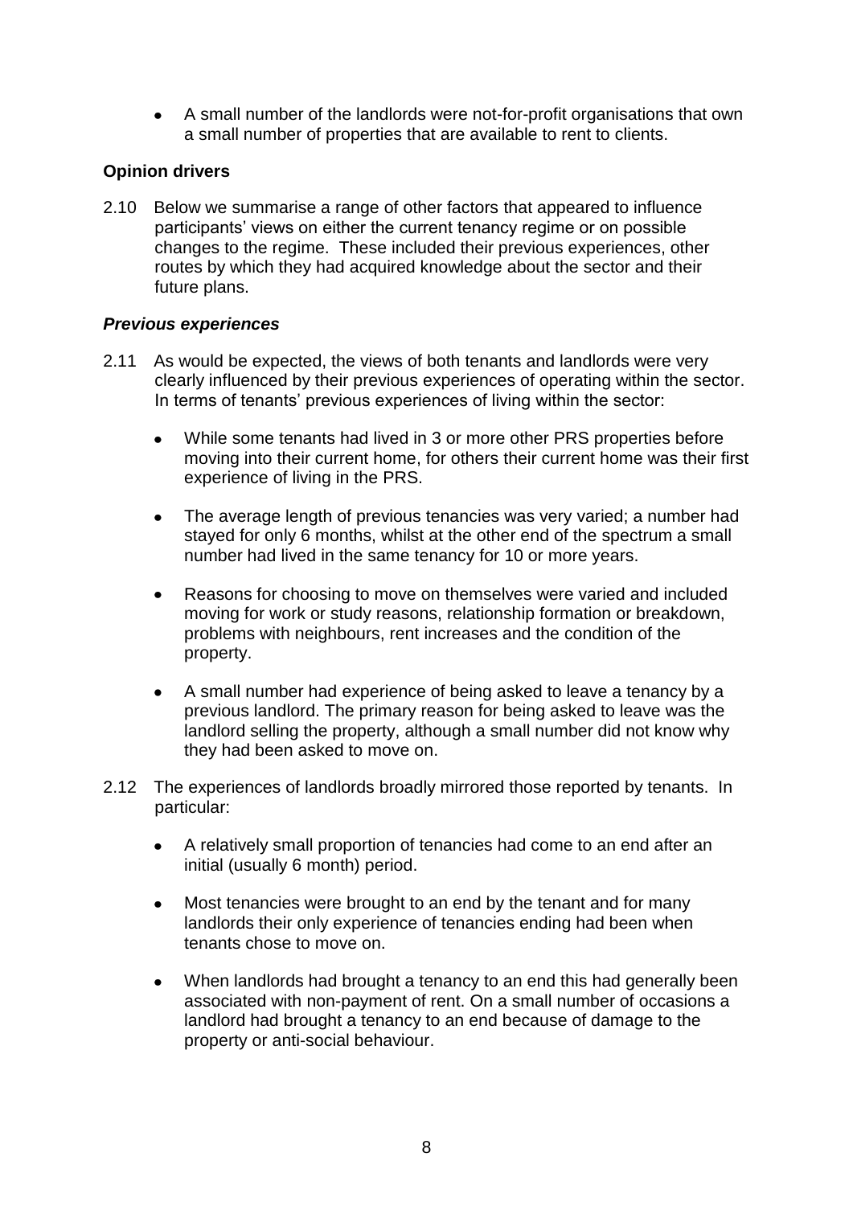- A small number of the landlords were not-for-profit organisations that own a small number of properties that are available to rent to clients.

### Opinion drivers

2.10 Below we summarise a range of other factors that appeared to influence participants' views on either the current tenancy regime or on possible changes to the regime. These included their previous experiences, other routes by which they had acquired knowledge about the sector and their future plans.

#### *Previous experiences*

2.11 As would be expected, the views of both tenants and landlords were very clearly influenced by their previous experiences of operating within the sector. In terms of tenants' previous experiences of living within the sector:

- While some tenants had lived in 3 or more other PRS properties before moving into their current home, for others their current home was their first experience of living in the PRS.
- The average length of previous tenancies was very varied; a number had stayed for only 6 months, whilst at the other end of the spectrum a small number had lived in the same tenancy for 10 or more years.
- Reasons for choosing to move on themselves were varied and included moving for work or study reasons, relationship formation or breakdown, problems with neighbours, rent increases and the condition of the property.
- A small number had experience of being asked to leave a tenancy by a previous landlord. The primary reason for being asked to leave was the landlord selling the property, although a small number did not know why they had been asked to move on.

2.12 The experiences of landlords broadly mirrored those reported by tenants. In particular:

- A relatively small proportion of tenancies had come to an end after an initial (usually 6 month) period.
- Most tenancies were brought to an end by the tenant and for many landlords their only experience of tenancies ending had been when tenants chose to move on.
- When landlords had brought a tenancy to an end this had generally been associated with non-payment of rent. On a small number of occasions a landlord had brought a tenancy to an end because of damage to the property or anti-social behaviour.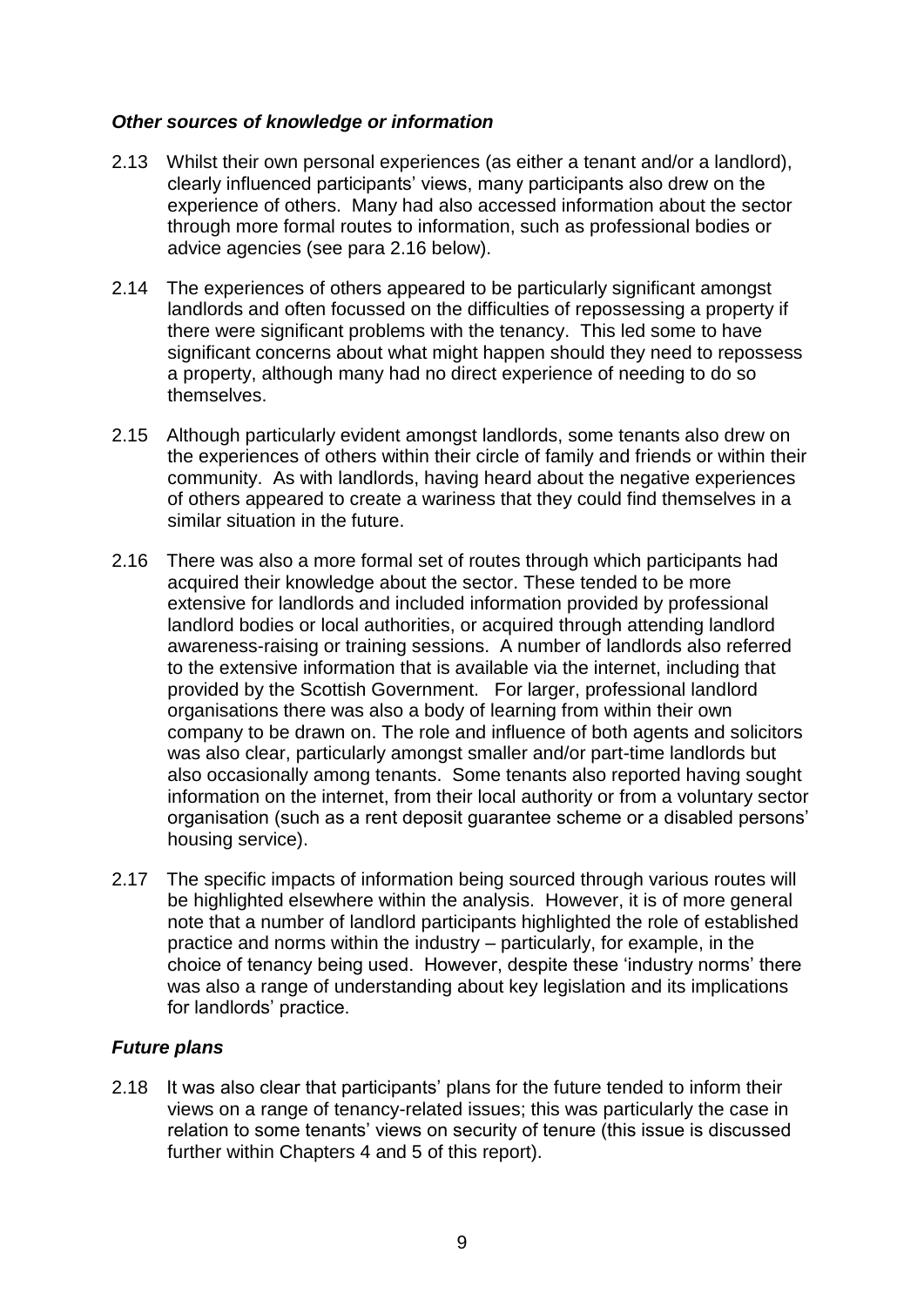### *Other sources of knowledge or information*

2.13 Whilst their own personal experiences (as either a tenant and/or a landlord), clearly influenced participants' views, many participants also drew on the experience of others. Many had also accessed information about the sector through more formal routes to information, such as professional bodies or advice agencies (see para 2.16 below).

2.14 The experiences of others appeared to be particularly significant amongst landlords and often focussed on the difficulties of repossessing a property if there were significant problems with the tenancy. This led some to have significant concerns about what might happen should they need to repossess a property, although many had no direct experience of needing to do so themselves.

2.15 Although particularly evident amongst landlords, some tenants also drew on the experiences of others within their circle of family and friends or within their community. As with landlords, having heard about the negative experiences of others appeared to create a wariness that they could find themselves in a similar situation in the future.

2.16 There was also a more formal set of routes through which participants had acquired their knowledge about the sector. These tended to be more extensive for landlords and included information provided by professional landlord bodies or local authorities, or acquired through attending landlord awareness-raising or training sessions. A number of landlords also referred to the extensive information that is available via the internet, including that provided by the Scottish Government. For larger, professional landlord organisations there was also a body of learning from within their own company to be drawn on. The role and influence of both agents and solicitors was also clear, particularly amongst smaller and/or part-time landlords but also occasionally among tenants. Some tenants also reported having sought information on the internet, from their local authority or from a voluntary sector organisation (such as a rent deposit guarantee scheme or a disabled persons' housing service).

2.17 The specific impacts of information being sourced through various routes will be highlighted elsewhere within the analysis. However, it is of more general note that a number of landlord participants highlighted the role of established practice and norms within the industry – particularly, for example, in the choice of tenancy being used. However, despite these 'industry norms' there was also a range of understanding about key legislation and its implications for landlords' practice.

### *Future plans*

2.18 It was also clear that participants' plans for the future tended to inform their views on a range of tenancy-related issues; this was particularly the case in relation to some tenants' views on security of tenure (this issue is discussed further within Chapters 4 and 5 of this report).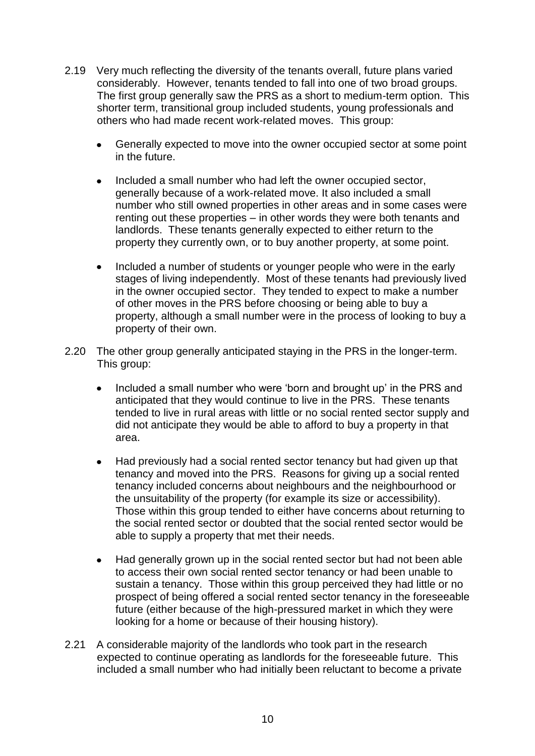2.19 Very much reflecting the diversity of the tenants overall, future plans varied considerably. However, tenants tended to fall into one of two broad groups. The first group generally saw the PRS as a short to medium-term option. This shorter term, transitional group included students, young professionals and others who had made recent work-related moves. This group:

- Generally expected to move into the owner occupied sector at some point in the future.
- Included a small number who had left the owner occupied sector, generally because of a work-related move. It also included a small number who still owned properties in other areas and in some cases were renting out these properties – in other words they were both tenants and landlords. These tenants generally expected to either return to the property they currently own, or to buy another property, at some point.
- Included a number of students or younger people who were in the early stages of living independently. Most of these tenants had previously lived in the owner occupied sector. They tended to expect to make a number of other moves in the PRS before choosing or being able to buy a property, although a small number were in the process of looking to buy a property of their own.

2.20 The other group generally anticipated staying in the PRS in the longer-term. This group:

- Included a small number who were 'born and brought up' in the PRS and anticipated that they would continue to live in the PRS. These tenants tended to live in rural areas with little or no social rented sector supply and did not anticipate they would be able to afford to buy a property in that area.
- Had previously had a social rented sector tenancy but had given up that tenancy and moved into the PRS. Reasons for giving up a social rented tenancy included concerns about neighbours and the neighbourhood or the unsuitability of the property (for example its size or accessibility). Those within this group tended to either have concerns about returning to the social rented sector or doubted that the social rented sector would be able to supply a property that met their needs.
- Had generally grown up in the social rented sector but had not been able to access their own social rented sector tenancy or had been unable to sustain a tenancy. Those within this group perceived they had little or no prospect of being offered a social rented sector tenancy in the foreseeable future (either because of the high-pressured market in which they were looking for a home or because of their housing history).

2.21 A considerable majority of the landlords who took part in the research expected to continue operating as landlords for the foreseeable future. This included a small number who had initially been reluctant to become a private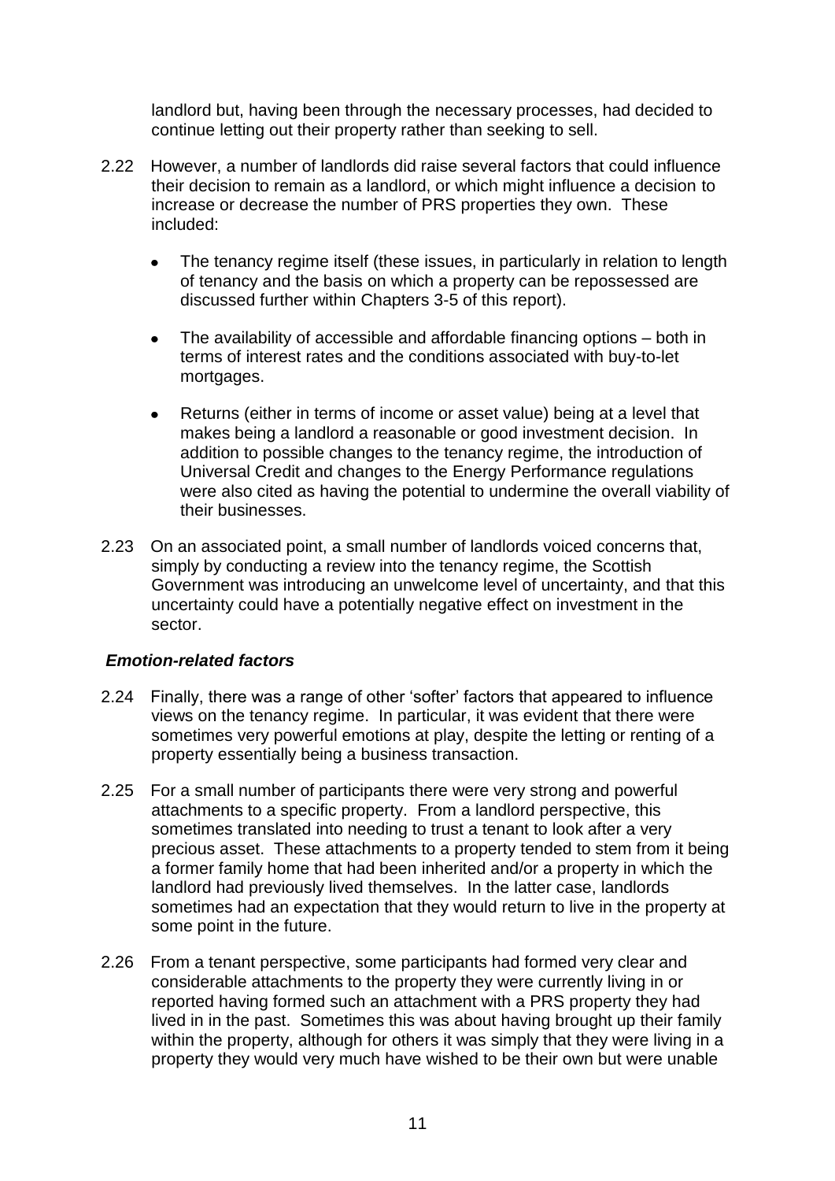landlord but, having been through the necessary processes, had decided to continue letting out their property rather than seeking to sell.

2.22 However, a number of landlords did raise several factors that could influence their decision to remain as a landlord, or which might influence a decision to increase or decrease the number of PRS properties they own. These included:

- The tenancy regime itself (these issues, in particularly in relation to length of tenancy and the basis on which a property can be repossessed are discussed further within Chapters 3-5 of this report).
- The availability of accessible and affordable financing options – both in terms of interest rates and the conditions associated with buy-to-let mortgages.
- Returns (either in terms of income or asset value) being at a level that makes being a landlord a reasonable or good investment decision. In addition to possible changes to the tenancy regime, the introduction of Universal Credit and changes to the Energy Performance regulations were also cited as having the potential to undermine the overall viability of their businesses.

2.23 On an associated point, a small number of landlords voiced concerns that, simply by conducting a review into the tenancy regime, the Scottish Government was introducing an unwelcome level of uncertainty, and that this uncertainty could have a potentially negative effect on investment in the sector.

***Emotion-related factors***

2.24 Finally, there was a range of other 'softer' factors that appeared to influence views on the tenancy regime. In particular, it was evident that there were sometimes very powerful emotions at play, despite the letting or renting of a property essentially being a business transaction.

2.25 For a small number of participants there were very strong and powerful attachments to a specific property. From a landlord perspective, this sometimes translated into needing to trust a tenant to look after a very precious asset. These attachments to a property tended to stem from it being a former family home that had been inherited and/or a property in which the landlord had previously lived themselves. In the latter case, landlords sometimes had an expectation that they would return to live in the property at some point in the future.

2.26 From a tenant perspective, some participants had formed very clear and considerable attachments to the property they were currently living in or reported having formed such an attachment with a PRS property they had lived in in the past. Sometimes this was about having brought up their family within the property, although for others it was simply that they were living in a property they would very much have wished to be their own but were unable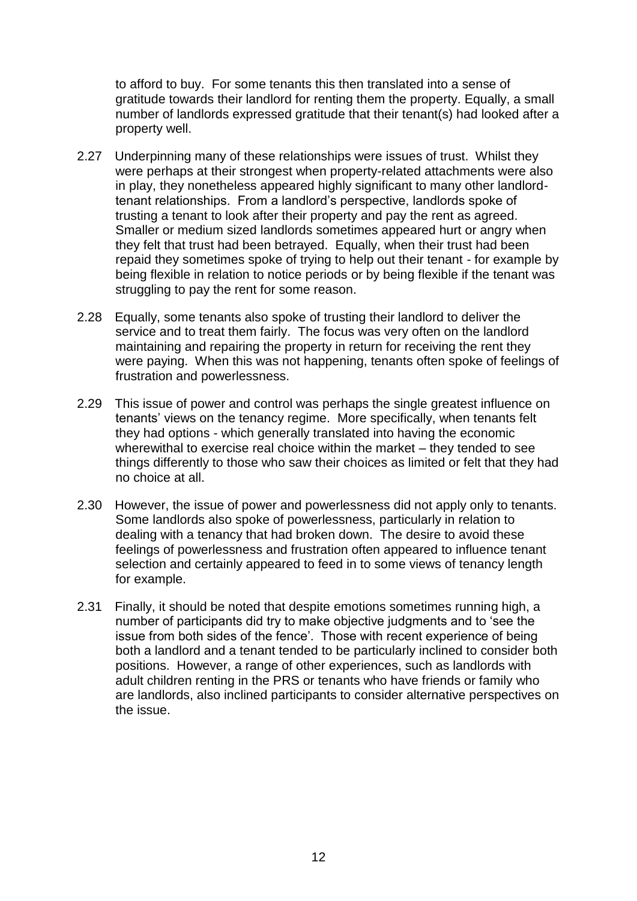to afford to buy. For some tenants this then translated into a sense of gratitude towards their landlord for renting them the property. Equally, a small number of landlords expressed gratitude that their tenant(s) had looked after a property well.

2.27 Underpinning many of these relationships were issues of trust. Whilst they were perhaps at their strongest when property-related attachments were also in play, they nonetheless appeared highly significant to many other landlord-tenant relationships. From a landlord's perspective, landlords spoke of trusting a tenant to look after their property and pay the rent as agreed. Smaller or medium sized landlords sometimes appeared hurt or angry when they felt that trust had been betrayed. Equally, when their trust had been repaid they sometimes spoke of trying to help out their tenant - for example by being flexible in relation to notice periods or by being flexible if the tenant was struggling to pay the rent for some reason.

2.28 Equally, some tenants also spoke of trusting their landlord to deliver the service and to treat them fairly. The focus was very often on the landlord maintaining and repairing the property in return for receiving the rent they were paying. When this was not happening, tenants often spoke of feelings of frustration and powerlessness.

2.29 This issue of power and control was perhaps the single greatest influence on tenants' views on the tenancy regime. More specifically, when tenants felt they had options - which generally translated into having the economic wherewithal to exercise real choice within the market – they tended to see things differently to those who saw their choices as limited or felt that they had no choice at all.

2.30 However, the issue of power and powerlessness did not apply only to tenants. Some landlords also spoke of powerlessness, particularly in relation to dealing with a tenancy that had broken down. The desire to avoid these feelings of powerlessness and frustration often appeared to influence tenant selection and certainly appeared to feed in to some views of tenancy length for example.

2.31 Finally, it should be noted that despite emotions sometimes running high, a number of participants did try to make objective judgments and to 'see the issue from both sides of the fence'. Those with recent experience of being both a landlord and a tenant tended to be particularly inclined to consider both positions. However, a range of other experiences, such as landlords with adult children renting in the PRS or tenants who have friends or family who are landlords, also inclined participants to consider alternative perspectives on the issue.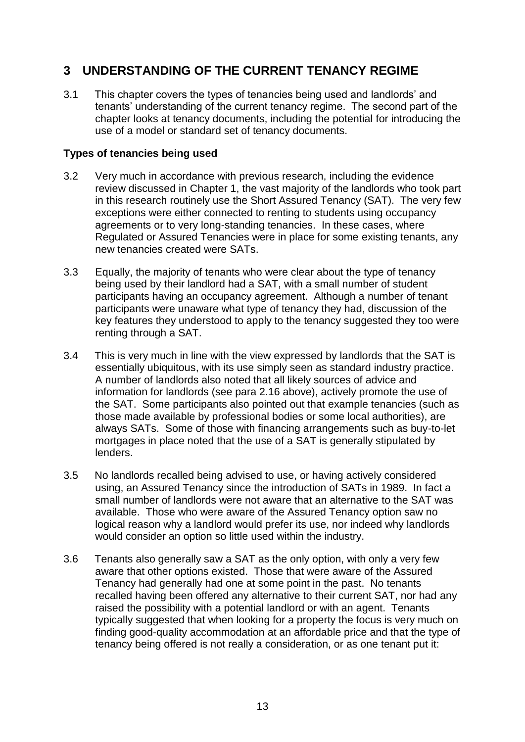# 3 UNDERSTANDING OF THE CURRENT TENANCY REGIME

3.1 This chapter covers the types of tenancies being used and landlords' and tenants' understanding of the current tenancy regime. The second part of the chapter looks at tenancy documents, including the potential for introducing the use of a model or standard set of tenancy documents.

**Types of tenancies being used**

3.2 Very much in accordance with previous research, including the evidence review discussed in Chapter 1, the vast majority of the landlords who took part in this research routinely use the Short Assured Tenancy (SAT). The very few exceptions were either connected to renting to students using occupancy agreements or to very long-standing tenancies. In these cases, where Regulated or Assured Tenancies were in place for some existing tenants, any new tenancies created were SATs.

3.3 Equally, the majority of tenants who were clear about the type of tenancy being used by their landlord had a SAT, with a small number of student participants having an occupancy agreement. Although a number of tenant participants were unaware what type of tenancy they had, discussion of the key features they understood to apply to the tenancy suggested they too were renting through a SAT.

3.4 This is very much in line with the view expressed by landlords that the SAT is essentially ubiquitous, with its use simply seen as standard industry practice. A number of landlords also noted that all likely sources of advice and information for landlords (see para 2.16 above), actively promote the use of the SAT. Some participants also pointed out that example tenancies (such as those made available by professional bodies or some local authorities), are always SATs. Some of those with financing arrangements such as buy-to-let mortgages in place noted that the use of a SAT is generally stipulated by lenders.

3.5 No landlords recalled being advised to use, or having actively considered using, an Assured Tenancy since the introduction of SATs in 1989. In fact a small number of landlords were not aware that an alternative to the SAT was available. Those who were aware of the Assured Tenancy option saw no logical reason why a landlord would prefer its use, nor indeed why landlords would consider an option so little used within the industry.

3.6 Tenants also generally saw a SAT as the only option, with only a very few aware that other options existed. Those that were aware of the Assured Tenancy had generally had one at some point in the past. No tenants recalled having been offered any alternative to their current SAT, nor had any raised the possibility with a potential landlord or with an agent. Tenants typically suggested that when looking for a property the focus is very much on finding good-quality accommodation at an affordable price and that the type of tenancy being offered is not really a consideration, or as one tenant put it: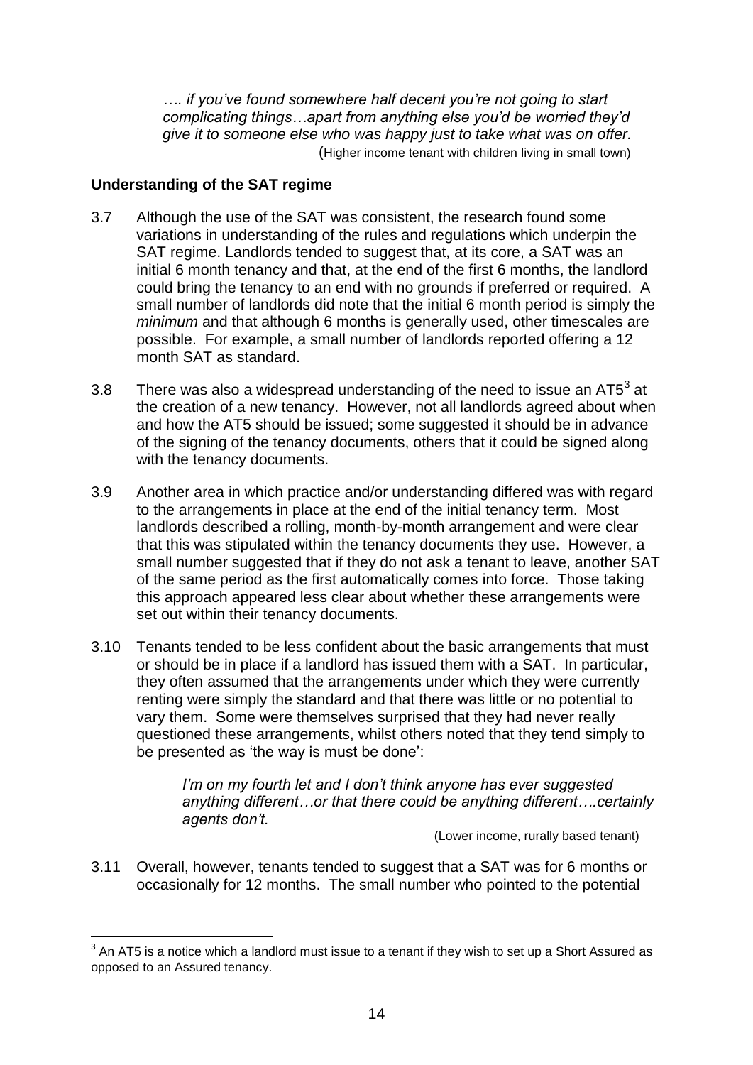*…. if you've found somewhere half decent you're not going to start complicating things…apart from anything else you'd be worried they'd give it to someone else who was happy just to take what was on offer.*
(Higher income tenant with children living in small town)

**Understanding of the SAT regime**

3.7 Although the use of the SAT was consistent, the research found some variations in understanding of the rules and regulations which underpin the SAT regime. Landlords tended to suggest that, at its core, a SAT was an initial 6 month tenancy and that, at the end of the first 6 months, the landlord could bring the tenancy to an end with no grounds if preferred or required. A small number of landlords did note that the initial 6 month period is simply the *minimum* and that although 6 months is generally used, other timescales are possible. For example, a small number of landlords reported offering a 12 month SAT as standard.

3.8 There was also a widespread understanding of the need to issue an AT5[3] at the creation of a new tenancy. However, not all landlords agreed about when and how the AT5 should be issued; some suggested it should be in advance of the signing of the tenancy documents, others that it could be signed along with the tenancy documents.

3.9 Another area in which practice and/or understanding differed was with regard to the arrangements in place at the end of the initial tenancy term. Most landlords described a rolling, month-by-month arrangement and were clear that this was stipulated within the tenancy documents they use. However, a small number suggested that if they do not ask a tenant to leave, another SAT of the same period as the first automatically comes into force. Those taking this approach appeared less clear about whether these arrangements were set out within their tenancy documents.

3.10 Tenants tended to be less confident about the basic arrangements that must or should be in place if a landlord has issued them with a SAT. In particular, they often assumed that the arrangements under which they were currently renting were simply the standard and that there was little or no potential to vary them. Some were themselves surprised that they had never really questioned these arrangements, whilst others noted that they tend simply to be presented as 'the way is must be done':

> *I'm on my fourth let and I don't think anyone has ever suggested anything different…or that there could be anything different….certainly agents don't.*
>
> (Lower income, rurally based tenant)

3.11 Overall, however, tenants tended to suggest that a SAT was for 6 months or occasionally for 12 months. The small number who pointed to the potential

---

[3] An AT5 is a notice which a landlord must issue to a tenant if they wish to set up a Short Assured as opposed to an Assured tenancy.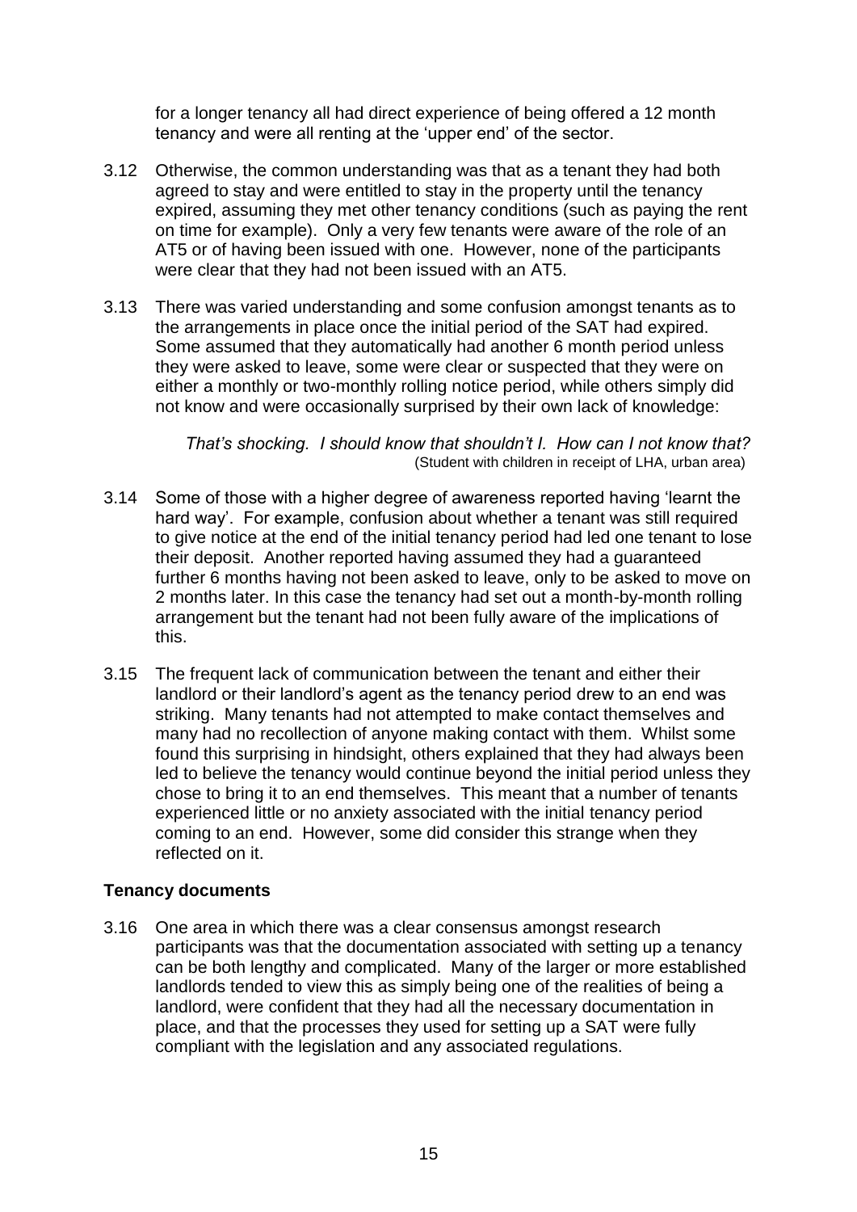for a longer tenancy all had direct experience of being offered a 12 month tenancy and were all renting at the 'upper end' of the sector.

3.12 Otherwise, the common understanding was that as a tenant they had both agreed to stay and were entitled to stay in the property until the tenancy expired, assuming they met other tenancy conditions (such as paying the rent on time for example). Only a very few tenants were aware of the role of an AT5 or of having been issued with one. However, none of the participants were clear that they had not been issued with an AT5.

3.13 There was varied understanding and some confusion amongst tenants as to the arrangements in place once the initial period of the SAT had expired. Some assumed that they automatically had another 6 month period unless they were asked to leave, some were clear or suspected that they were on either a monthly or two-monthly rolling notice period, while others simply did not know and were occasionally surprised by their own lack of knowledge:

> *That's shocking. I should know that shouldn't I. How can I not know that?*
> (Student with children in receipt of LHA, urban area)

3.14 Some of those with a higher degree of awareness reported having 'learnt the hard way'. For example, confusion about whether a tenant was still required to give notice at the end of the initial tenancy period had led one tenant to lose their deposit. Another reported having assumed they had a guaranteed further 6 months having not been asked to leave, only to be asked to move on 2 months later. In this case the tenancy had set out a month-by-month rolling arrangement but the tenant had not been fully aware of the implications of this.

3.15 The frequent lack of communication between the tenant and either their landlord or their landlord's agent as the tenancy period drew to an end was striking. Many tenants had not attempted to make contact themselves and many had no recollection of anyone making contact with them. Whilst some found this surprising in hindsight, others explained that they had always been led to believe the tenancy would continue beyond the initial period unless they chose to bring it to an end themselves. This meant that a number of tenants experienced little or no anxiety associated with the initial tenancy period coming to an end. However, some did consider this strange when they reflected on it.

**Tenancy documents**

3.16 One area in which there was a clear consensus amongst research participants was that the documentation associated with setting up a tenancy can be both lengthy and complicated. Many of the larger or more established landlords tended to view this as simply being one of the realities of being a landlord, were confident that they had all the necessary documentation in place, and that the processes they used for setting up a SAT were fully compliant with the legislation and any associated regulations.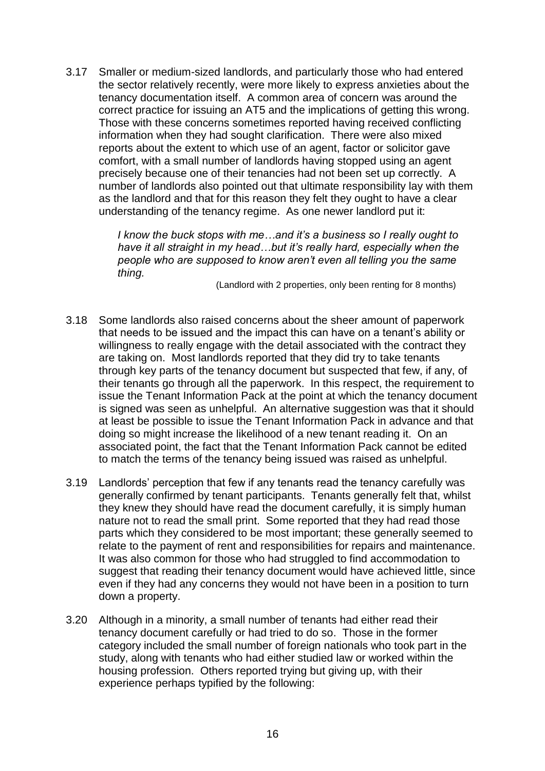3.17 Smaller or medium-sized landlords, and particularly those who had entered the sector relatively recently, were more likely to express anxieties about the tenancy documentation itself. A common area of concern was around the correct practice for issuing an AT5 and the implications of getting this wrong. Those with these concerns sometimes reported having received conflicting information when they had sought clarification. There were also mixed reports about the extent to which use of an agent, factor or solicitor gave comfort, with a small number of landlords having stopped using an agent precisely because one of their tenancies had not been set up correctly. A number of landlords also pointed out that ultimate responsibility lay with them as the landlord and that for this reason they felt they ought to have a clear understanding of the tenancy regime. As one newer landlord put it:

> *I know the buck stops with me…and it's a business so I really ought to have it all straight in my head…but it's really hard, especially when the people who are supposed to know aren't even all telling you the same thing.*
>
> (Landlord with 2 properties, only been renting for 8 months)

3.18 Some landlords also raised concerns about the sheer amount of paperwork that needs to be issued and the impact this can have on a tenant's ability or willingness to really engage with the detail associated with the contract they are taking on. Most landlords reported that they did try to take tenants through key parts of the tenancy document but suspected that few, if any, of their tenants go through all the paperwork. In this respect, the requirement to issue the Tenant Information Pack at the point at which the tenancy document is signed was seen as unhelpful. An alternative suggestion was that it should at least be possible to issue the Tenant Information Pack in advance and that doing so might increase the likelihood of a new tenant reading it. On an associated point, the fact that the Tenant Information Pack cannot be edited to match the terms of the tenancy being issued was raised as unhelpful.

3.19 Landlords' perception that few if any tenants read the tenancy carefully was generally confirmed by tenant participants. Tenants generally felt that, whilst they knew they should have read the document carefully, it is simply human nature not to read the small print. Some reported that they had read those parts which they considered to be most important; these generally seemed to relate to the payment of rent and responsibilities for repairs and maintenance. It was also common for those who had struggled to find accommodation to suggest that reading their tenancy document would have achieved little, since even if they had any concerns they would not have been in a position to turn down a property.

3.20 Although in a minority, a small number of tenants had either read their tenancy document carefully or had tried to do so. Those in the former category included the small number of foreign nationals who took part in the study, along with tenants who had either studied law or worked within the housing profession. Others reported trying but giving up, with their experience perhaps typified by the following: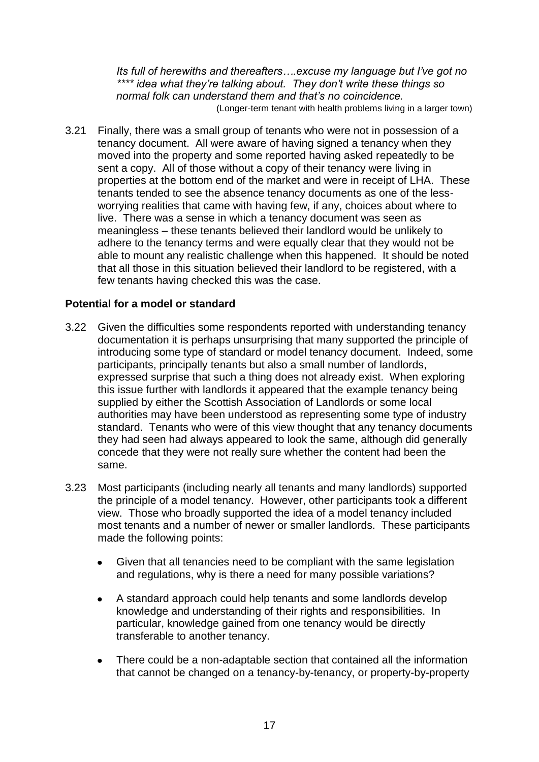*Its full of herewiths and thereafters….excuse my language but I've got no **** idea what they're talking about. They don't write these things so normal folk can understand them and that's no coincidence.*
(Longer-term tenant with health problems living in a larger town)

3.21 Finally, there was a small group of tenants who were not in possession of a tenancy document. All were aware of having signed a tenancy when they moved into the property and some reported having asked repeatedly to be sent a copy. All of those without a copy of their tenancy were living in properties at the bottom end of the market and were in receipt of LHA. These tenants tended to see the absence tenancy documents as one of the less-worrying realities that came with having few, if any, choices about where to live. There was a sense in which a tenancy document was seen as meaningless – these tenants believed their landlord would be unlikely to adhere to the tenancy terms and were equally clear that they would not be able to mount any realistic challenge when this happened. It should be noted that all those in this situation believed their landlord to be registered, with a few tenants having checked this was the case.

**Potential for a model or standard**

3.22 Given the difficulties some respondents reported with understanding tenancy documentation it is perhaps unsurprising that many supported the principle of introducing some type of standard or model tenancy document. Indeed, some participants, principally tenants but also a small number of landlords, expressed surprise that such a thing does not already exist. When exploring this issue further with landlords it appeared that the example tenancy being supplied by either the Scottish Association of Landlords or some local authorities may have been understood as representing some type of industry standard. Tenants who were of this view thought that any tenancy documents they had seen had always appeared to look the same, although did generally concede that they were not really sure whether the content had been the same.

3.23 Most participants (including nearly all tenants and many landlords) supported the principle of a model tenancy. However, other participants took a different view. Those who broadly supported the idea of a model tenancy included most tenants and a number of newer or smaller landlords. These participants made the following points:

- Given that all tenancies need to be compliant with the same legislation and regulations, why is there a need for many possible variations?
- A standard approach could help tenants and some landlords develop knowledge and understanding of their rights and responsibilities. In particular, knowledge gained from one tenancy would be directly transferable to another tenancy.
- There could be a non-adaptable section that contained all the information that cannot be changed on a tenancy-by-tenancy, or property-by-property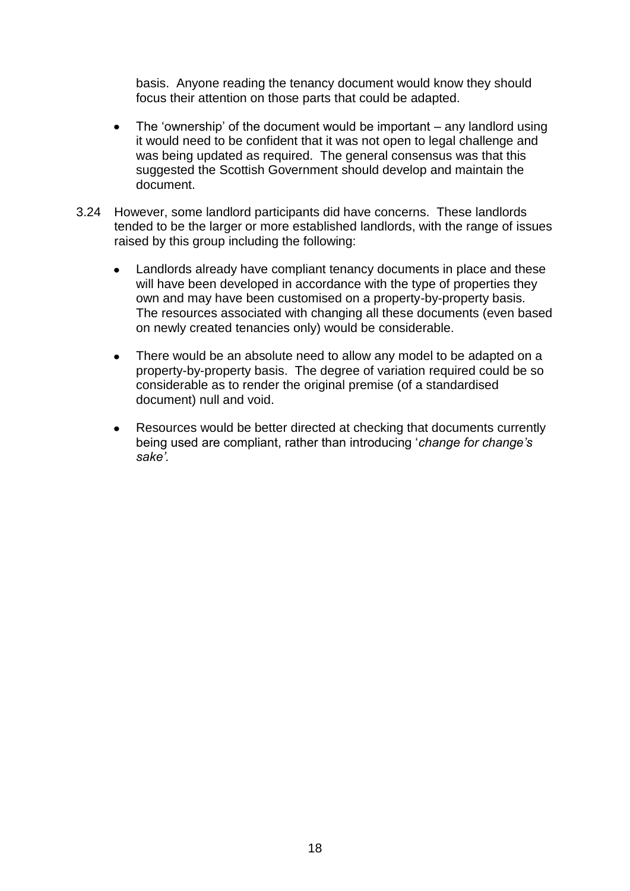basis. Anyone reading the tenancy document would know they should focus their attention on those parts that could be adapted.

- The 'ownership' of the document would be important – any landlord using it would need to be confident that it was not open to legal challenge and was being updated as required. The general consensus was that this suggested the Scottish Government should develop and maintain the document.

3.24 However, some landlord participants did have concerns. These landlords tended to be the larger or more established landlords, with the range of issues raised by this group including the following:

- Landlords already have compliant tenancy documents in place and these will have been developed in accordance with the type of properties they own and may have been customised on a property-by-property basis. The resources associated with changing all these documents (even based on newly created tenancies only) would be considerable.

- There would be an absolute need to allow any model to be adapted on a property-by-property basis. The degree of variation required could be so considerable as to render the original premise (of a standardised document) null and void.

- Resources would be better directed at checking that documents currently being used are compliant, rather than introducing '*change for change's sake'.*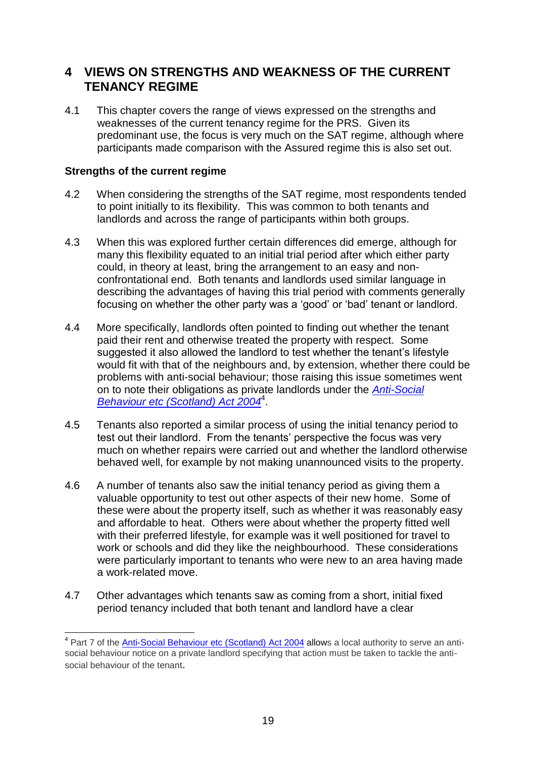# 4 VIEWS ON STRENGTHS AND WEAKNESS OF THE CURRENT TENANCY REGIME

4.1 This chapter covers the range of views expressed on the strengths and weaknesses of the current tenancy regime for the PRS. Given its predominant use, the focus is very much on the SAT regime, although where participants made comparison with the Assured regime this is also set out.

### Strengths of the current regime

4.2 When considering the strengths of the SAT regime, most respondents tended to point initially to its flexibility. This was common to both tenants and landlords and across the range of participants within both groups.

4.3 When this was explored further certain differences did emerge, although for many this flexibility equated to an initial trial period after which either party could, in theory at least, bring the arrangement to an easy and non-confrontational end. Both tenants and landlords used similar language in describing the advantages of having this trial period with comments generally focusing on whether the other party was a 'good' or 'bad' tenant or landlord.

4.4 More specifically, landlords often pointed to finding out whether the tenant paid their rent and otherwise treated the property with respect. Some suggested it also allowed the landlord to test whether the tenant's lifestyle would fit with that of the neighbours and, by extension, whether there could be problems with anti-social behaviour; those raising this issue sometimes went on to note their obligations as private landlords under the *Anti-Social Behaviour etc (Scotland) Act 2004*[4].

4.5 Tenants also reported a similar process of using the initial tenancy period to test out their landlord. From the tenants' perspective the focus was very much on whether repairs were carried out and whether the landlord otherwise behaved well, for example by not making unannounced visits to the property.

4.6 A number of tenants also saw the initial tenancy period as giving them a valuable opportunity to test out other aspects of their new home. Some of these were about the property itself, such as whether it was reasonably easy and affordable to heat. Others were about whether the property fitted well with their preferred lifestyle, for example was it well positioned for travel to work or schools and did they like the neighbourhood. These considerations were particularly important to tenants who were new to an area having made a work-related move.

4.7 Other advantages which tenants saw as coming from a short, initial fixed period tenancy included that both tenant and landlord have a clear

---

[4] Part 7 of the Anti-Social Behaviour etc (Scotland) Act 2004 allows a local authority to serve an anti-social behaviour notice on a private landlord specifying that action must be taken to tackle the anti-social behaviour of the tenant.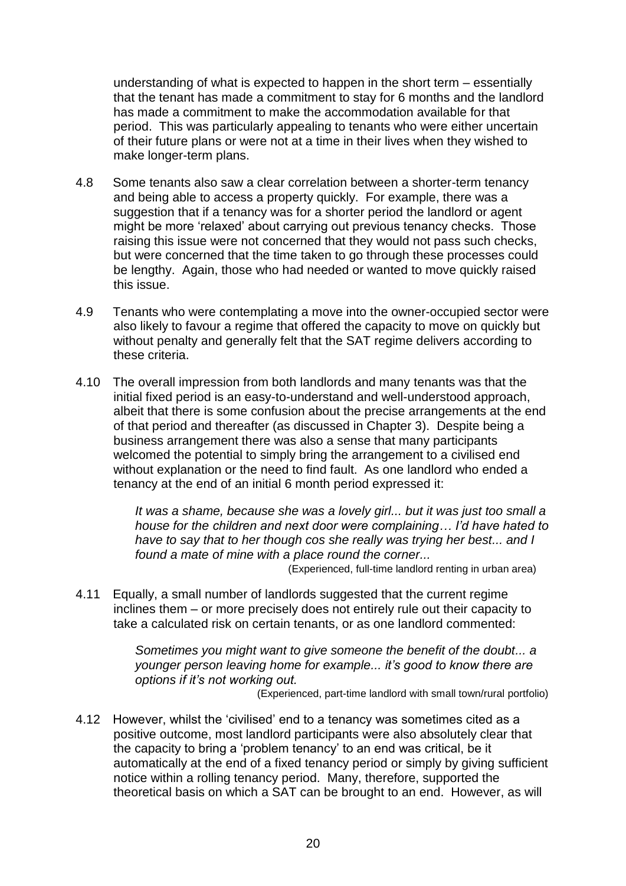understanding of what is expected to happen in the short term – essentially that the tenant has made a commitment to stay for 6 months and the landlord has made a commitment to make the accommodation available for that period. This was particularly appealing to tenants who were either uncertain of their future plans or were not at a time in their lives when they wished to make longer-term plans.

4.8 Some tenants also saw a clear correlation between a shorter-term tenancy and being able to access a property quickly. For example, there was a suggestion that if a tenancy was for a shorter period the landlord or agent might be more 'relaxed' about carrying out previous tenancy checks. Those raising this issue were not concerned that they would not pass such checks, but were concerned that the time taken to go through these processes could be lengthy. Again, those who had needed or wanted to move quickly raised this issue.

4.9 Tenants who were contemplating a move into the owner-occupied sector were also likely to favour a regime that offered the capacity to move on quickly but without penalty and generally felt that the SAT regime delivers according to these criteria.

4.10 The overall impression from both landlords and many tenants was that the initial fixed period is an easy-to-understand and well-understood approach, albeit that there is some confusion about the precise arrangements at the end of that period and thereafter (as discussed in Chapter 3). Despite being a business arrangement there was also a sense that many participants welcomed the potential to simply bring the arrangement to a civilised end without explanation or the need to find fault. As one landlord who ended a tenancy at the end of an initial 6 month period expressed it:

> *It was a shame, because she was a lovely girl... but it was just too small a house for the children and next door were complaining… I'd have hated to have to say that to her though cos she really was trying her best... and I found a mate of mine with a place round the corner...*
>
> (Experienced, full-time landlord renting in urban area)

4.11 Equally, a small number of landlords suggested that the current regime inclines them – or more precisely does not entirely rule out their capacity to take a calculated risk on certain tenants, or as one landlord commented:

> *Sometimes you might want to give someone the benefit of the doubt... a younger person leaving home for example... it's good to know there are options if it's not working out.*
>
> (Experienced, part-time landlord with small town/rural portfolio)

4.12 However, whilst the 'civilised' end to a tenancy was sometimes cited as a positive outcome, most landlord participants were also absolutely clear that the capacity to bring a 'problem tenancy' to an end was critical, be it automatically at the end of a fixed tenancy period or simply by giving sufficient notice within a rolling tenancy period. Many, therefore, supported the theoretical basis on which a SAT can be brought to an end. However, as will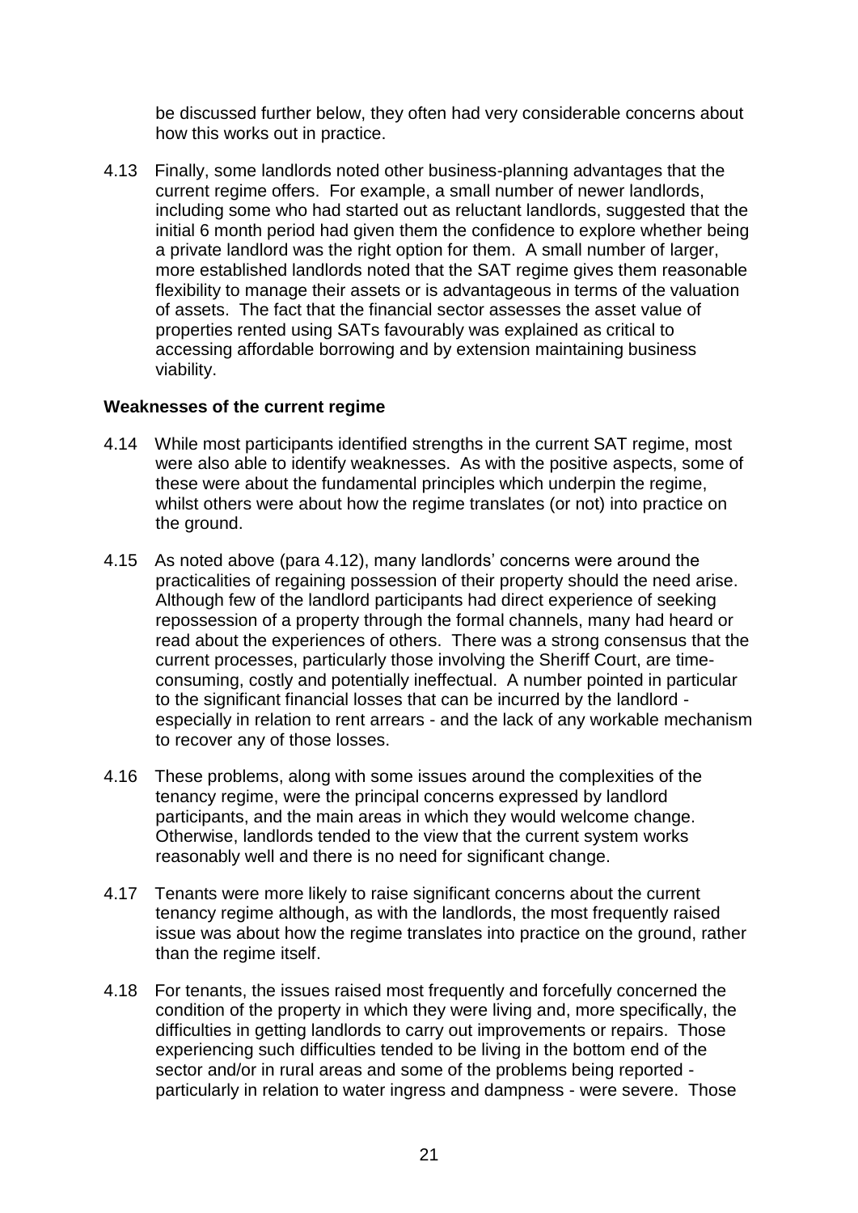be discussed further below, they often had very considerable concerns about how this works out in practice.

4.13 Finally, some landlords noted other business-planning advantages that the current regime offers. For example, a small number of newer landlords, including some who had started out as reluctant landlords, suggested that the initial 6 month period had given them the confidence to explore whether being a private landlord was the right option for them. A small number of larger, more established landlords noted that the SAT regime gives them reasonable flexibility to manage their assets or is advantageous in terms of the valuation of assets. The fact that the financial sector assesses the asset value of properties rented using SATs favourably was explained as critical to accessing affordable borrowing and by extension maintaining business viability.

**Weaknesses of the current regime**

4.14 While most participants identified strengths in the current SAT regime, most were also able to identify weaknesses. As with the positive aspects, some of these were about the fundamental principles which underpin the regime, whilst others were about how the regime translates (or not) into practice on the ground.

4.15 As noted above (para 4.12), many landlords' concerns were around the practicalities of regaining possession of their property should the need arise. Although few of the landlord participants had direct experience of seeking repossession of a property through the formal channels, many had heard or read about the experiences of others. There was a strong consensus that the current processes, particularly those involving the Sheriff Court, are time-consuming, costly and potentially ineffectual. A number pointed in particular to the significant financial losses that can be incurred by the landlord - especially in relation to rent arrears - and the lack of any workable mechanism to recover any of those losses.

4.16 These problems, along with some issues around the complexities of the tenancy regime, were the principal concerns expressed by landlord participants, and the main areas in which they would welcome change. Otherwise, landlords tended to the view that the current system works reasonably well and there is no need for significant change.

4.17 Tenants were more likely to raise significant concerns about the current tenancy regime although, as with the landlords, the most frequently raised issue was about how the regime translates into practice on the ground, rather than the regime itself.

4.18 For tenants, the issues raised most frequently and forcefully concerned the condition of the property in which they were living and, more specifically, the difficulties in getting landlords to carry out improvements or repairs. Those experiencing such difficulties tended to be living in the bottom end of the sector and/or in rural areas and some of the problems being reported - particularly in relation to water ingress and dampness - were severe. Those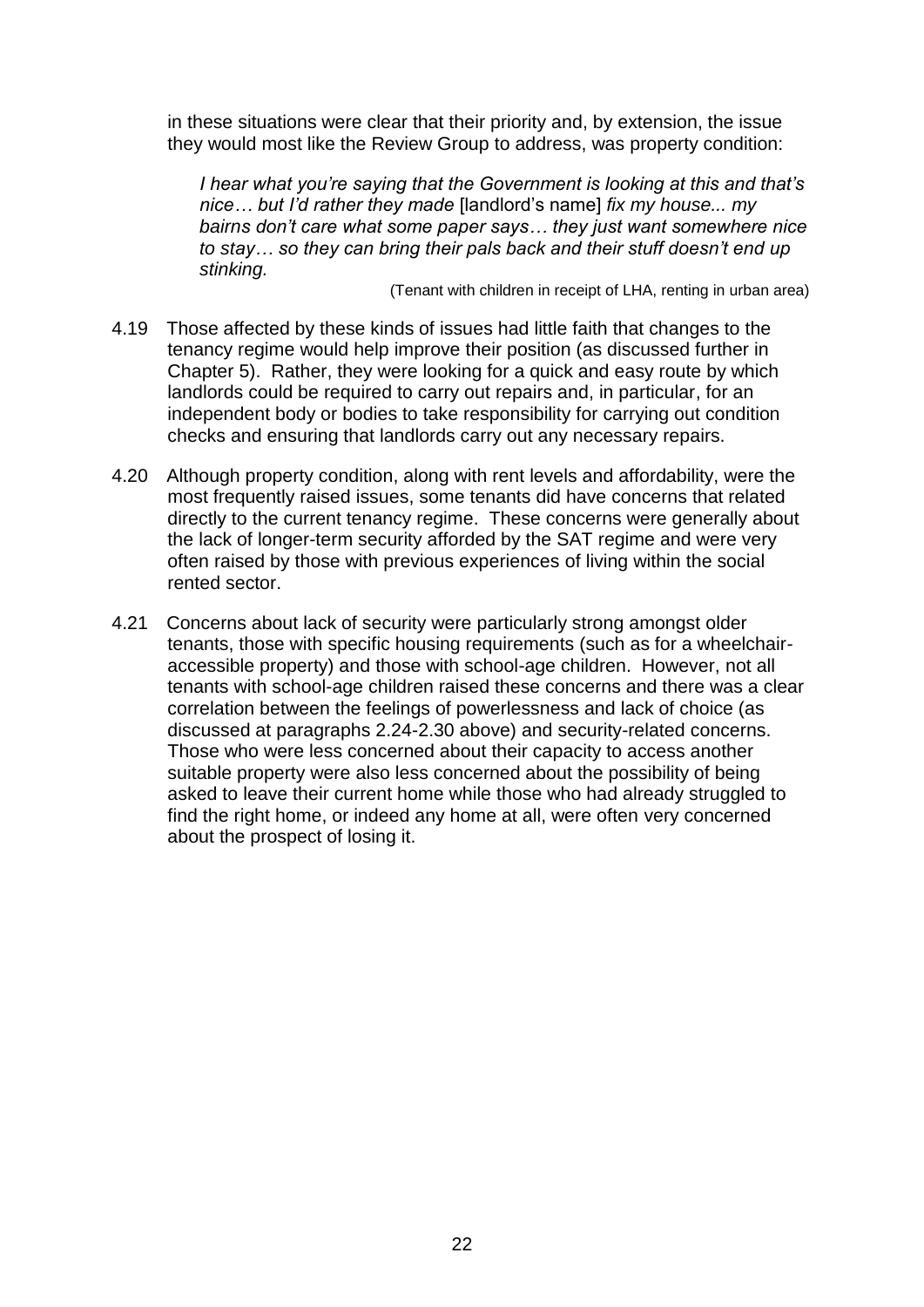in these situations were clear that their priority and, by extension, the issue they would most like the Review Group to address, was property condition:

> *I hear what you're saying that the Government is looking at this and that's nice… but I'd rather they made* [landlord's name] *fix my house... my bairns don't care what some paper says… they just want somewhere nice to stay… so they can bring their pals back and their stuff doesn't end up stinking.*
>
> (Tenant with children in receipt of LHA, renting in urban area)

4.19 Those affected by these kinds of issues had little faith that changes to the tenancy regime would help improve their position (as discussed further in Chapter 5). Rather, they were looking for a quick and easy route by which landlords could be required to carry out repairs and, in particular, for an independent body or bodies to take responsibility for carrying out condition checks and ensuring that landlords carry out any necessary repairs.

4.20 Although property condition, along with rent levels and affordability, were the most frequently raised issues, some tenants did have concerns that related directly to the current tenancy regime. These concerns were generally about the lack of longer-term security afforded by the SAT regime and were very often raised by those with previous experiences of living within the social rented sector.

4.21 Concerns about lack of security were particularly strong amongst older tenants, those with specific housing requirements (such as for a wheelchair-accessible property) and those with school-age children. However, not all tenants with school-age children raised these concerns and there was a clear correlation between the feelings of powerlessness and lack of choice (as discussed at paragraphs 2.24-2.30 above) and security-related concerns. Those who were less concerned about their capacity to access another suitable property were also less concerned about the possibility of being asked to leave their current home while those who had already struggled to find the right home, or indeed any home at all, were often very concerned about the prospect of losing it.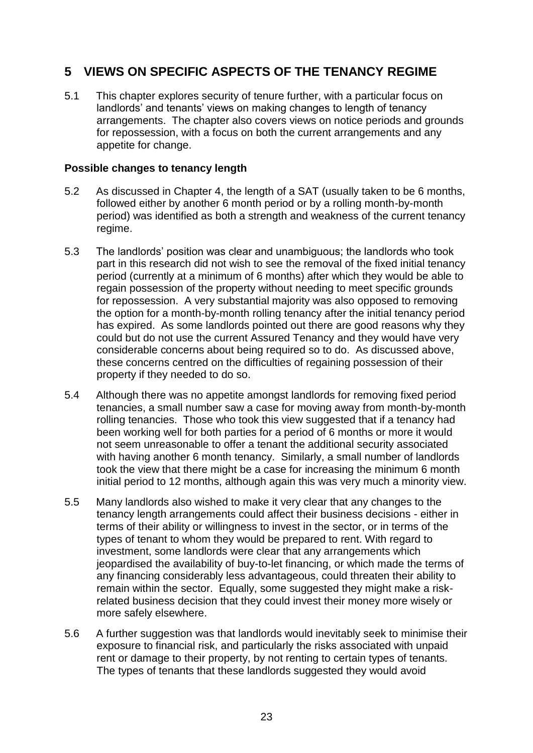## 5 VIEWS ON SPECIFIC ASPECTS OF THE TENANCY REGIME

5.1 This chapter explores security of tenure further, with a particular focus on landlords' and tenants' views on making changes to length of tenancy arrangements. The chapter also covers views on notice periods and grounds for repossession, with a focus on both the current arrangements and any appetite for change.

### Possible changes to tenancy length

5.2 As discussed in Chapter 4, the length of a SAT (usually taken to be 6 months, followed either by another 6 month period or by a rolling month-by-month period) was identified as both a strength and weakness of the current tenancy regime.

5.3 The landlords' position was clear and unambiguous; the landlords who took part in this research did not wish to see the removal of the fixed initial tenancy period (currently at a minimum of 6 months) after which they would be able to regain possession of the property without needing to meet specific grounds for repossession. A very substantial majority was also opposed to removing the option for a month-by-month rolling tenancy after the initial tenancy period has expired. As some landlords pointed out there are good reasons why they could but do not use the current Assured Tenancy and they would have very considerable concerns about being required so to do. As discussed above, these concerns centred on the difficulties of regaining possession of their property if they needed to do so.

5.4 Although there was no appetite amongst landlords for removing fixed period tenancies, a small number saw a case for moving away from month-by-month rolling tenancies. Those who took this view suggested that if a tenancy had been working well for both parties for a period of 6 months or more it would not seem unreasonable to offer a tenant the additional security associated with having another 6 month tenancy. Similarly, a small number of landlords took the view that there might be a case for increasing the minimum 6 month initial period to 12 months, although again this was very much a minority view.

5.5 Many landlords also wished to make it very clear that any changes to the tenancy length arrangements could affect their business decisions - either in terms of their ability or willingness to invest in the sector, or in terms of the types of tenant to whom they would be prepared to rent. With regard to investment, some landlords were clear that any arrangements which jeopardised the availability of buy-to-let financing, or which made the terms of any financing considerably less advantageous, could threaten their ability to remain within the sector. Equally, some suggested they might make a risk-related business decision that they could invest their money more wisely or more safely elsewhere.

5.6 A further suggestion was that landlords would inevitably seek to minimise their exposure to financial risk, and particularly the risks associated with unpaid rent or damage to their property, by not renting to certain types of tenants. The types of tenants that these landlords suggested they would avoid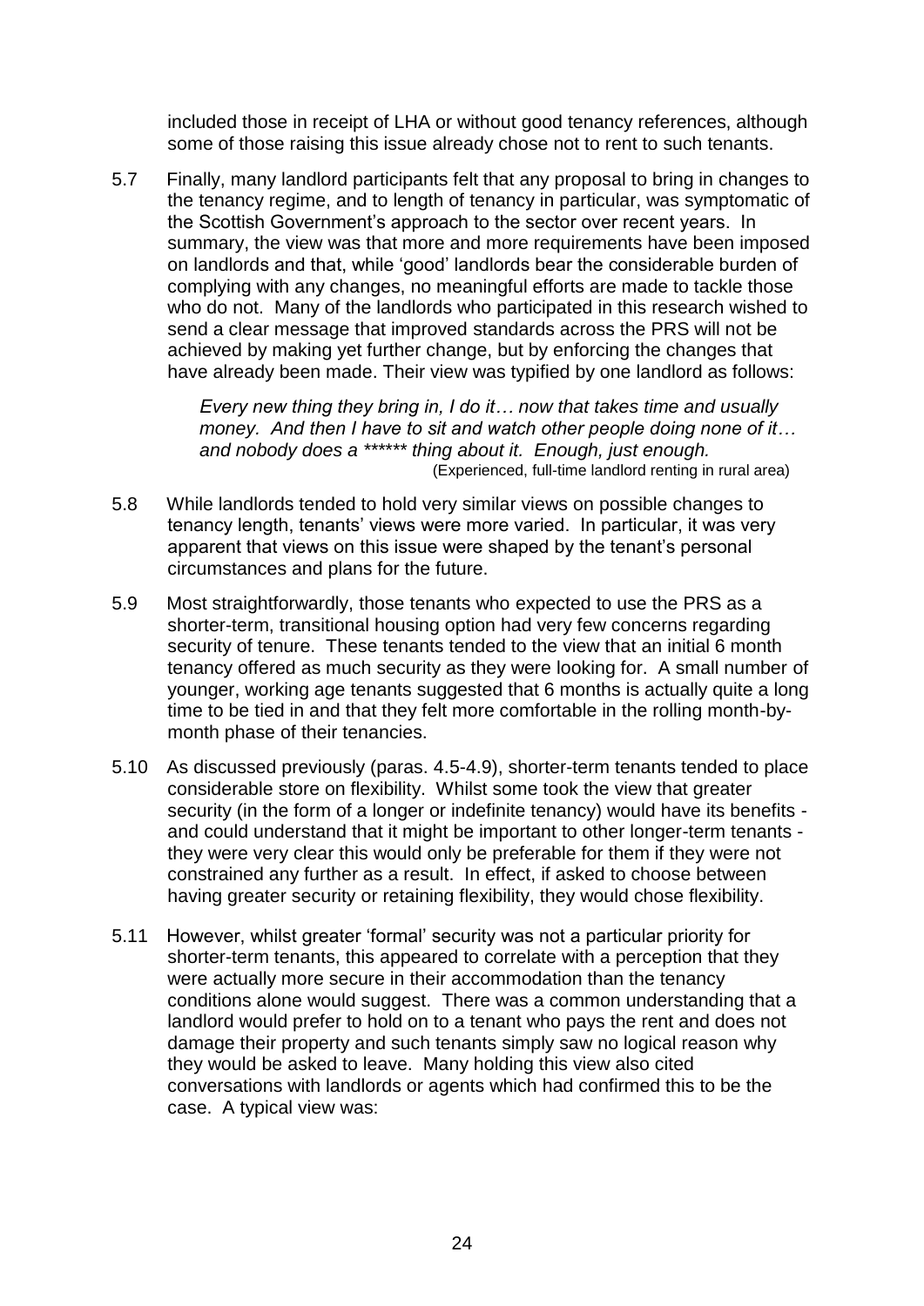included those in receipt of LHA or without good tenancy references, although some of those raising this issue already chose not to rent to such tenants.

5.7 Finally, many landlord participants felt that any proposal to bring in changes to the tenancy regime, and to length of tenancy in particular, was symptomatic of the Scottish Government's approach to the sector over recent years. In summary, the view was that more and more requirements have been imposed on landlords and that, while 'good' landlords bear the considerable burden of complying with any changes, no meaningful efforts are made to tackle those who do not. Many of the landlords who participated in this research wished to send a clear message that improved standards across the PRS will not be achieved by making yet further change, but by enforcing the changes that have already been made. Their view was typified by one landlord as follows:

> *Every new thing they bring in, I do it… now that takes time and usually money. And then I have to sit and watch other people doing none of it… and nobody does a ****** thing about it. Enough, just enough.*
> (Experienced, full-time landlord renting in rural area)

5.8 While landlords tended to hold very similar views on possible changes to tenancy length, tenants' views were more varied. In particular, it was very apparent that views on this issue were shaped by the tenant's personal circumstances and plans for the future.

5.9 Most straightforwardly, those tenants who expected to use the PRS as a shorter-term, transitional housing option had very few concerns regarding security of tenure. These tenants tended to the view that an initial 6 month tenancy offered as much security as they were looking for. A small number of younger, working age tenants suggested that 6 months is actually quite a long time to be tied in and that they felt more comfortable in the rolling month-by-month phase of their tenancies.

5.10 As discussed previously (paras. 4.5-4.9), shorter-term tenants tended to place considerable store on flexibility. Whilst some took the view that greater security (in the form of a longer or indefinite tenancy) would have its benefits - and could understand that it might be important to other longer-term tenants - they were very clear this would only be preferable for them if they were not constrained any further as a result. In effect, if asked to choose between having greater security or retaining flexibility, they would chose flexibility.

5.11 However, whilst greater 'formal' security was not a particular priority for shorter-term tenants, this appeared to correlate with a perception that they were actually more secure in their accommodation than the tenancy conditions alone would suggest. There was a common understanding that a landlord would prefer to hold on to a tenant who pays the rent and does not damage their property and such tenants simply saw no logical reason why they would be asked to leave. Many holding this view also cited conversations with landlords or agents which had confirmed this to be the case. A typical view was: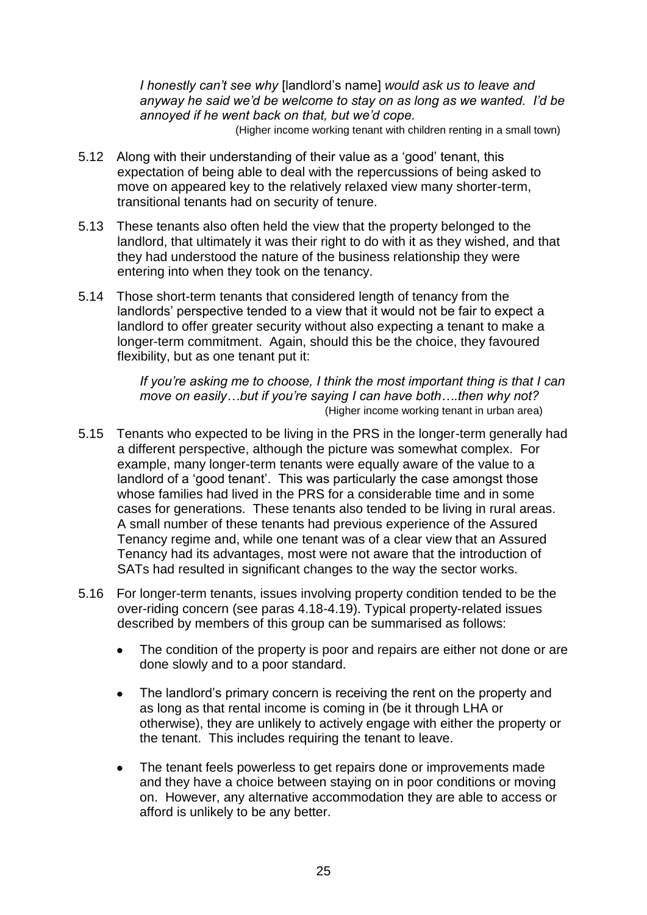*I honestly can't see why* [landlord's name] *would ask us to leave and anyway he said we'd be welcome to stay on as long as we wanted. I'd be annoyed if he went back on that, but we'd cope.*

(Higher income working tenant with children renting in a small town)

5.12 Along with their understanding of their value as a 'good' tenant, this expectation of being able to deal with the repercussions of being asked to move on appeared key to the relatively relaxed view many shorter-term, transitional tenants had on security of tenure.

5.13 These tenants also often held the view that the property belonged to the landlord, that ultimately it was their right to do with it as they wished, and that they had understood the nature of the business relationship they were entering into when they took on the tenancy.

5.14 Those short-term tenants that considered length of tenancy from the landlords' perspective tended to a view that it would not be fair to expect a landlord to offer greater security without also expecting a tenant to make a longer-term commitment. Again, should this be the choice, they favoured flexibility, but as one tenant put it:

*If you're asking me to choose, I think the most important thing is that I can move on easily…but if you're saying I can have both….then why not?*

(Higher income working tenant in urban area)

5.15 Tenants who expected to be living in the PRS in the longer-term generally had a different perspective, although the picture was somewhat complex. For example, many longer-term tenants were equally aware of the value to a landlord of a 'good tenant'. This was particularly the case amongst those whose families had lived in the PRS for a considerable time and in some cases for generations. These tenants also tended to be living in rural areas. A small number of these tenants had previous experience of the Assured Tenancy regime and, while one tenant was of a clear view that an Assured Tenancy had its advantages, most were not aware that the introduction of SATs had resulted in significant changes to the way the sector works.

5.16 For longer-term tenants, issues involving property condition tended to be the over-riding concern (see paras 4.18-4.19). Typical property-related issues described by members of this group can be summarised as follows:

- The condition of the property is poor and repairs are either not done or are done slowly and to a poor standard.
- The landlord's primary concern is receiving the rent on the property and as long as that rental income is coming in (be it through LHA or otherwise), they are unlikely to actively engage with either the property or the tenant. This includes requiring the tenant to leave.
- The tenant feels powerless to get repairs done or improvements made and they have a choice between staying on in poor conditions or moving on. However, any alternative accommodation they are able to access or afford is unlikely to be any better.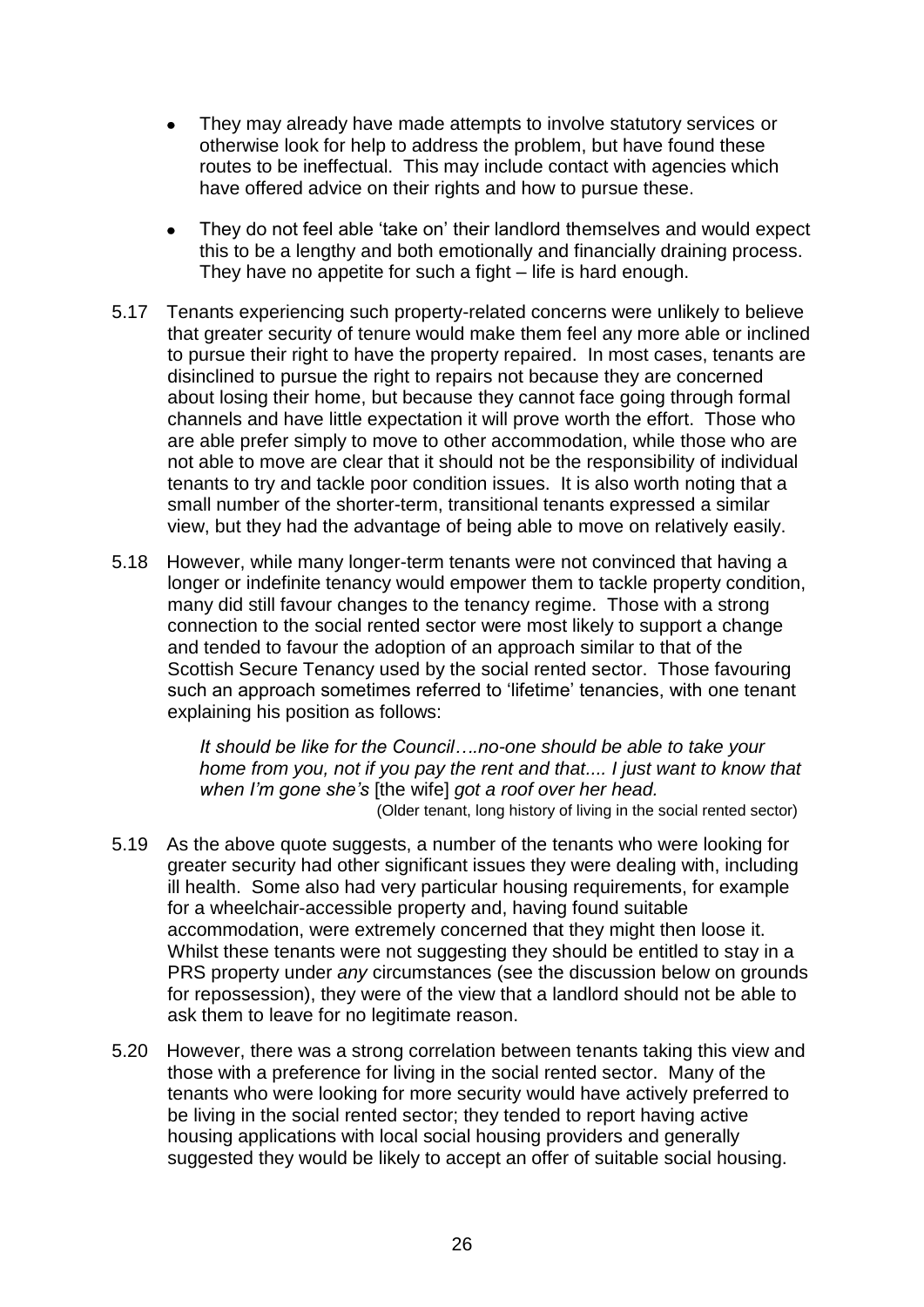- They may already have made attempts to involve statutory services or otherwise look for help to address the problem, but have found these routes to be ineffectual. This may include contact with agencies which have offered advice on their rights and how to pursue these.

- They do not feel able 'take on' their landlord themselves and would expect this to be a lengthy and both emotionally and financially draining process. They have no appetite for such a fight – life is hard enough.

5.17 Tenants experiencing such property-related concerns were unlikely to believe that greater security of tenure would make them feel any more able or inclined to pursue their right to have the property repaired. In most cases, tenants are disinclined to pursue the right to repairs not because they are concerned about losing their home, but because they cannot face going through formal channels and have little expectation it will prove worth the effort. Those who are able prefer simply to move to other accommodation, while those who are not able to move are clear that it should not be the responsibility of individual tenants to try and tackle poor condition issues. It is also worth noting that a small number of the shorter-term, transitional tenants expressed a similar view, but they had the advantage of being able to move on relatively easily.

5.18 However, while many longer-term tenants were not convinced that having a longer or indefinite tenancy would empower them to tackle property condition, many did still favour changes to the tenancy regime. Those with a strong connection to the social rented sector were most likely to support a change and tended to favour the adoption of an approach similar to that of the Scottish Secure Tenancy used by the social rented sector. Those favouring such an approach sometimes referred to 'lifetime' tenancies, with one tenant explaining his position as follows:

> *It should be like for the Council….no-one should be able to take your home from you, not if you pay the rent and that.... I just want to know that when I'm gone she's* [the wife] *got a roof over her head.*
>
> (Older tenant, long history of living in the social rented sector)

5.19 As the above quote suggests, a number of the tenants who were looking for greater security had other significant issues they were dealing with, including ill health. Some also had very particular housing requirements, for example for a wheelchair-accessible property and, having found suitable accommodation, were extremely concerned that they might then loose it. Whilst these tenants were not suggesting they should be entitled to stay in a PRS property under *any* circumstances (see the discussion below on grounds for repossession), they were of the view that a landlord should not be able to ask them to leave for no legitimate reason.

5.20 However, there was a strong correlation between tenants taking this view and those with a preference for living in the social rented sector. Many of the tenants who were looking for more security would have actively preferred to be living in the social rented sector; they tended to report having active housing applications with local social housing providers and generally suggested they would be likely to accept an offer of suitable social housing.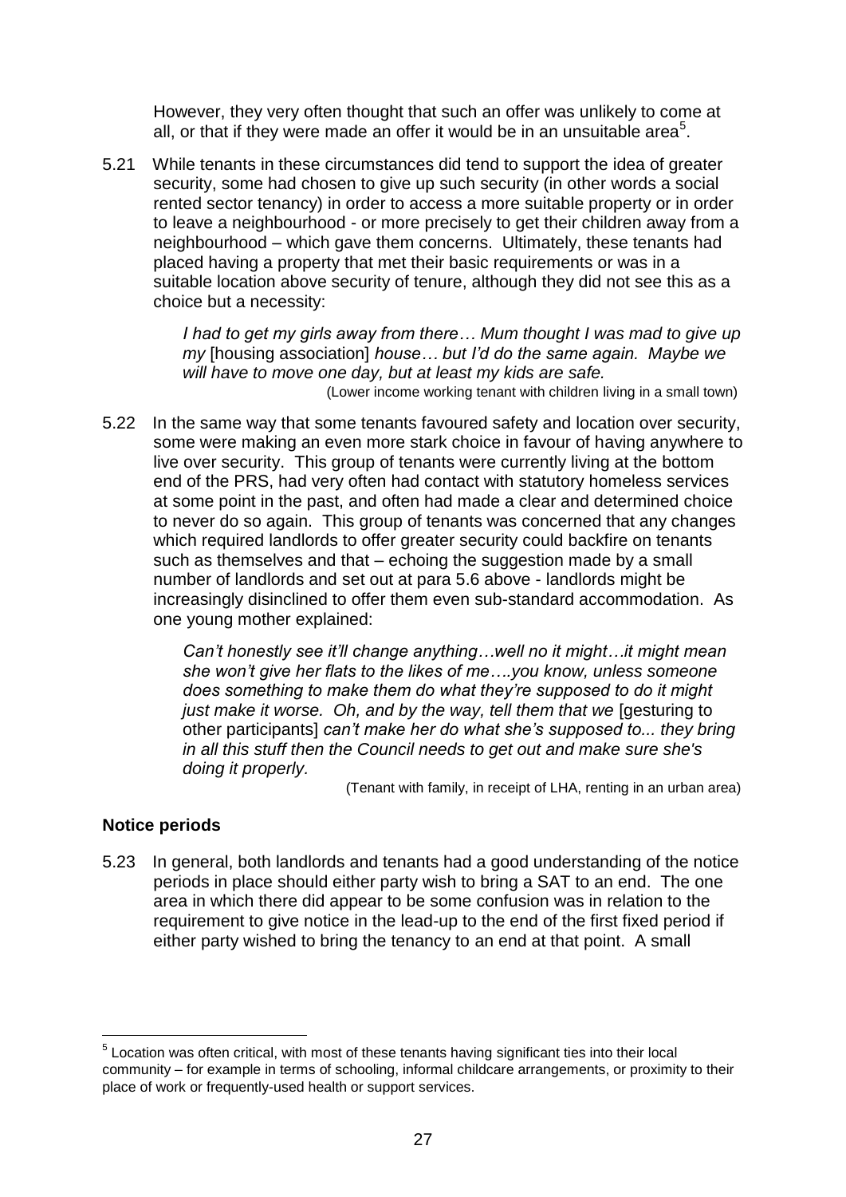However, they very often thought that such an offer was unlikely to come at all, or that if they were made an offer it would be in an unsuitable area[5].

5.21 While tenants in these circumstances did tend to support the idea of greater security, some had chosen to give up such security (in other words a social rented sector tenancy) in order to access a more suitable property or in order to leave a neighbourhood - or more precisely to get their children away from a neighbourhood – which gave them concerns. Ultimately, these tenants had placed having a property that met their basic requirements or was in a suitable location above security of tenure, although they did not see this as a choice but a necessity:

> *I had to get my girls away from there… Mum thought I was mad to give up my* [housing association] *house… but I'd do the same again. Maybe we will have to move one day, but at least my kids are safe.*
>
> (Lower income working tenant with children living in a small town)

5.22 In the same way that some tenants favoured safety and location over security, some were making an even more stark choice in favour of having anywhere to live over security. This group of tenants were currently living at the bottom end of the PRS, had very often had contact with statutory homeless services at some point in the past, and often had made a clear and determined choice to never do so again. This group of tenants was concerned that any changes which required landlords to offer greater security could backfire on tenants such as themselves and that – echoing the suggestion made by a small number of landlords and set out at para 5.6 above - landlords might be increasingly disinclined to offer them even sub-standard accommodation. As one young mother explained:

> *Can't honestly see it'll change anything…well no it might…it might mean she won't give her flats to the likes of me….you know, unless someone does something to make them do what they're supposed to do it might just make it worse. Oh, and by the way, tell them that we* [gesturing to other participants] *can't make her do what she's supposed to... they bring in all this stuff then the Council needs to get out and make sure she's doing it properly.*
>
> (Tenant with family, in receipt of LHA, renting in an urban area)

**Notice periods**

5.23 In general, both landlords and tenants had a good understanding of the notice periods in place should either party wish to bring a SAT to an end. The one area in which there did appear to be some confusion was in relation to the requirement to give notice in the lead-up to the end of the first fixed period if either party wished to bring the tenancy to an end at that point. A small

---

[5] Location was often critical, with most of these tenants having significant ties into their local community – for example in terms of schooling, informal childcare arrangements, or proximity to their place of work or frequently-used health or support services.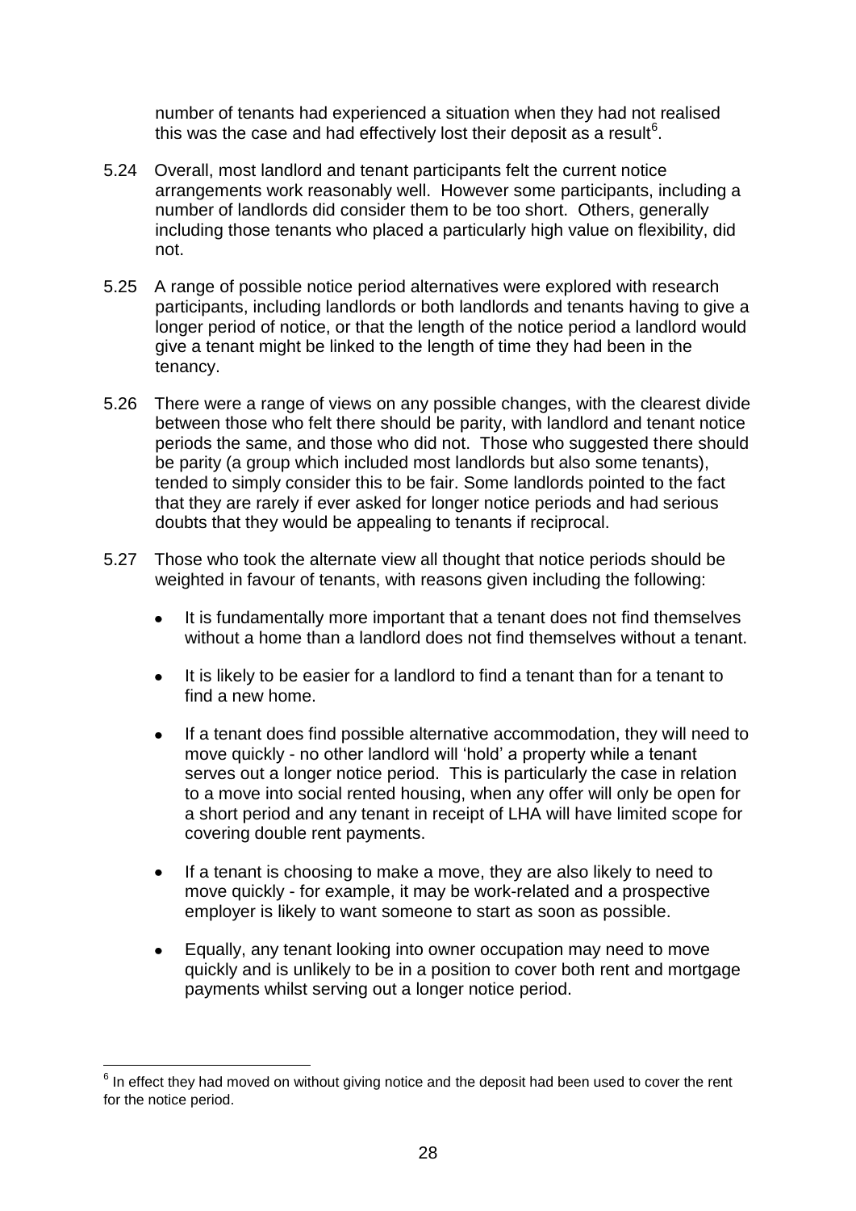number of tenants had experienced a situation when they had not realised this was the case and had effectively lost their deposit as a result[6].

5.24 Overall, most landlord and tenant participants felt the current notice arrangements work reasonably well. However some participants, including a number of landlords did consider them to be too short. Others, generally including those tenants who placed a particularly high value on flexibility, did not.

5.25 A range of possible notice period alternatives were explored with research participants, including landlords or both landlords and tenants having to give a longer period of notice, or that the length of the notice period a landlord would give a tenant might be linked to the length of time they had been in the tenancy.

5.26 There were a range of views on any possible changes, with the clearest divide between those who felt there should be parity, with landlord and tenant notice periods the same, and those who did not. Those who suggested there should be parity (a group which included most landlords but also some tenants), tended to simply consider this to be fair. Some landlords pointed to the fact that they are rarely if ever asked for longer notice periods and had serious doubts that they would be appealing to tenants if reciprocal.

5.27 Those who took the alternate view all thought that notice periods should be weighted in favour of tenants, with reasons given including the following:

- It is fundamentally more important that a tenant does not find themselves without a home than a landlord does not find themselves without a tenant.
- It is likely to be easier for a landlord to find a tenant than for a tenant to find a new home.
- If a tenant does find possible alternative accommodation, they will need to move quickly - no other landlord will 'hold' a property while a tenant serves out a longer notice period. This is particularly the case in relation to a move into social rented housing, when any offer will only be open for a short period and any tenant in receipt of LHA will have limited scope for covering double rent payments.
- If a tenant is choosing to make a move, they are also likely to need to move quickly - for example, it may be work-related and a prospective employer is likely to want someone to start as soon as possible.
- Equally, any tenant looking into owner occupation may need to move quickly and is unlikely to be in a position to cover both rent and mortgage payments whilst serving out a longer notice period.

---

[6] In effect they had moved on without giving notice and the deposit had been used to cover the rent for the notice period.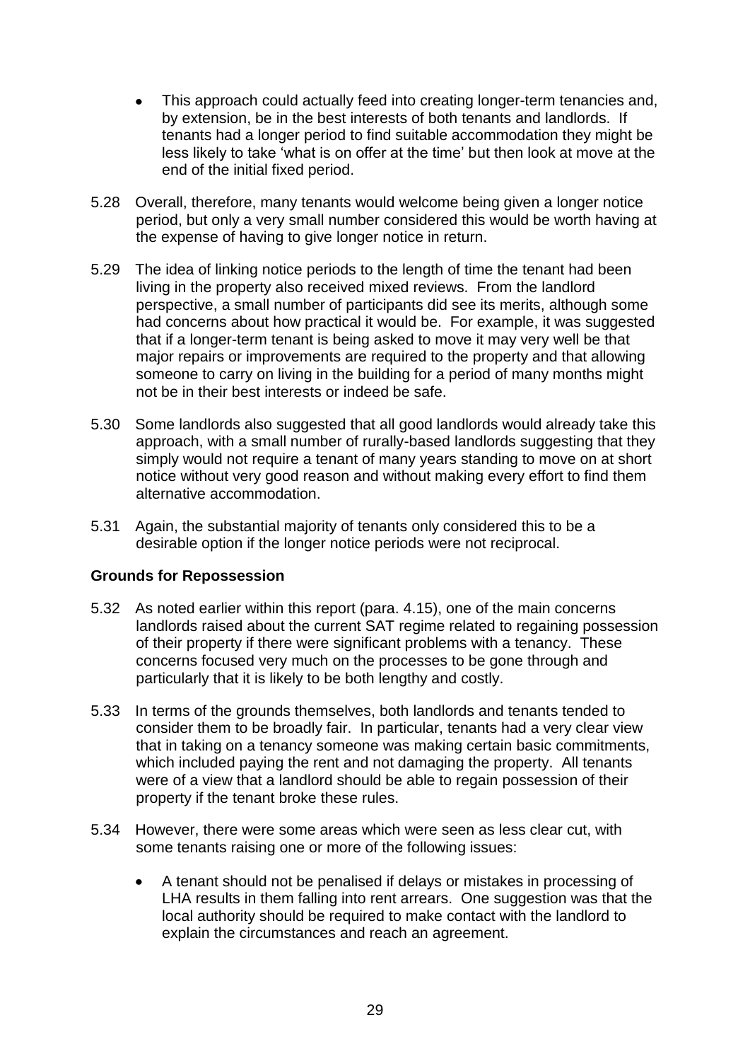- This approach could actually feed into creating longer-term tenancies and, by extension, be in the best interests of both tenants and landlords. If tenants had a longer period to find suitable accommodation they might be less likely to take 'what is on offer at the time' but then look at move at the end of the initial fixed period.

5.28 Overall, therefore, many tenants would welcome being given a longer notice period, but only a very small number considered this would be worth having at the expense of having to give longer notice in return.

5.29 The idea of linking notice periods to the length of time the tenant had been living in the property also received mixed reviews. From the landlord perspective, a small number of participants did see its merits, although some had concerns about how practical it would be. For example, it was suggested that if a longer-term tenant is being asked to move it may very well be that major repairs or improvements are required to the property and that allowing someone to carry on living in the building for a period of many months might not be in their best interests or indeed be safe.

5.30 Some landlords also suggested that all good landlords would already take this approach, with a small number of rurally-based landlords suggesting that they simply would not require a tenant of many years standing to move on at short notice without very good reason and without making every effort to find them alternative accommodation.

5.31 Again, the substantial majority of tenants only considered this to be a desirable option if the longer notice periods were not reciprocal.

**Grounds for Repossession**

5.32 As noted earlier within this report (para. 4.15), one of the main concerns landlords raised about the current SAT regime related to regaining possession of their property if there were significant problems with a tenancy. These concerns focused very much on the processes to be gone through and particularly that it is likely to be both lengthy and costly.

5.33 In terms of the grounds themselves, both landlords and tenants tended to consider them to be broadly fair. In particular, tenants had a very clear view that in taking on a tenancy someone was making certain basic commitments, which included paying the rent and not damaging the property. All tenants were of a view that a landlord should be able to regain possession of their property if the tenant broke these rules.

5.34 However, there were some areas which were seen as less clear cut, with some tenants raising one or more of the following issues:

- A tenant should not be penalised if delays or mistakes in processing of LHA results in them falling into rent arrears. One suggestion was that the local authority should be required to make contact with the landlord to explain the circumstances and reach an agreement.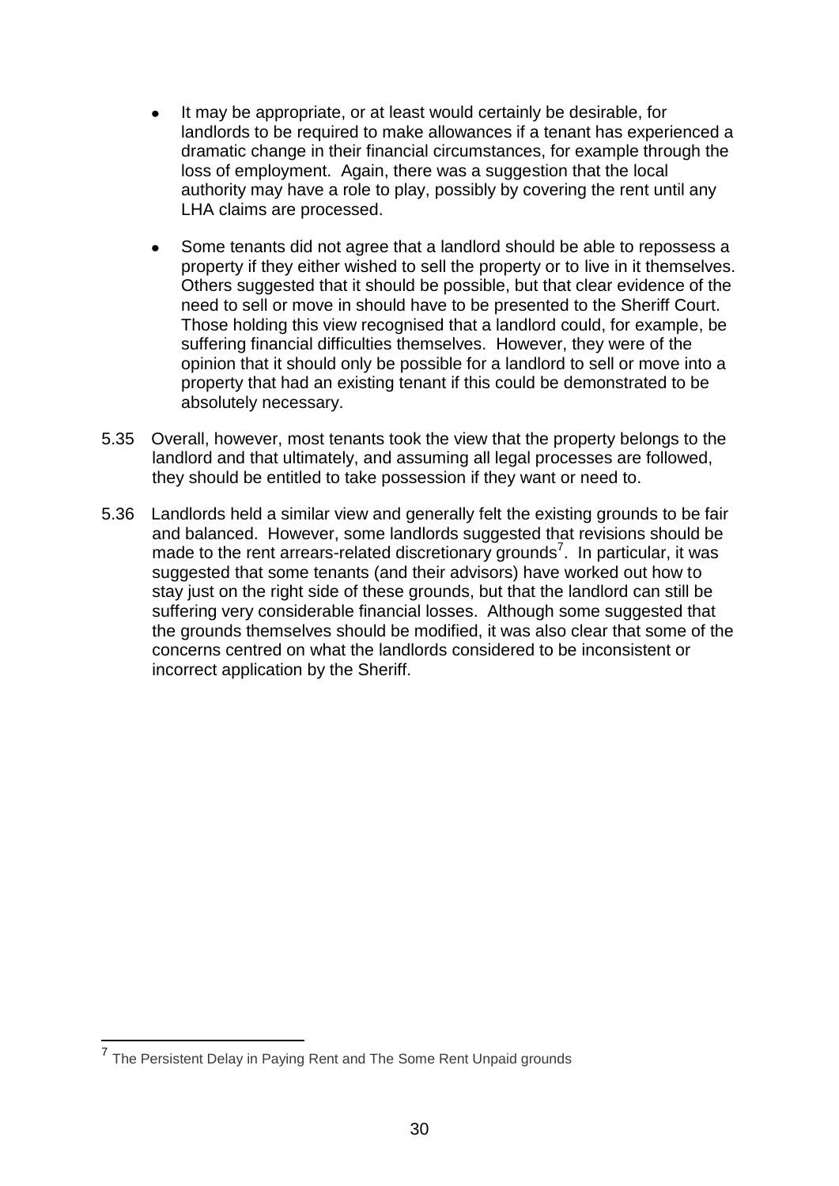- It may be appropriate, or at least would certainly be desirable, for landlords to be required to make allowances if a tenant has experienced a dramatic change in their financial circumstances, for example through the loss of employment. Again, there was a suggestion that the local authority may have a role to play, possibly by covering the rent until any LHA claims are processed.

- Some tenants did not agree that a landlord should be able to repossess a property if they either wished to sell the property or to live in it themselves. Others suggested that it should be possible, but that clear evidence of the need to sell or move in should have to be presented to the Sheriff Court. Those holding this view recognised that a landlord could, for example, be suffering financial difficulties themselves. However, they were of the opinion that it should only be possible for a landlord to sell or move into a property that had an existing tenant if this could be demonstrated to be absolutely necessary.

5.35 Overall, however, most tenants took the view that the property belongs to the landlord and that ultimately, and assuming all legal processes are followed, they should be entitled to take possession if they want or need to.

5.36 Landlords held a similar view and generally felt the existing grounds to be fair and balanced. However, some landlords suggested that revisions should be made to the rent arrears-related discretionary grounds[7]. In particular, it was suggested that some tenants (and their advisors) have worked out how to stay just on the right side of these grounds, but that the landlord can still be suffering very considerable financial losses. Although some suggested that the grounds themselves should be modified, it was also clear that some of the concerns centred on what the landlords considered to be inconsistent or incorrect application by the Sheriff.

---

[7] The Persistent Delay in Paying Rent and The Some Rent Unpaid grounds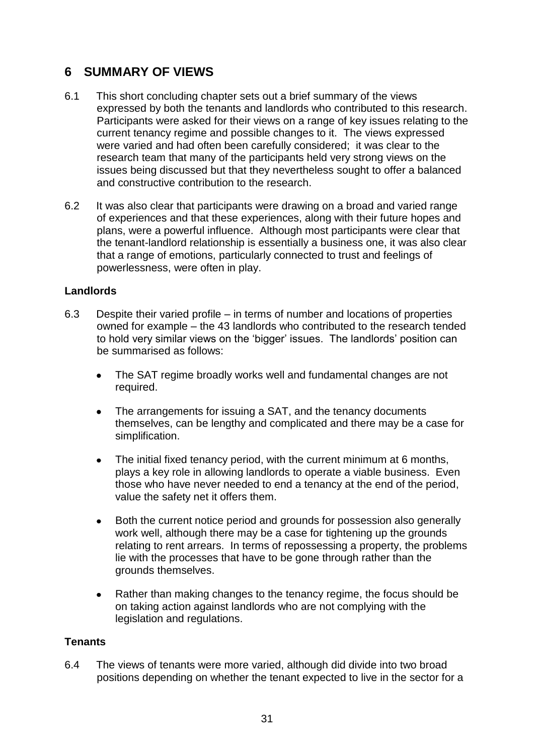# 6 SUMMARY OF VIEWS

6.1 This short concluding chapter sets out a brief summary of the views expressed by both the tenants and landlords who contributed to this research. Participants were asked for their views on a range of key issues relating to the current tenancy regime and possible changes to it. The views expressed were varied and had often been carefully considered; it was clear to the research team that many of the participants held very strong views on the issues being discussed but that they nevertheless sought to offer a balanced and constructive contribution to the research.

6.2 It was also clear that participants were drawing on a broad and varied range of experiences and that these experiences, along with their future hopes and plans, were a powerful influence. Although most participants were clear that the tenant-landlord relationship is essentially a business one, it was also clear that a range of emotions, particularly connected to trust and feelings of powerlessness, were often in play.

**Landlords**

6.3 Despite their varied profile – in terms of number and locations of properties owned for example – the 43 landlords who contributed to the research tended to hold very similar views on the 'bigger' issues. The landlords' position can be summarised as follows:

- The SAT regime broadly works well and fundamental changes are not required.
- The arrangements for issuing a SAT, and the tenancy documents themselves, can be lengthy and complicated and there may be a case for simplification.
- The initial fixed tenancy period, with the current minimum at 6 months, plays a key role in allowing landlords to operate a viable business. Even those who have never needed to end a tenancy at the end of the period, value the safety net it offers them.
- Both the current notice period and grounds for possession also generally work well, although there may be a case for tightening up the grounds relating to rent arrears. In terms of repossessing a property, the problems lie with the processes that have to be gone through rather than the grounds themselves.
- Rather than making changes to the tenancy regime, the focus should be on taking action against landlords who are not complying with the legislation and regulations.

**Tenants**

6.4 The views of tenants were more varied, although did divide into two broad positions depending on whether the tenant expected to live in the sector for a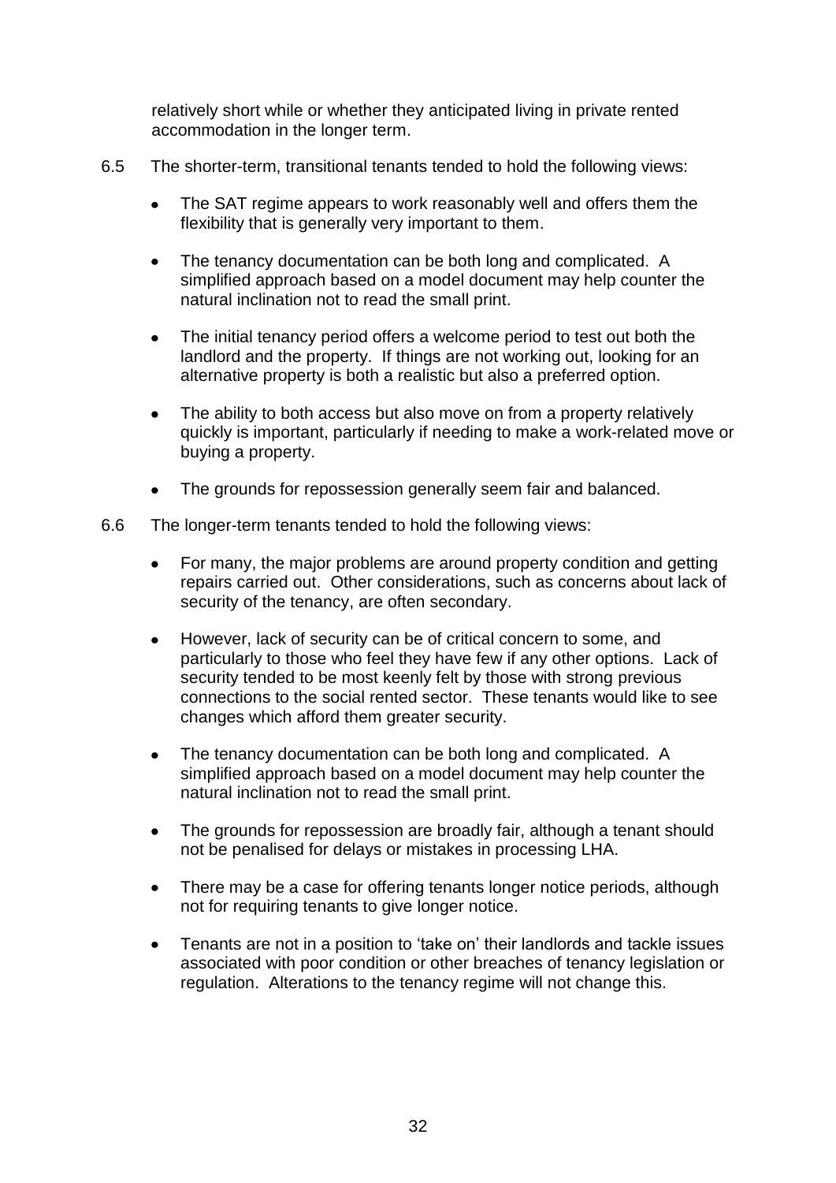relatively short while or whether they anticipated living in private rented accommodation in the longer term.

6.5 The shorter-term, transitional tenants tended to hold the following views:

- The SAT regime appears to work reasonably well and offers them the flexibility that is generally very important to them.
- The tenancy documentation can be both long and complicated. A simplified approach based on a model document may help counter the natural inclination not to read the small print.
- The initial tenancy period offers a welcome period to test out both the landlord and the property. If things are not working out, looking for an alternative property is both a realistic but also a preferred option.
- The ability to both access but also move on from a property relatively quickly is important, particularly if needing to make a work-related move or buying a property.
- The grounds for repossession generally seem fair and balanced.

6.6 The longer-term tenants tended to hold the following views:

- For many, the major problems are around property condition and getting repairs carried out. Other considerations, such as concerns about lack of security of the tenancy, are often secondary.
- However, lack of security can be of critical concern to some, and particularly to those who feel they have few if any other options. Lack of security tended to be most keenly felt by those with strong previous connections to the social rented sector. These tenants would like to see changes which afford them greater security.
- The tenancy documentation can be both long and complicated. A simplified approach based on a model document may help counter the natural inclination not to read the small print.
- The grounds for repossession are broadly fair, although a tenant should not be penalised for delays or mistakes in processing LHA.
- There may be a case for offering tenants longer notice periods, although not for requiring tenants to give longer notice.
- Tenants are not in a position to 'take on' their landlords and tackle issues associated with poor condition or other breaches of tenancy legislation or regulation. Alterations to the tenancy regime will not change this.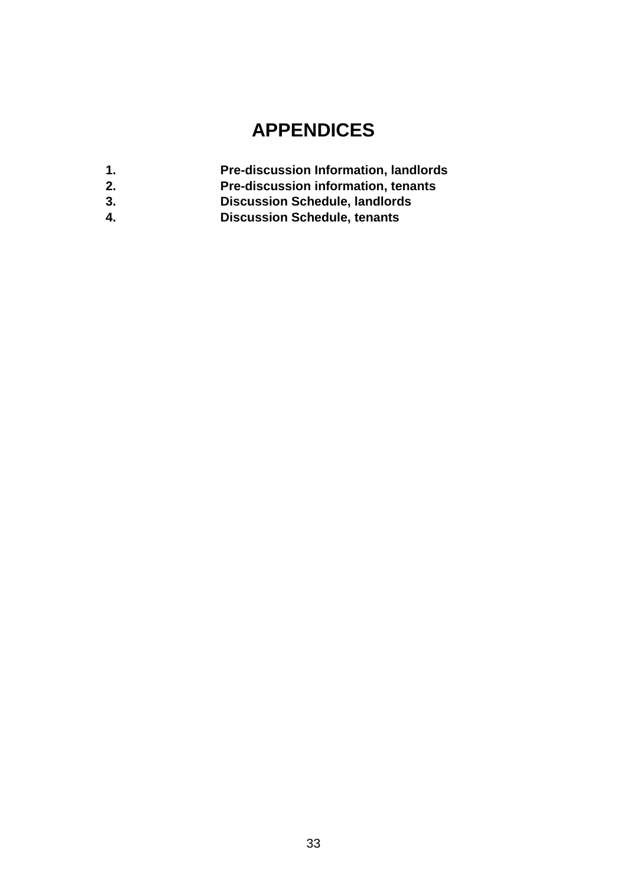# APPENDICES

1. **Pre-discussion Information, landlords**
2. **Pre-discussion information, tenants**
3. **Discussion Schedule, landlords**
4. **Discussion Schedule, tenants**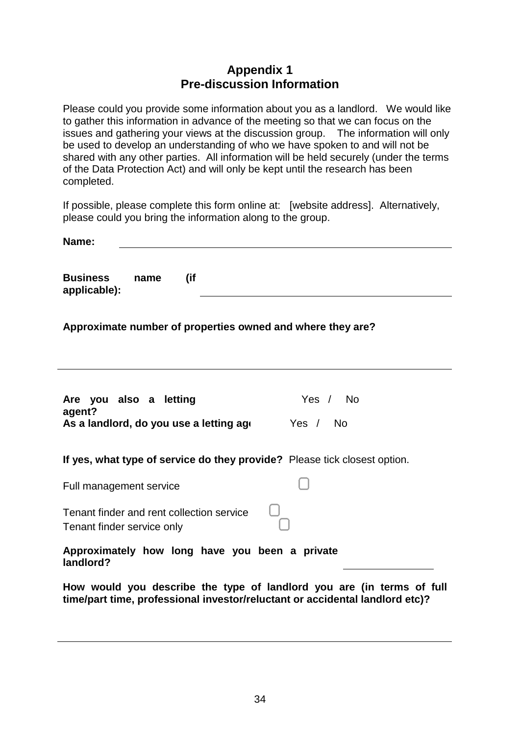## Appendix 1
## Pre-discussion Information

Please could you provide some information about you as a landlord. We would like to gather this information in advance of the meeting so that we can focus on the issues and gathering your views at the discussion group. The information will only be used to develop an understanding of who we have spoken to and will not be shared with any other parties. All information will be held securely (under the terms of the Data Protection Act) and will only be kept until the research has been completed.

If possible, please complete this form online at: [website address]. Alternatively, please could you bring the information along to the group.

**Name:** ______________________________

**Business name (if applicable):** ______________________________

**Approximate number of properties owned and where they are?**

______________________________

**Are you also a letting agent?** Yes / No

**As a landlord, do you use a letting ag** Yes / No

**If yes, what type of service do they provide?** Please tick closest option.

Full management service ☐

Tenant finder and rent collection service ☐

Tenant finder service only ☐

**Approximately how long have you been a private landlord?** ______________

**How would you describe the type of landlord you are (in terms of full time/part time, professional investor/reluctant or accidental landlord etc)?**

______________________________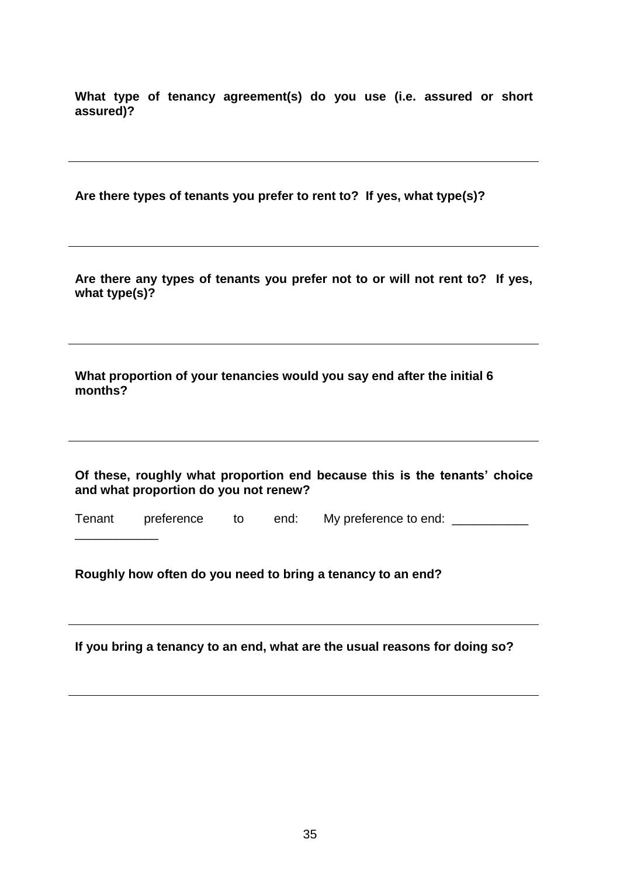**What type of tenancy agreement(s) do you use (i.e. assured or short assured)?**

---

**Are there types of tenants you prefer to rent to? If yes, what type(s)?**

---

**Are there any types of tenants you prefer not to or will not rent to? If yes, what type(s)?**

---

**What proportion of your tenancies would you say end after the initial 6 months?**

---

**Of these, roughly what proportion end because this is the tenants' choice and what proportion do you not renew?**

Tenant preference to end: ____________ My preference to end: ___________

**Roughly how often do you need to bring a tenancy to an end?**

---

**If you bring a tenancy to an end, what are the usual reasons for doing so?**

---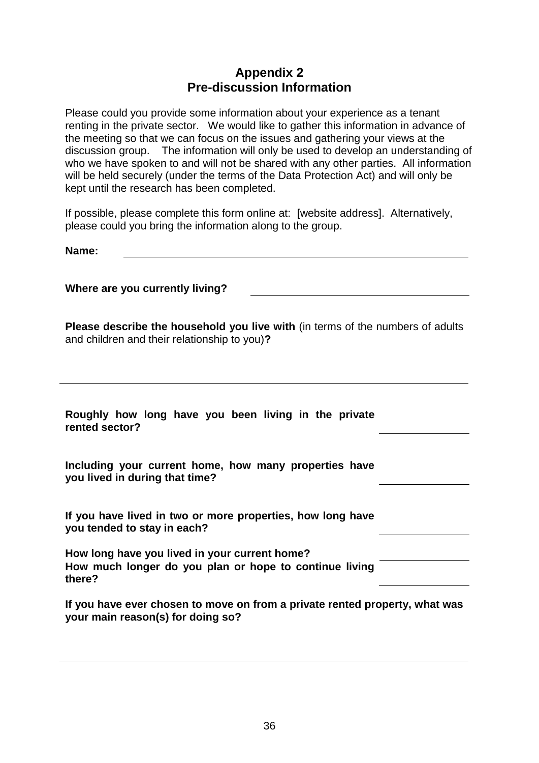# Appendix 2
# Pre-discussion Information

Please could you provide some information about your experience as a tenant renting in the private sector. We would like to gather this information in advance of the meeting so that we can focus on the issues and gathering your views at the discussion group. The information will only be used to develop an understanding of who we have spoken to and will not be shared with any other parties. All information will be held securely (under the terms of the Data Protection Act) and will only be kept until the research has been completed.

If possible, please complete this form online at: [website address]. Alternatively, please could you bring the information along to the group.

**Name:** ______________________________

**Where are you currently living?** ______________________________

**Please describe the household you live with** (in terms of the numbers of adults and children and their relationship to you)**?**

______________________________

**Roughly how long have you been living in the private rented sector?** ______________

**Including your current home, how many properties have you lived in during that time?** ______________

**If you have lived in two or more properties, how long have you tended to stay in each?** ______________

**How long have you lived in your current home?** ______________

**How much longer do you plan or hope to continue living there?** ______________

**If you have ever chosen to move on from a private rented property, what was your main reason(s) for doing so?**

______________________________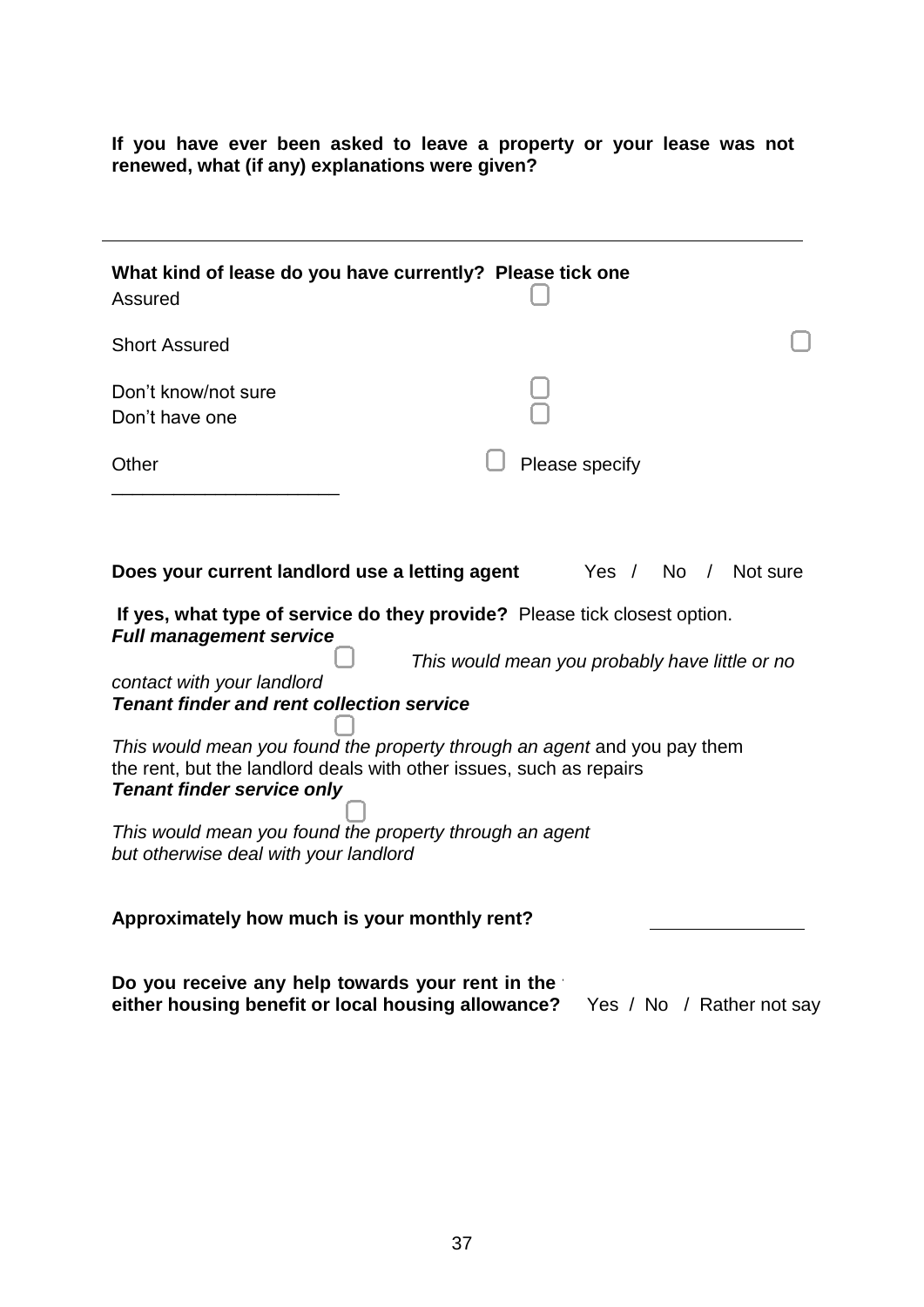**If you have ever been asked to leave a property or your lease was not renewed, what (if any) explanations were given?**

---

**What kind of lease do you have currently? Please tick one**

Assured ☐

Short Assured ☐

Don't know/not sure ☐

Don't have one ☐

Other ☐ Please specify

______________________

**Does your current landlord use a letting agent** Yes / No / Not sure

**If yes, what type of service do they provide?** Please tick closest option.

***Full management service*** ☐ *This would mean you probably have little or no contact with your landlord*

***Tenant finder and rent collection service*** ☐

*This would mean you found the property through an agent* and you pay them the rent, but the landlord deals with other issues, such as repairs

***Tenant finder service only*** ☐

*This would mean you found the property through an agent but otherwise deal with your landlord*

**Approximately how much is your monthly rent?** ______________

**Do you receive any help towards your rent in the form of either housing benefit or local housing allowance?** Yes / No / Rather not say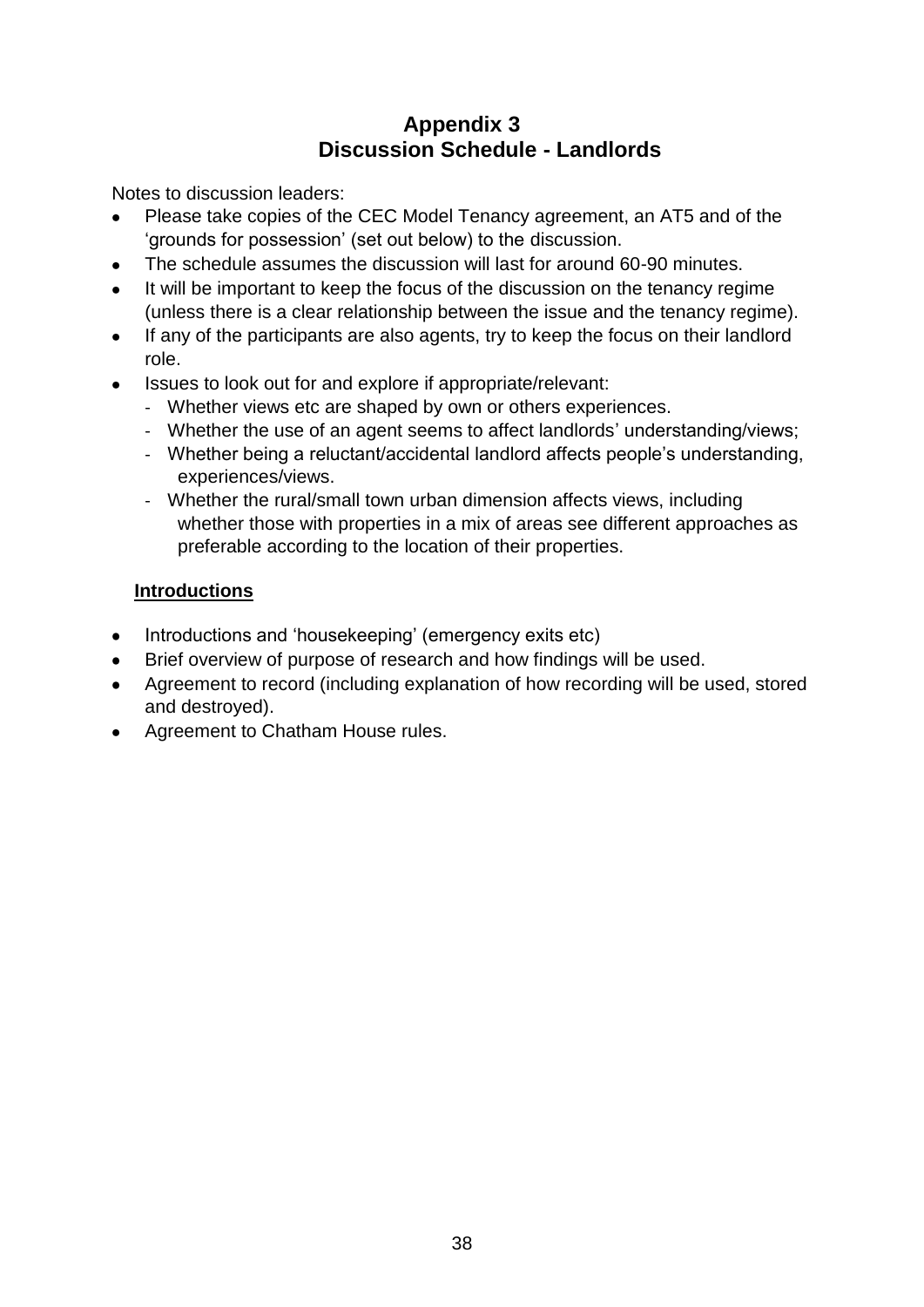# Appendix 3
## Discussion Schedule - Landlords

Notes to discussion leaders:

- Please take copies of the CEC Model Tenancy agreement, an AT5 and of the 'grounds for possession' (set out below) to the discussion.
- The schedule assumes the discussion will last for around 60-90 minutes.
- It will be important to keep the focus of the discussion on the tenancy regime (unless there is a clear relationship between the issue and the tenancy regime).
- If any of the participants are also agents, try to keep the focus on their landlord role.
- Issues to look out for and explore if appropriate/relevant:
  - Whether views etc are shaped by own or others experiences.
  - Whether the use of an agent seems to affect landlords' understanding/views;
  - Whether being a reluctant/accidental landlord affects people's understanding, experiences/views.
  - Whether the rural/small town urban dimension affects views, including whether those with properties in a mix of areas see different approaches as preferable according to the location of their properties.

**Introductions**

- Introductions and 'housekeeping' (emergency exits etc)
- Brief overview of purpose of research and how findings will be used.
- Agreement to record (including explanation of how recording will be used, stored and destroyed).
- Agreement to Chatham House rules.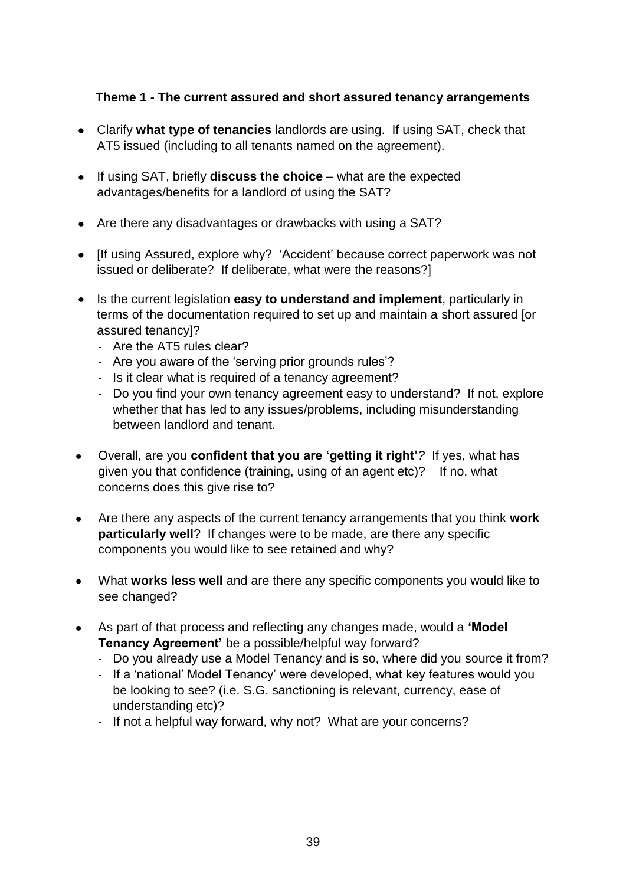**Theme 1 - The current assured and short assured tenancy arrangements**

- Clarify **what type of tenancies** landlords are using. If using SAT, check that AT5 issued (including to all tenants named on the agreement).
- If using SAT, briefly **discuss the choice** – what are the expected advantages/benefits for a landlord of using the SAT?
- Are there any disadvantages or drawbacks with using a SAT?
- [If using Assured, explore why? 'Accident' because correct paperwork was not issued or deliberate? If deliberate, what were the reasons?]
- Is the current legislation **easy to understand and implement**, particularly in terms of the documentation required to set up and maintain a short assured [or assured tenancy]?
  - Are the AT5 rules clear?
  - Are you aware of the 'serving prior grounds rules'?
  - Is it clear what is required of a tenancy agreement?
  - Do you find your own tenancy agreement easy to understand? If not, explore whether that has led to any issues/problems, including misunderstanding between landlord and tenant.
- Overall, are you **confident that you are 'getting it right'**? If yes, what has given you that confidence (training, using of an agent etc)? If no, what concerns does this give rise to?
- Are there any aspects of the current tenancy arrangements that you think **work particularly well**? If changes were to be made, are there any specific components you would like to see retained and why?
- What **works less well** and are there any specific components you would like to see changed?
- As part of that process and reflecting any changes made, would a **'Model Tenancy Agreement'** be a possible/helpful way forward?
  - Do you already use a Model Tenancy and is so, where did you source it from?
  - If a 'national' Model Tenancy' were developed, what key features would you be looking to see? (i.e. S.G. sanctioning is relevant, currency, ease of understanding etc)?
  - If not a helpful way forward, why not? What are your concerns?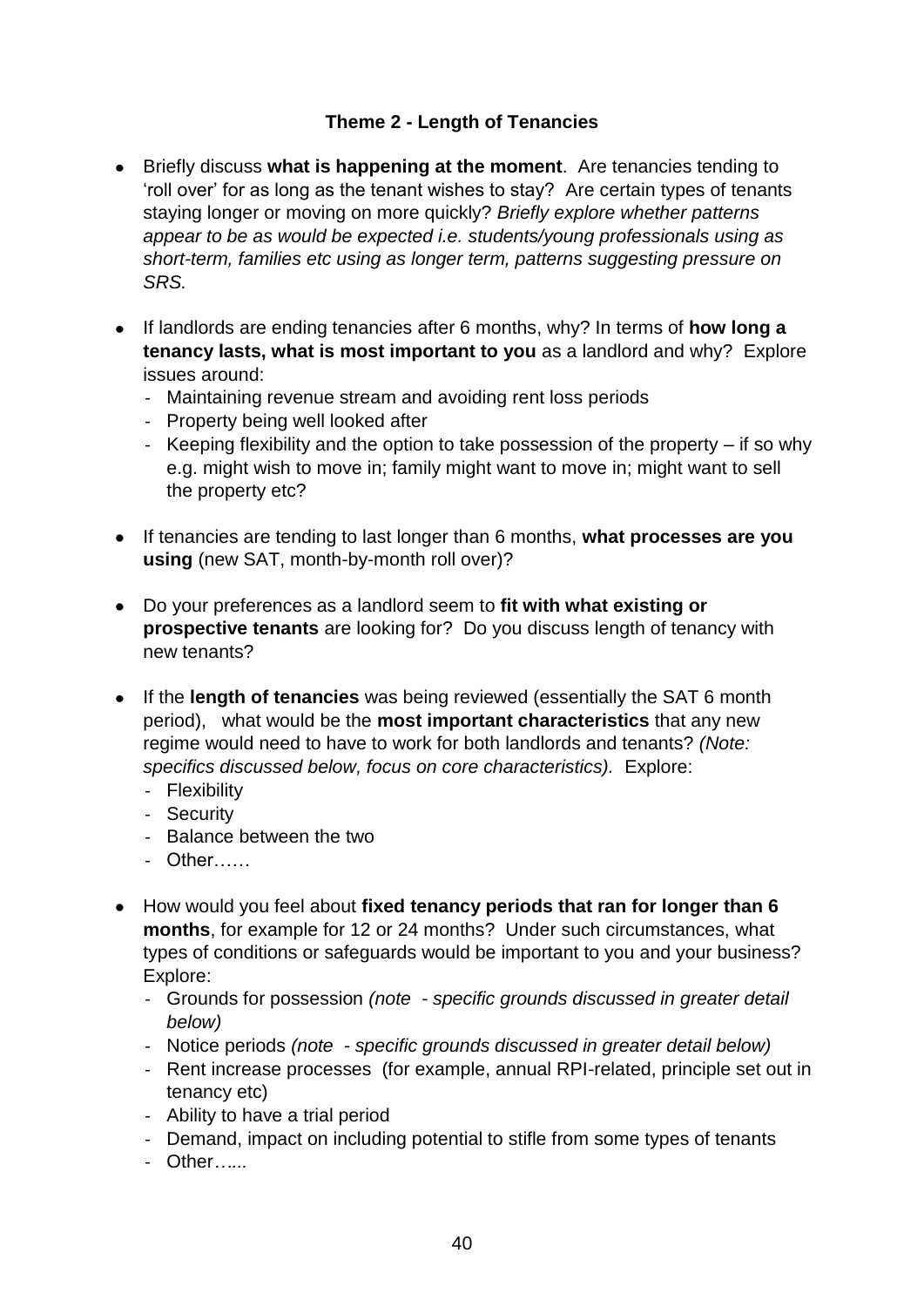**Theme 2 - Length of Tenancies**

- Briefly discuss **what is happening at the moment**. Are tenancies tending to 'roll over' for as long as the tenant wishes to stay? Are certain types of tenants staying longer or moving on more quickly? *Briefly explore whether patterns appear to be as would be expected i.e. students/young professionals using as short-term, families etc using as longer term, patterns suggesting pressure on SRS.*

- If landlords are ending tenancies after 6 months, why? In terms of **how long a tenancy lasts, what is most important to you** as a landlord and why? Explore issues around:
  - Maintaining revenue stream and avoiding rent loss periods
  - Property being well looked after
  - Keeping flexibility and the option to take possession of the property – if so why e.g. might wish to move in; family might want to move in; might want to sell the property etc?

- If tenancies are tending to last longer than 6 months, **what processes are you using** (new SAT, month-by-month roll over)?

- Do your preferences as a landlord seem to **fit with what existing or prospective tenants** are looking for? Do you discuss length of tenancy with new tenants?

- If the **length of tenancies** was being reviewed (essentially the SAT 6 month period), what would be the **most important characteristics** that any new regime would need to have to work for both landlords and tenants? *(Note: specifics discussed below, focus on core characteristics).* Explore:
  - Flexibility
  - Security
  - Balance between the two
  - Other……

- How would you feel about **fixed tenancy periods that ran for longer than 6 months**, for example for 12 or 24 months? Under such circumstances, what types of conditions or safeguards would be important to you and your business? Explore:
  - Grounds for possession *(note - specific grounds discussed in greater detail below)*
  - Notice periods *(note - specific grounds discussed in greater detail below)*
  - Rent increase processes (for example, annual RPI-related, principle set out in tenancy etc)
  - Ability to have a trial period
  - Demand, impact on including potential to stifle from some types of tenants
  - Other*…...*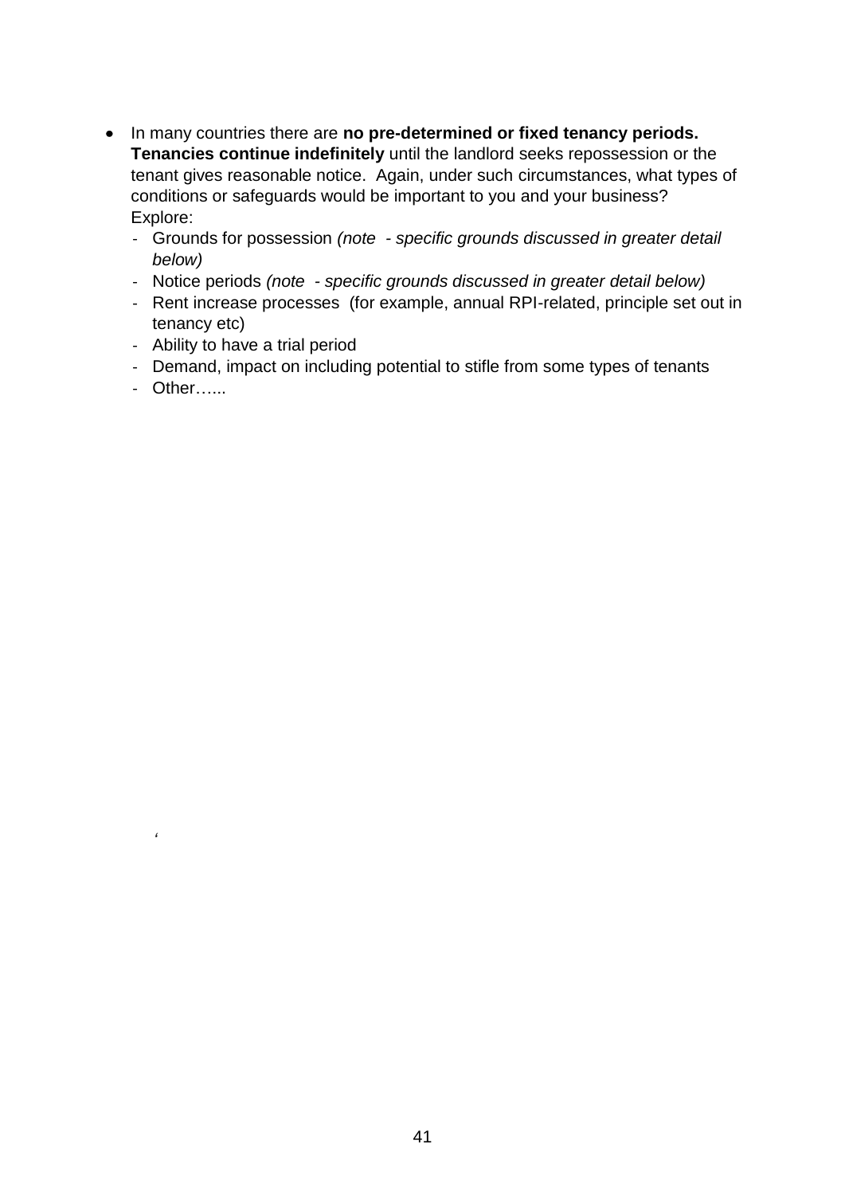- In many countries there are **no pre-determined or fixed tenancy periods. Tenancies continue indefinitely** until the landlord seeks repossession or the tenant gives reasonable notice. Again, under such circumstances, what types of conditions or safeguards would be important to you and your business? Explore:
  - Grounds for possession *(note - specific grounds discussed in greater detail below)*
  - Notice periods *(note - specific grounds discussed in greater detail below)*
  - Rent increase processes (for example, annual RPI-related, principle set out in tenancy etc)
  - Ability to have a trial period
  - Demand, impact on including potential to stifle from some types of tenants
  - Other…...

‘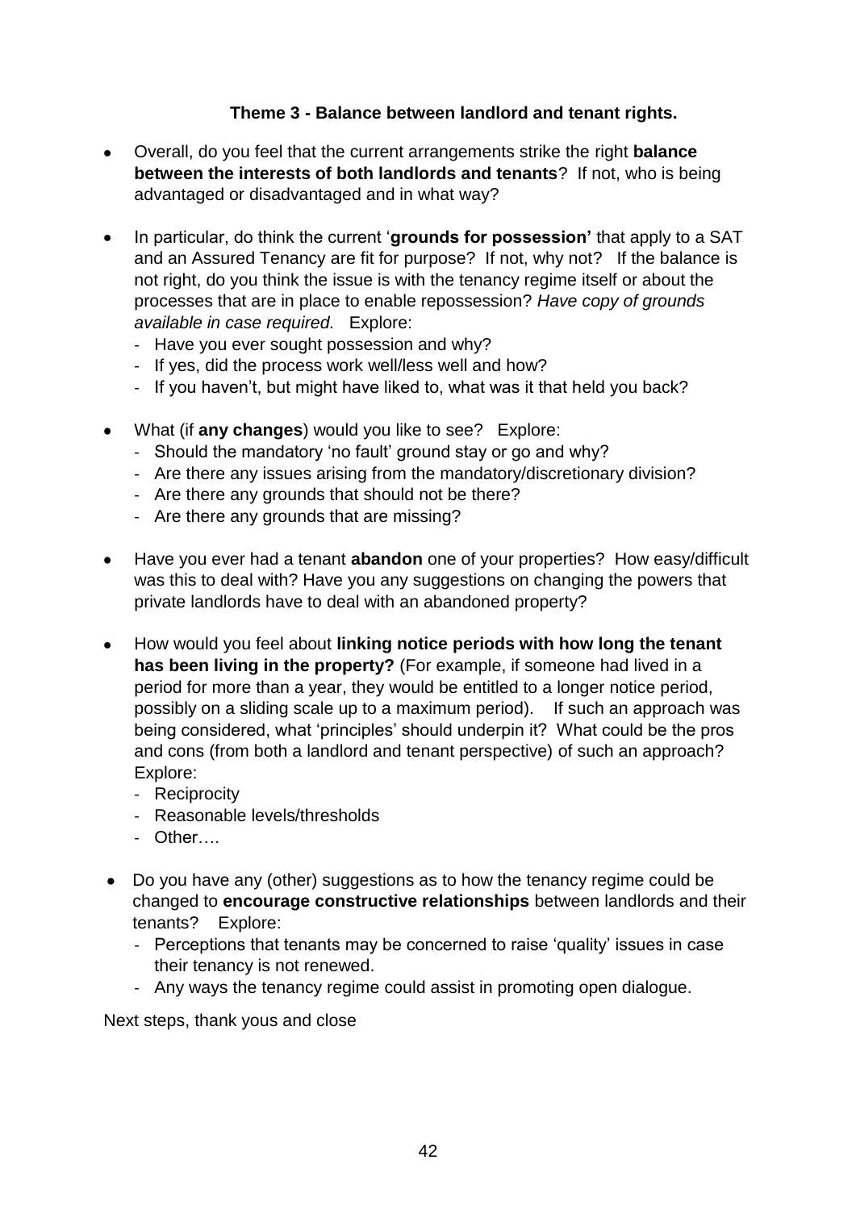**Theme 3 - Balance between landlord and tenant rights.**

- Overall, do you feel that the current arrangements strike the right **balance between the interests of both landlords and tenants**? If not, who is being advantaged or disadvantaged and in what way?

- In particular, do think the current '**grounds for possession'** that apply to a SAT and an Assured Tenancy are fit for purpose? If not, why not? If the balance is not right, do you think the issue is with the tenancy regime itself or about the processes that are in place to enable repossession? *Have copy of grounds available in case required.* Explore:
  - Have you ever sought possession and why?
  - If yes, did the process work well/less well and how?
  - If you haven't, but might have liked to, what was it that held you back?

- What (if **any changes**) would you like to see? Explore:
  - Should the mandatory 'no fault' ground stay or go and why?
  - Are there any issues arising from the mandatory/discretionary division?
  - Are there any grounds that should not be there?
  - Are there any grounds that are missing?

- Have you ever had a tenant **abandon** one of your properties? How easy/difficult was this to deal with? Have you any suggestions on changing the powers that private landlords have to deal with an abandoned property?

- How would you feel about **linking notice periods with how long the tenant has been living in the property?** (For example, if someone had lived in a period for more than a year, they would be entitled to a longer notice period, possibly on a sliding scale up to a maximum period). If such an approach was being considered, what 'principles' should underpin it? What could be the pros and cons (from both a landlord and tenant perspective) of such an approach? Explore:
  - Reciprocity
  - Reasonable levels/thresholds
  - Other….

- Do you have any (other) suggestions as to how the tenancy regime could be changed to **encourage constructive relationships** between landlords and their tenants? Explore:
  - Perceptions that tenants may be concerned to raise 'quality' issues in case their tenancy is not renewed.
  - Any ways the tenancy regime could assist in promoting open dialogue.

Next steps, thank yous and close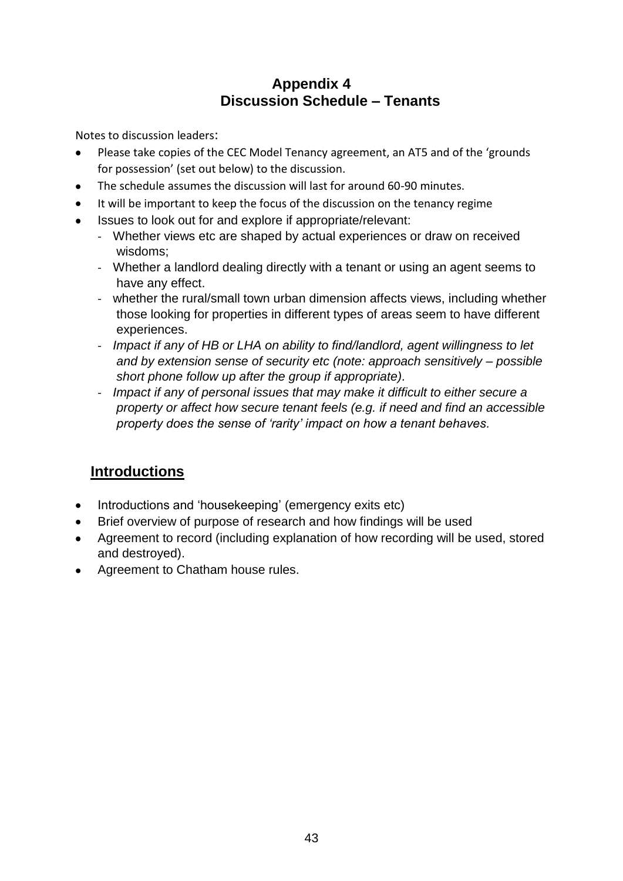# Appendix 4
## Discussion Schedule – Tenants

Notes to discussion leaders:

- Please take copies of the CEC Model Tenancy agreement, an AT5 and of the 'grounds for possession' (set out below) to the discussion.
- The schedule assumes the discussion will last for around 60-90 minutes.
- It will be important to keep the focus of the discussion on the tenancy regime
- Issues to look out for and explore if appropriate/relevant:
  - Whether views etc are shaped by actual experiences or draw on received wisdoms;
  - Whether a landlord dealing directly with a tenant or using an agent seems to have any effect.
  - whether the rural/small town urban dimension affects views, including whether those looking for properties in different types of areas seem to have different experiences.
  - *Impact if any of HB or LHA on ability to find/landlord, agent willingness to let and by extension sense of security etc (note: approach sensitively – possible short phone follow up after the group if appropriate).*
  - *Impact if any of personal issues that may make it difficult to either secure a property or affect how secure tenant feels (e.g. if need and find an accessible property does the sense of 'rarity' impact on how a tenant behaves.*

## Introductions

- Introductions and 'housekeeping' (emergency exits etc)
- Brief overview of purpose of research and how findings will be used
- Agreement to record (including explanation of how recording will be used, stored and destroyed).
- Agreement to Chatham house rules.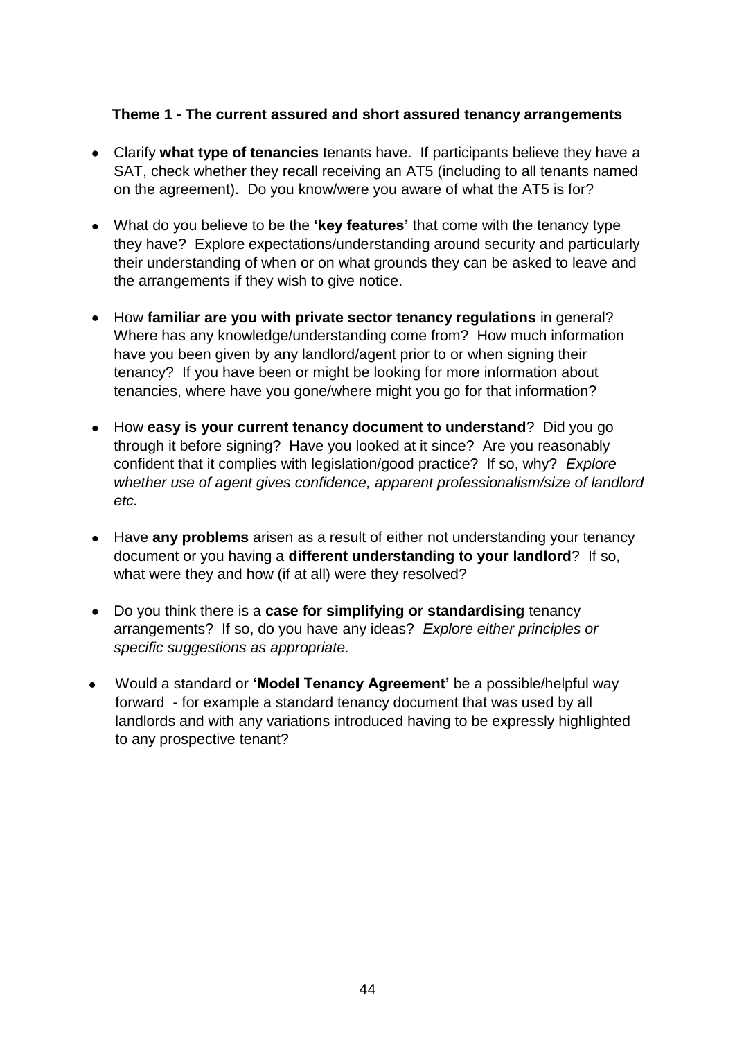### Theme 1 - The current assured and short assured tenancy arrangements

- Clarify **what type of tenancies** tenants have. If participants believe they have a SAT, check whether they recall receiving an AT5 (including to all tenants named on the agreement). Do you know/were you aware of what the AT5 is for?
- What do you believe to be the **'key features'** that come with the tenancy type they have? Explore expectations/understanding around security and particularly their understanding of when or on what grounds they can be asked to leave and the arrangements if they wish to give notice.
- How **familiar are you with private sector tenancy regulations** in general? Where has any knowledge/understanding come from? How much information have you been given by any landlord/agent prior to or when signing their tenancy? If you have been or might be looking for more information about tenancies, where have you gone/where might you go for that information?
- How **easy is your current tenancy document to understand**? Did you go through it before signing? Have you looked at it since? Are you reasonably confident that it complies with legislation/good practice? If so, why? *Explore whether use of agent gives confidence, apparent professionalism/size of landlord etc.*
- Have **any problems** arisen as a result of either not understanding your tenancy document or you having a **different understanding to your landlord**? If so, what were they and how (if at all) were they resolved?
- Do you think there is a **case for simplifying or standardising** tenancy arrangements? If so, do you have any ideas? *Explore either principles or specific suggestions as appropriate.*
- Would a standard or **'Model Tenancy Agreement'** be a possible/helpful way forward - for example a standard tenancy document that was used by all landlords and with any variations introduced having to be expressly highlighted to any prospective tenant?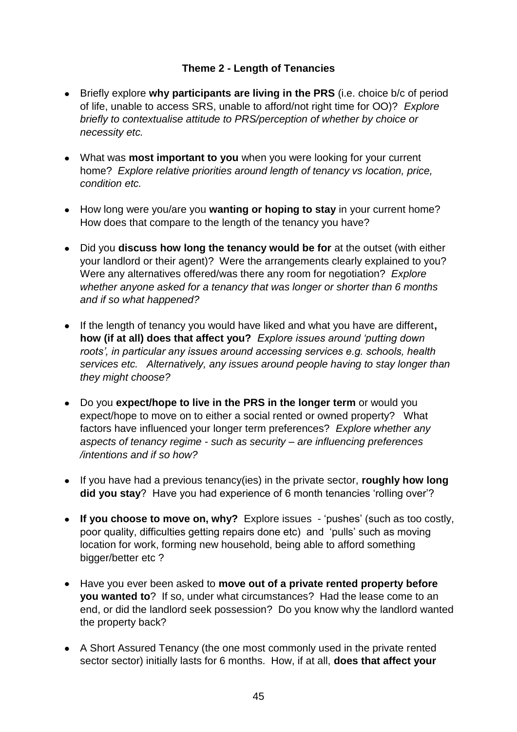**Theme 2 - Length of Tenancies**

- Briefly explore **why participants are living in the PRS** (i.e. choice b/c of period of life, unable to access SRS, unable to afford/not right time for OO)? *Explore briefly to contextualise attitude to PRS/perception of whether by choice or necessity etc.*

- What was **most important to you** when you were looking for your current home? *Explore relative priorities around length of tenancy vs location, price, condition etc.*

- How long were you/are you **wanting or hoping to stay** in your current home? How does that compare to the length of the tenancy you have?

- Did you **discuss how long the tenancy would be for** at the outset (with either your landlord or their agent)? Were the arrangements clearly explained to you? Were any alternatives offered/was there any room for negotiation? *Explore whether anyone asked for a tenancy that was longer or shorter than 6 months and if so what happened?*

- If the length of tenancy you would have liked and what you have are different**, how (if at all) does that affect you?** *Explore issues around 'putting down roots', in particular any issues around accessing services e.g. schools, health services etc. Alternatively, any issues around people having to stay longer than they might choose?*

- Do you **expect/hope to live in the PRS in the longer term** or would you expect/hope to move on to either a social rented or owned property? What factors have influenced your longer term preferences? *Explore whether any aspects of tenancy regime - such as security – are influencing preferences /intentions and if so how?*

- If you have had a previous tenancy(ies) in the private sector, **roughly how long did you stay**? Have you had experience of 6 month tenancies 'rolling over'?

- **If you choose to move on, why?** Explore issues - 'pushes' (such as too costly, poor quality, difficulties getting repairs done etc) and 'pulls' such as moving location for work, forming new household, being able to afford something bigger/better etc ?

- Have you ever been asked to **move out of a private rented property before you wanted to**? If so, under what circumstances? Had the lease come to an end, or did the landlord seek possession? Do you know why the landlord wanted the property back?

- A Short Assured Tenancy (the one most commonly used in the private rented sector sector) initially lasts for 6 months. How, if at all, **does that affect your**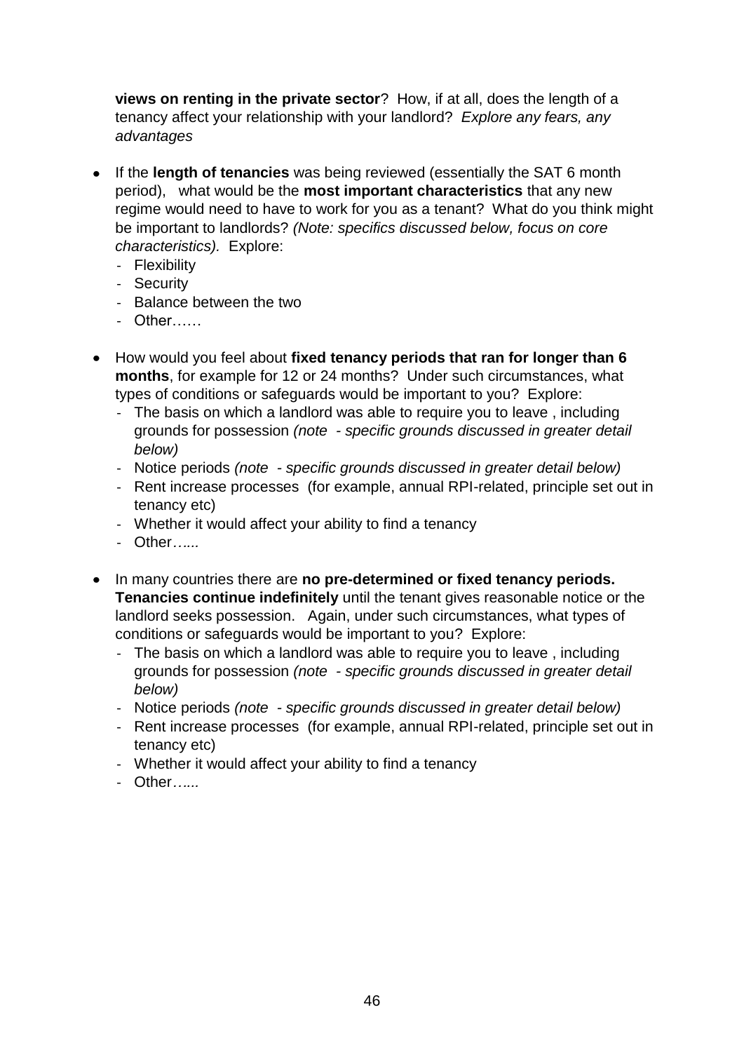**views on renting in the private sector**? How, if at all, does the length of a tenancy affect your relationship with your landlord? *Explore any fears, any advantages*

- If the **length of tenancies** was being reviewed (essentially the SAT 6 month period), what would be the **most important characteristics** that any new regime would need to have to work for you as a tenant? What do you think might be important to landlords? *(Note: specifics discussed below, focus on core characteristics).* Explore:
  - Flexibility
  - Security
  - Balance between the two
  - Other……

- How would you feel about **fixed tenancy periods that ran for longer than 6 months**, for example for 12 or 24 months? Under such circumstances, what types of conditions or safeguards would be important to you? Explore:
  - The basis on which a landlord was able to require you to leave , including grounds for possession *(note - specific grounds discussed in greater detail below)*
  - Notice periods *(note - specific grounds discussed in greater detail below)*
  - Rent increase processes (for example, annual RPI-related, principle set out in tenancy etc)
  - Whether it would affect your ability to find a tenancy
  - Other*…...*

- In many countries there are **no pre-determined or fixed tenancy periods. Tenancies continue indefinitely** until the tenant gives reasonable notice or the landlord seeks possession. Again, under such circumstances, what types of conditions or safeguards would be important to you? Explore:
  - The basis on which a landlord was able to require you to leave , including grounds for possession *(note - specific grounds discussed in greater detail below)*
  - Notice periods *(note - specific grounds discussed in greater detail below)*
  - Rent increase processes (for example, annual RPI-related, principle set out in tenancy etc)
  - Whether it would affect your ability to find a tenancy
  - Other*…...*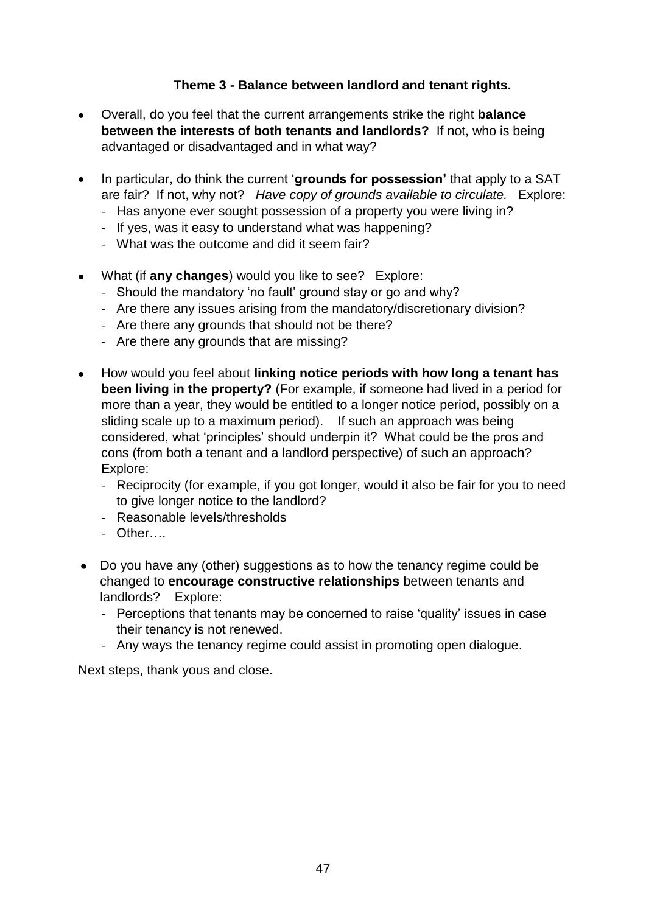### Theme 3 - Balance between landlord and tenant rights.

- Overall, do you feel that the current arrangements strike the right **balance between the interests of both tenants and landlords?** If not, who is being advantaged or disadvantaged and in what way?

- In particular, do think the current '**grounds for possession'** that apply to a SAT are fair? If not, why not? *Have copy of grounds available to circulate.* Explore:
  - Has anyone ever sought possession of a property you were living in?
  - If yes, was it easy to understand what was happening?
  - What was the outcome and did it seem fair?

- What (if **any changes**) would you like to see? Explore:
  - Should the mandatory 'no fault' ground stay or go and why?
  - Are there any issues arising from the mandatory/discretionary division?
  - Are there any grounds that should not be there?
  - Are there any grounds that are missing?

- How would you feel about **linking notice periods with how long a tenant has been living in the property?** (For example, if someone had lived in a period for more than a year, they would be entitled to a longer notice period, possibly on a sliding scale up to a maximum period). If such an approach was being considered, what 'principles' should underpin it? What could be the pros and cons (from both a tenant and a landlord perspective) of such an approach? Explore:
  - Reciprocity (for example, if you got longer, would it also be fair for you to need to give longer notice to the landlord?
  - Reasonable levels/thresholds
  - Other….

- Do you have any (other) suggestions as to how the tenancy regime could be changed to **encourage constructive relationships** between tenants and landlords? Explore:
  - Perceptions that tenants may be concerned to raise 'quality' issues in case their tenancy is not renewed.
  - Any ways the tenancy regime could assist in promoting open dialogue.

Next steps, thank yous and close.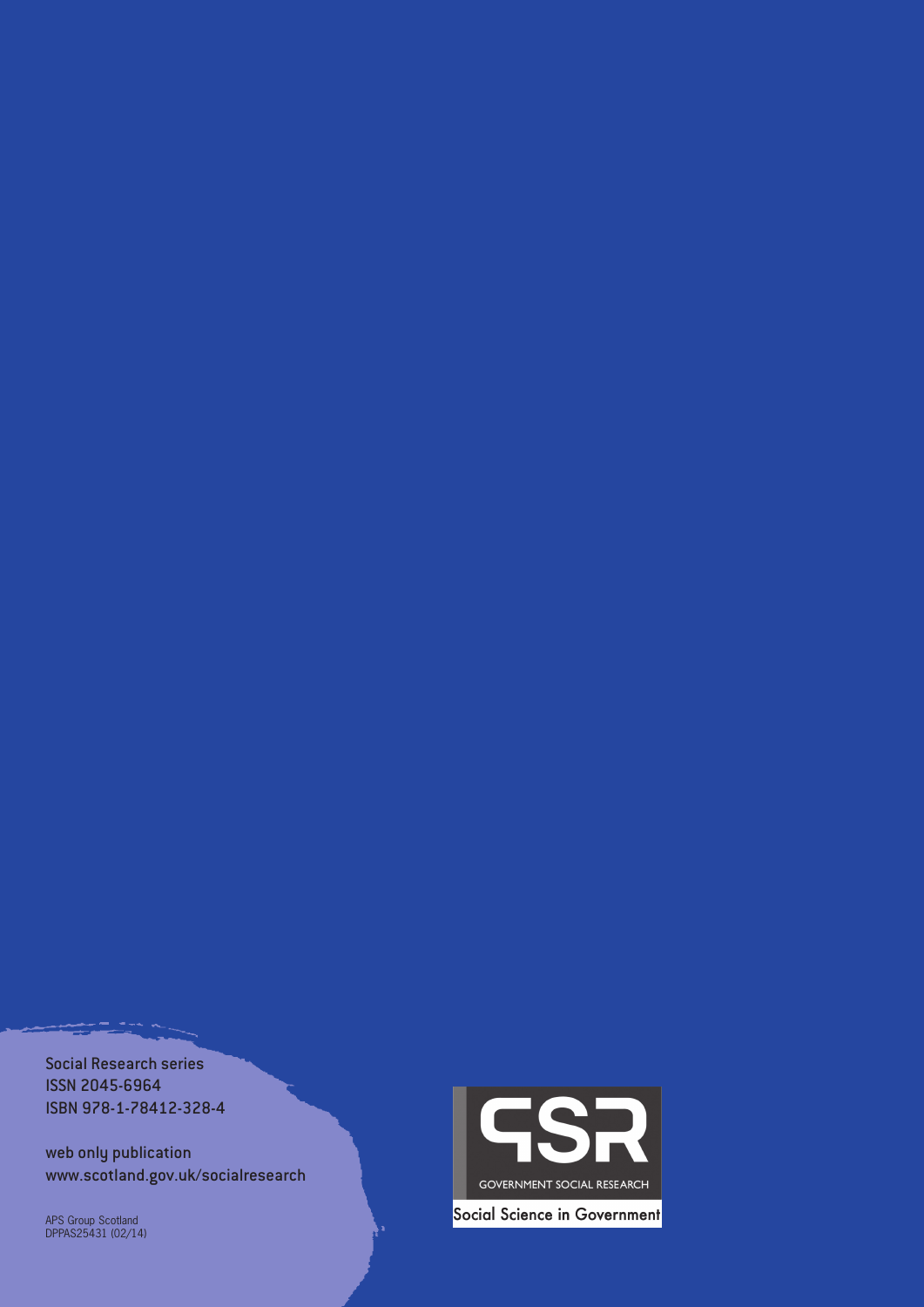Social Research series
ISSN 2045-6964
ISBN 978-1-78412-328-4

web only publication
www.scotland.gov.uk/socialresearch

APS Group Scotland
DPPAS25431 (02/14)

GSR

GOVERNMENT SOCIAL RESEARCH

Social Science in Government